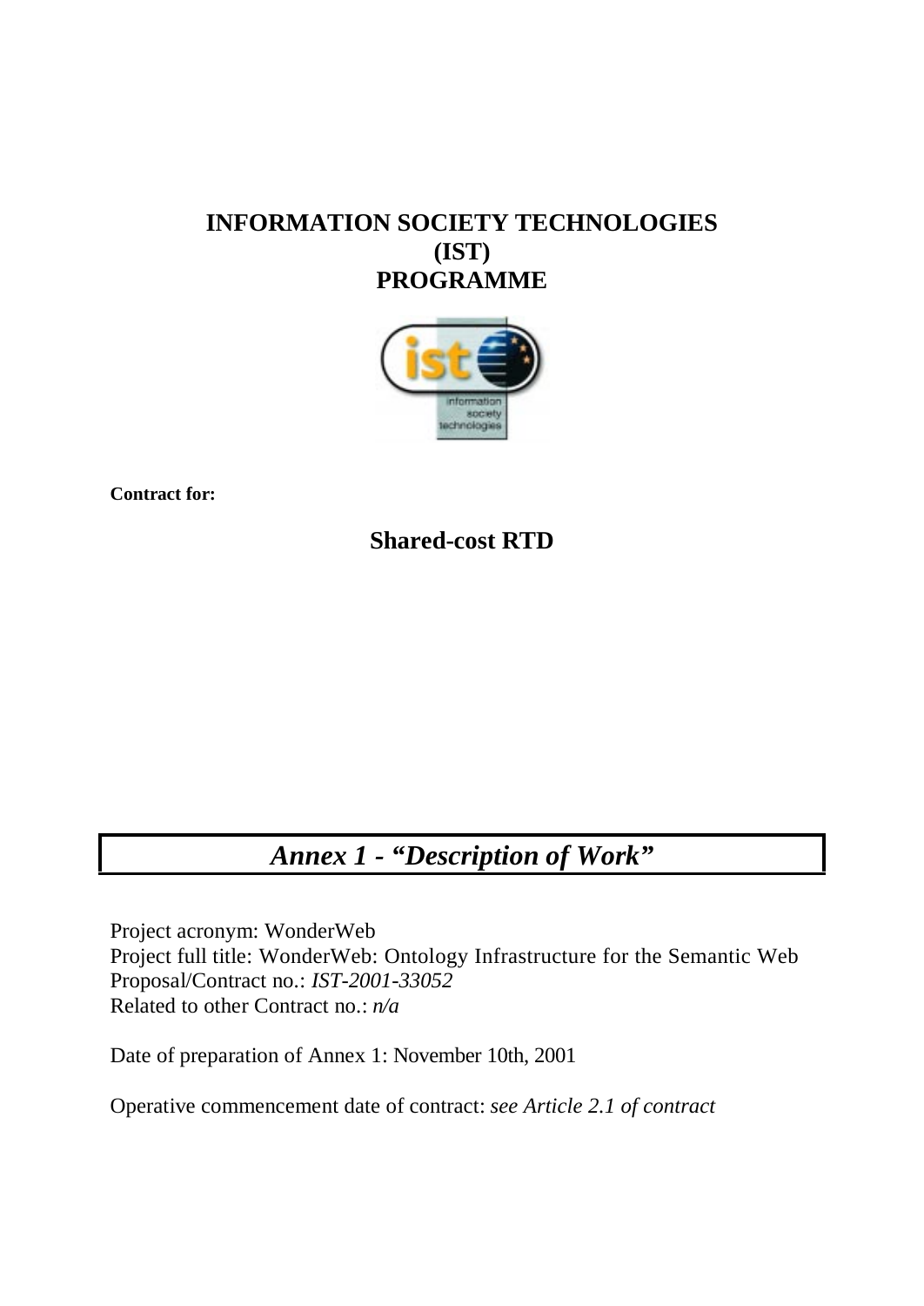# INFORMATION SOCIETY TECHNOLOGIES (IST) PROGRAMME

**Contract for:**

## Shared-cost RTD

## *Annex 1 - "Description of Work"*

Project acronym: WonderWeb
Project full title: WonderWeb: Ontology Infrastructure for the Semantic Web
Proposal/Contract no.: *IST-2001-33052*
Related to other Contract no.: *n/a*

Date of preparation of Annex 1: November 10th, 2001

Operative commencement date of contract: *see Article 2.1 of contract*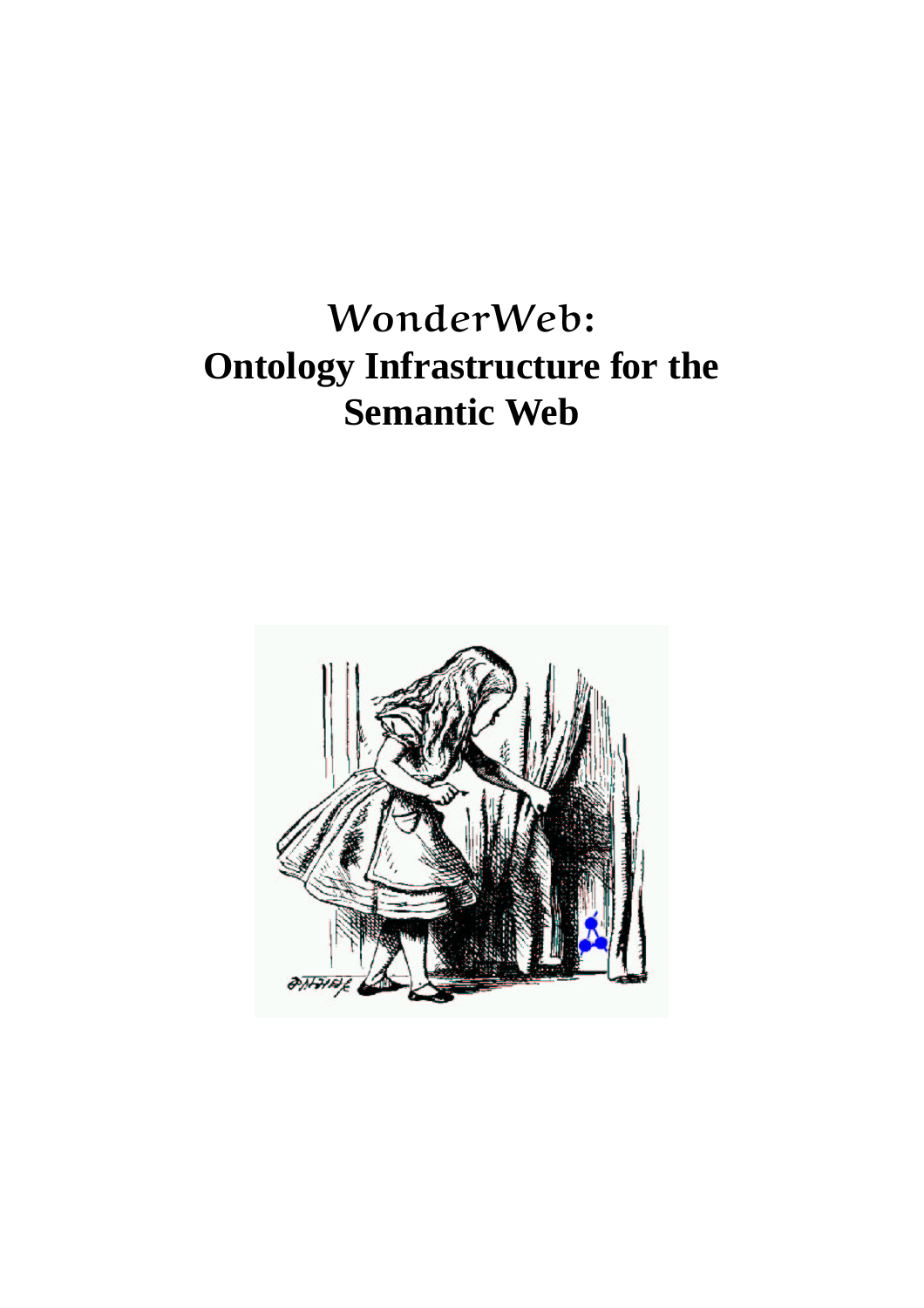# *WonderWeb*: Ontology Infrastructure for the Semantic Web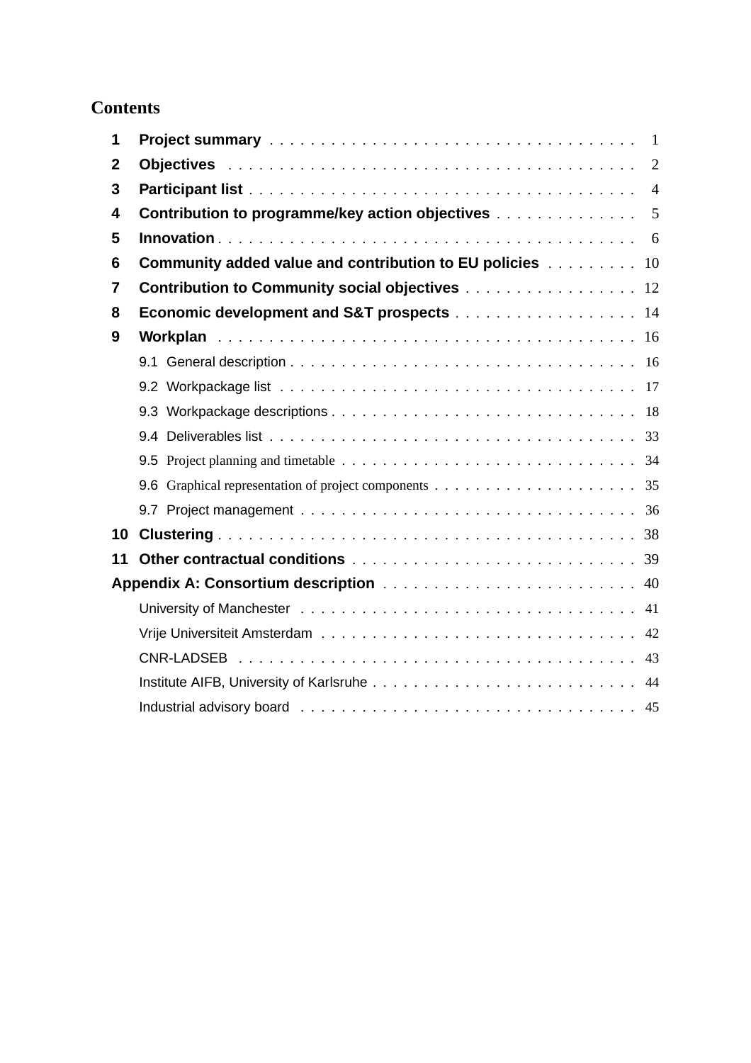# Contents

| | | |
|---|---|---|
| **1** | **Project summary** | 1 |
| **2** | **Objectives** | 2 |
| **3** | **Participant list** | 4 |
| **4** | **Contribution to programme/key action objectives** | 5 |
| **5** | **Innovation** | 6 |
| **6** | **Community added value and contribution to EU policies** | 10 |
| **7** | **Contribution to Community social objectives** | 12 |
| **8** | **Economic development and S&T prospects** | 14 |
| **9** | **Workplan** | 16 |
| | 9.1 General description | 16 |
| | 9.2 Workpackage list | 17 |
| | 9.3 Workpackage descriptions | 18 |
| | 9.4 Deliverables list | 33 |
| | 9.5 Project planning and timetable | 34 |
| | 9.6 Graphical representation of project components | 35 |
| | 9.7 Project management | 36 |
| **10** | **Clustering** | 38 |
| **11** | **Other contractual conditions** | 39 |
| **Appendix A: Consortium description** | | 40 |
| | University of Manchester | 41 |
| | Vrije Universiteit Amsterdam | 42 |
| | CNR-LADSEB | 43 |
| | Institute AIFB, University of Karlsruhe | 44 |
| | Industrial advisory board | 45 |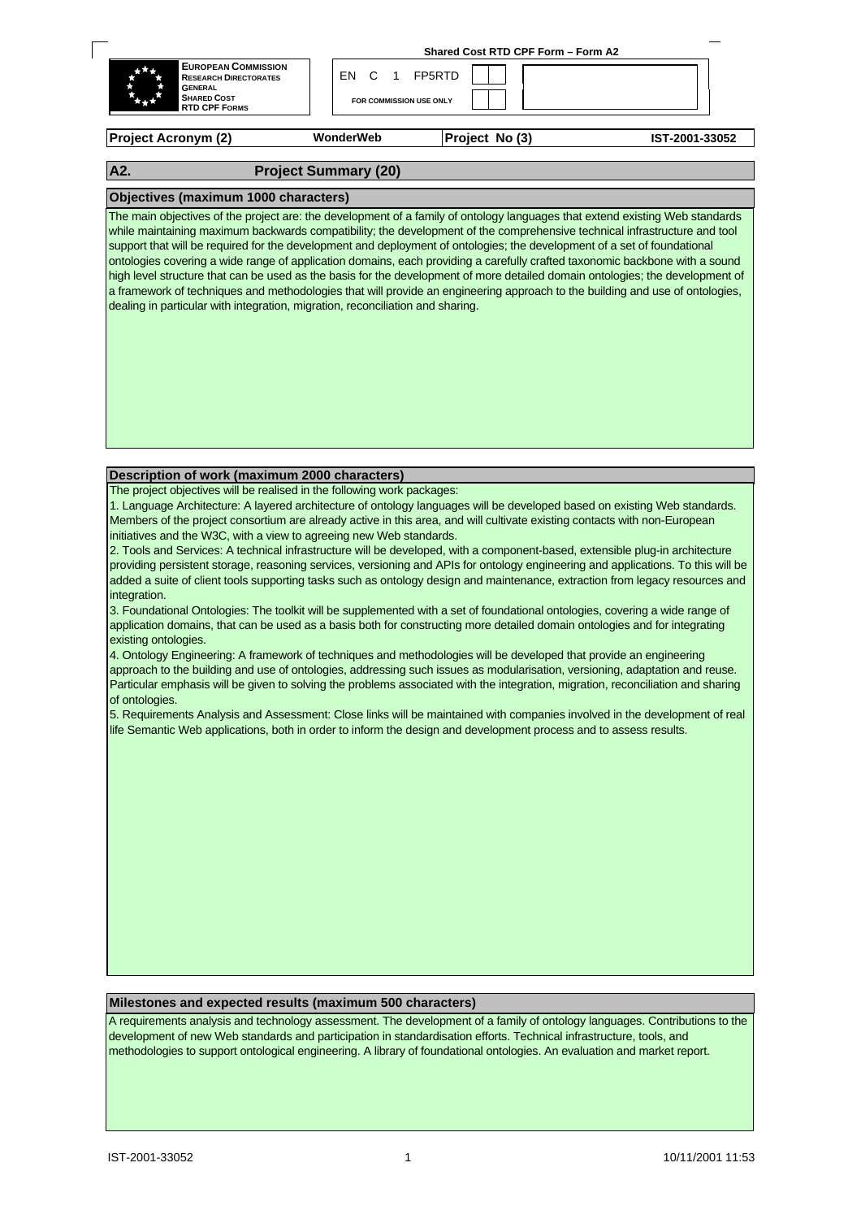**European Commission**
**Research Directorates General**
**Shared Cost RTD CPF Forms**

**Shared Cost RTD CPF Form – Form A2**

EN C 1 FP5RTD

FOR COMMISSION USE ONLY

| Project Acronym (2) | WonderWeb | Project No (3) | IST-2001-33052 |
|---|---|---|---|

## A2. Project Summary (20)

### Objectives (maximum 1000 characters)

The main objectives of the project are: the development of a family of ontology languages that extend existing Web standards while maintaining maximum backwards compatibility; the development of the comprehensive technical infrastructure and tool support that will be required for the development and deployment of ontologies; the development of a set of foundational ontologies covering a wide range of application domains, each providing a carefully crafted taxonomic backbone with a sound high level structure that can be used as the basis for the development of more detailed domain ontologies; the development of a framework of techniques and methodologies that will provide an engineering approach to the building and use of ontologies, dealing in particular with integration, migration, reconciliation and sharing.

### Description of work (maximum 2000 characters)

The project objectives will be realised in the following work packages:

1. Language Architecture: A layered architecture of ontology languages will be developed based on existing Web standards. Members of the project consortium are already active in this area, and will cultivate existing contacts with non-European initiatives and the W3C, with a view to agreeing new Web standards.
2. Tools and Services: A technical infrastructure will be developed, with a component-based, extensible plug-in architecture providing persistent storage, reasoning services, versioning and APIs for ontology engineering and applications. To this will be added a suite of client tools supporting tasks such as ontology design and maintenance, extraction from legacy resources and integration.
3. Foundational Ontologies: The toolkit will be supplemented with a set of foundational ontologies, covering a wide range of application domains, that can be used as a basis both for constructing more detailed domain ontologies and for integrating existing ontologies.
4. Ontology Engineering: A framework of techniques and methodologies will be developed that provide an engineering approach to the building and use of ontologies, addressing such issues as modularisation, versioning, adaptation and reuse. Particular emphasis will be given to solving the problems associated with the integration, migration, reconciliation and sharing of ontologies.
5. Requirements Analysis and Assessment: Close links will be maintained with companies involved in the development of real life Semantic Web applications, both in order to inform the design and development process and to assess results.

### Milestones and expected results (maximum 500 characters)

A requirements analysis and technology assessment. The development of a family of ontology languages. Contributions to the development of new Web standards and participation in standardisation efforts. Technical infrastructure, tools, and methodologies to support ontological engineering. A library of foundational ontologies. An evaluation and market report.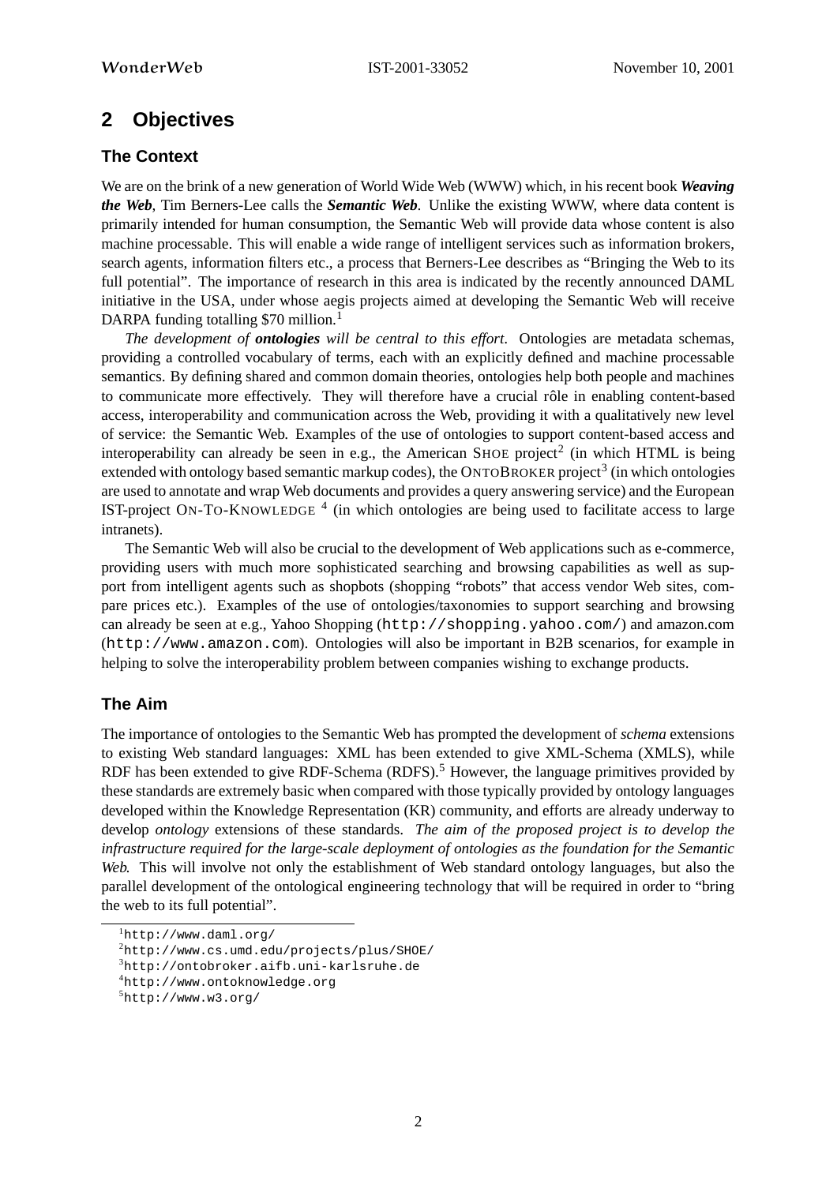## 2 Objectives

### The Context

We are on the brink of a new generation of World Wide Web (WWW) which, in his recent book ***Weaving the Web***, Tim Berners-Lee calls the ***Semantic Web***. Unlike the existing WWW, where data content is primarily intended for human consumption, the Semantic Web will provide data whose content is also machine processable. This will enable a wide range of intelligent services such as information brokers, search agents, information filters etc., a process that Berners-Lee describes as "Bringing the Web to its full potential". The importance of research in this area is indicated by the recently announced DAML initiative in the USA, under whose aegis projects aimed at developing the Semantic Web will receive DARPA funding totalling $70 million.[1]

*The development of* ***ontologies*** *will be central to this effort.* Ontologies are metadata schemas, providing a controlled vocabulary of terms, each with an explicitly defined and machine processable semantics. By defining shared and common domain theories, ontologies help both people and machines to communicate more effectively. They will therefore have a crucial rôle in enabling content-based access, interoperability and communication across the Web, providing it with a qualitatively new level of service: the Semantic Web. Examples of the use of ontologies to support content-based access and interoperability can already be seen in e.g., the American SHOE project[2] (in which HTML is being extended with ontology based semantic markup codes), the ONTOBROKER project[3] (in which ontologies are used to annotate and wrap Web documents and provides a query answering service) and the European IST-project ON-TO-KNOWLEDGE [4] (in which ontologies are being used to facilitate access to large intranets).

The Semantic Web will also be crucial to the development of Web applications such as e-commerce, providing users with much more sophisticated searching and browsing capabilities as well as support from intelligent agents such as shopbots (shopping "robots" that access vendor Web sites, compare prices etc.). Examples of the use of ontologies/taxonomies to support searching and browsing can already be seen at e.g., Yahoo Shopping (`http://shopping.yahoo.com/`) and amazon.com (`http://www.amazon.com`). Ontologies will also be important in B2B scenarios, for example in helping to solve the interoperability problem between companies wishing to exchange products.

### The Aim

The importance of ontologies to the Semantic Web has prompted the development of *schema* extensions to existing Web standard languages: XML has been extended to give XML-Schema (XMLS), while RDF has been extended to give RDF-Schema (RDFS).[5] However, the language primitives provided by these standards are extremely basic when compared with those typically provided by ontology languages developed within the Knowledge Representation (KR) community, and efforts are already underway to develop *ontology* extensions of these standards. *The aim of the proposed project is to develop the infrastructure required for the large-scale deployment of ontologies as the foundation for the Semantic Web.* This will involve not only the establishment of Web standard ontology languages, but also the parallel development of the ontological engineering technology that will be required in order to "bring the web to its full potential".

---

[1] `http://www.daml.org/`
[2] `http://www.cs.umd.edu/projects/plus/SHOE/`
[3] `http://ontobroker.aifb.uni-karlsruhe.de`
[4] `http://www.ontoknowledge.org`
[5] `http://www.w3.org/`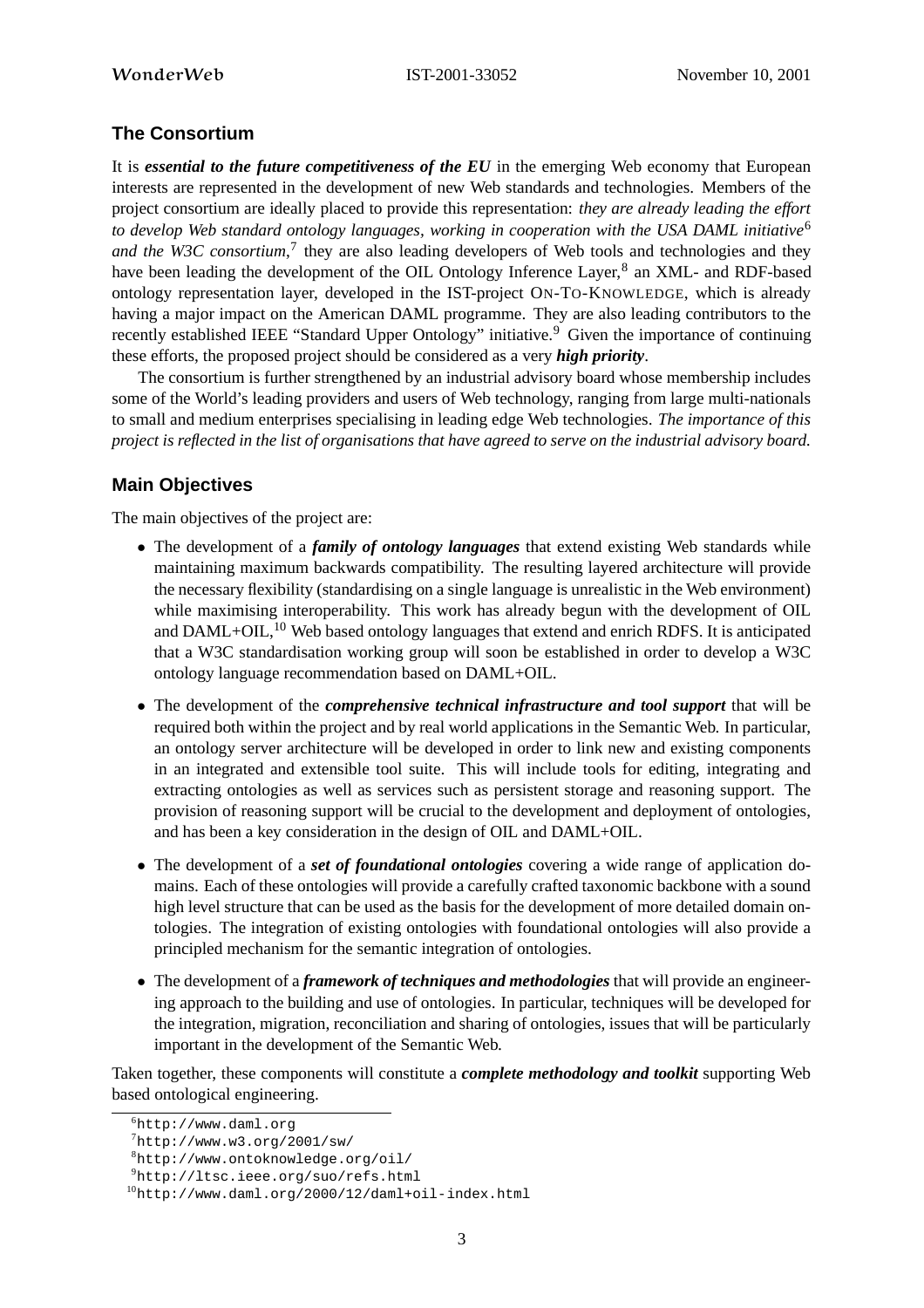## The Consortium

It is ***essential to the future competitiveness of the EU*** in the emerging Web economy that European interests are represented in the development of new Web standards and technologies. Members of the project consortium are ideally placed to provide this representation: *they are already leading the effort to develop Web standard ontology languages, working in cooperation with the USA DAML initiative*[6] *and the W3C consortium*,[7] they are also leading developers of Web tools and technologies and they have been leading the development of the OIL Ontology Inference Layer,[8] an XML- and RDF-based ontology representation layer, developed in the IST-project ON-TO-KNOWLEDGE, which is already having a major impact on the American DAML programme. They are also leading contributors to the recently established IEEE "Standard Upper Ontology" initiative.[9] Given the importance of continuing these efforts, the proposed project should be considered as a very ***high priority***.

The consortium is further strengthened by an industrial advisory board whose membership includes some of the World's leading providers and users of Web technology, ranging from large multi-nationals to small and medium enterprises specialising in leading edge Web technologies. *The importance of this project is reflected in the list of organisations that have agreed to serve on the industrial advisory board.*

## Main Objectives

The main objectives of the project are:

- The development of a ***family of ontology languages*** that extend existing Web standards while maintaining maximum backwards compatibility. The resulting layered architecture will provide the necessary flexibility (standardising on a single language is unrealistic in the Web environment) while maximising interoperability. This work has already begun with the development of OIL and DAML+OIL,[10] Web based ontology languages that extend and enrich RDFS. It is anticipated that a W3C standardisation working group will soon be established in order to develop a W3C ontology language recommendation based on DAML+OIL.
- The development of the ***comprehensive technical infrastructure and tool support*** that will be required both within the project and by real world applications in the Semantic Web. In particular, an ontology server architecture will be developed in order to link new and existing components in an integrated and extensible tool suite. This will include tools for editing, integrating and extracting ontologies as well as services such as persistent storage and reasoning support. The provision of reasoning support will be crucial to the development and deployment of ontologies, and has been a key consideration in the design of OIL and DAML+OIL.
- The development of a ***set of foundational ontologies*** covering a wide range of application domains. Each of these ontologies will provide a carefully crafted taxonomic backbone with a sound high level structure that can be used as the basis for the development of more detailed domain ontologies. The integration of existing ontologies with foundational ontologies will also provide a principled mechanism for the semantic integration of ontologies.
- The development of a ***framework of techniques and methodologies*** that will provide an engineering approach to the building and use of ontologies. In particular, techniques will be developed for the integration, migration, reconciliation and sharing of ontologies, issues that will be particularly important in the development of the Semantic Web.

Taken together, these components will constitute a ***complete methodology and toolkit*** supporting Web based ontological engineering.

[6] http://www.daml.org

[7] http://www.w3.org/2001/sw/

[8] http://www.ontoknowledge.org/oil/

[9] http://ltsc.ieee.org/suo/refs.html

[10] http://www.daml.org/2000/12/daml+oil-index.html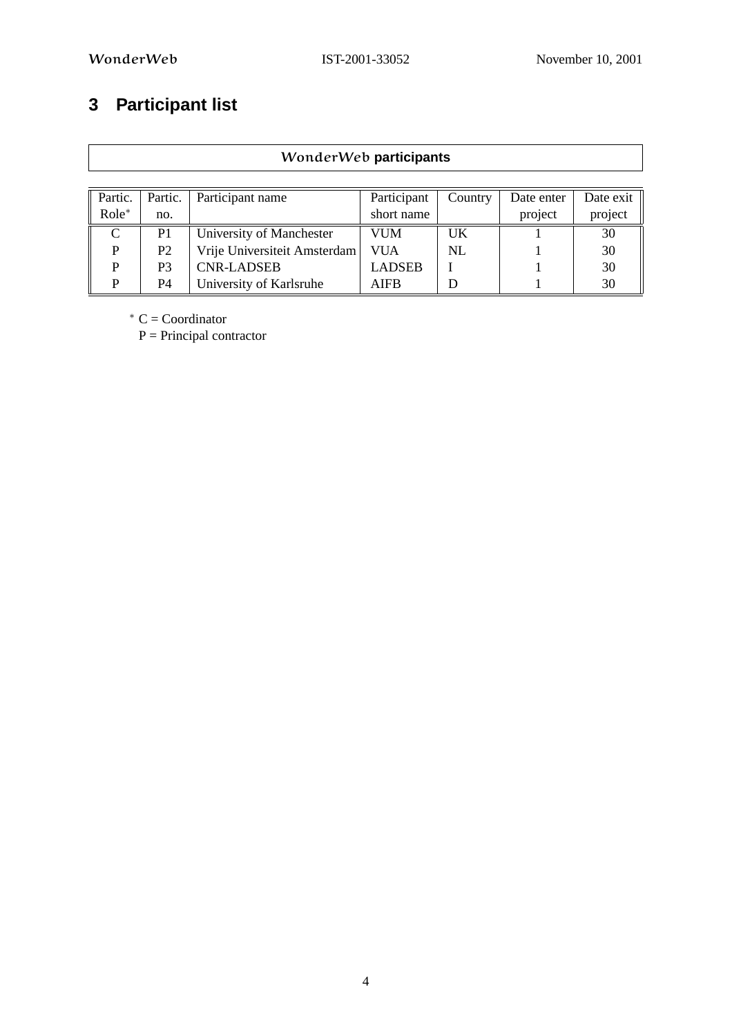# 3 Participant list

| *WonderWeb* participants | | | | | | |
|---|---|---|---|---|---|---|
| Partic. Role* | Partic. no. | Participant name | Participant short name | Country | Date enter project | Date exit project |
| C | P1 | University of Manchester | VUM | UK | 1 | 30 |
| P | P2 | Vrije Universiteit Amsterdam | VUA | NL | 1 | 30 |
| P | P3 | CNR-LADSEB | LADSEB | I | 1 | 30 |
| P | P4 | University of Karlsruhe | AIFB | D | 1 | 30 |

* C = Coordinator
P = Principal contractor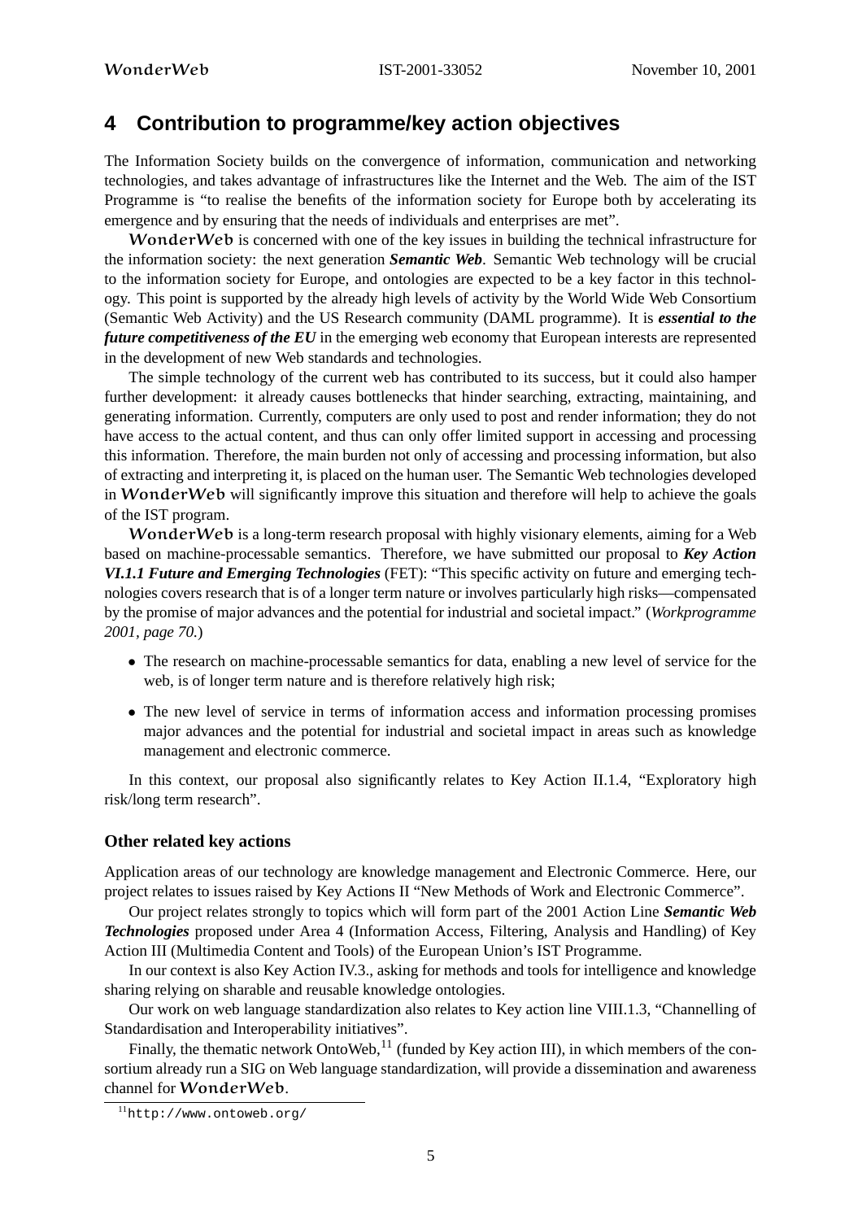# 4 Contribution to programme/key action objectives

The Information Society builds on the convergence of information, communication and networking technologies, and takes advantage of infrastructures like the Internet and the Web. The aim of the IST Programme is "to realise the benefits of the information society for Europe both by accelerating its emergence and by ensuring that the needs of individuals and enterprises are met".

WonderWeb is concerned with one of the key issues in building the technical infrastructure for the information society: the next generation ***Semantic Web***. Semantic Web technology will be crucial to the information society for Europe, and ontologies are expected to be a key factor in this technology. This point is supported by the already high levels of activity by the World Wide Web Consortium (Semantic Web Activity) and the US Research community (DAML programme). It is ***essential to the future competitiveness of the EU*** in the emerging web economy that European interests are represented in the development of new Web standards and technologies.

The simple technology of the current web has contributed to its success, but it could also hamper further development: it already causes bottlenecks that hinder searching, extracting, maintaining, and generating information. Currently, computers are only used to post and render information; they do not have access to the actual content, and thus can only offer limited support in accessing and processing this information. Therefore, the main burden not only of accessing and processing information, but also of extracting and interpreting it, is placed on the human user. The Semantic Web technologies developed in WonderWeb will significantly improve this situation and therefore will help to achieve the goals of the IST program.

WonderWeb is a long-term research proposal with highly visionary elements, aiming for a Web based on machine-processable semantics. Therefore, we have submitted our proposal to ***Key Action VI.1.1 Future and Emerging Technologies*** (FET): "This specific activity on future and emerging technologies covers research that is of a longer term nature or involves particularly high risks—compensated by the promise of major advances and the potential for industrial and societal impact." (*Workprogramme 2001, page 70.*)

- The research on machine-processable semantics for data, enabling a new level of service for the web, is of longer term nature and is therefore relatively high risk;
- The new level of service in terms of information access and information processing promises major advances and the potential for industrial and societal impact in areas such as knowledge management and electronic commerce.

In this context, our proposal also significantly relates to Key Action II.1.4, "Exploratory high risk/long term research".

### Other related key actions

Application areas of our technology are knowledge management and Electronic Commerce. Here, our project relates to issues raised by Key Actions II "New Methods of Work and Electronic Commerce".

Our project relates strongly to topics which will form part of the 2001 Action Line ***Semantic Web Technologies*** proposed under Area 4 (Information Access, Filtering, Analysis and Handling) of Key Action III (Multimedia Content and Tools) of the European Union's IST Programme.

In our context is also Key Action IV.3., asking for methods and tools for intelligence and knowledge sharing relying on sharable and reusable knowledge ontologies.

Our work on web language standardization also relates to Key action line VIII.1.3, "Channelling of Standardisation and Interoperability initiatives".

Finally, the thematic network OntoWeb,[11] (funded by Key action III), in which members of the consortium already run a SIG on Web language standardization, will provide a dissemination and awareness channel for WonderWeb.

[11] http://www.ontoweb.org/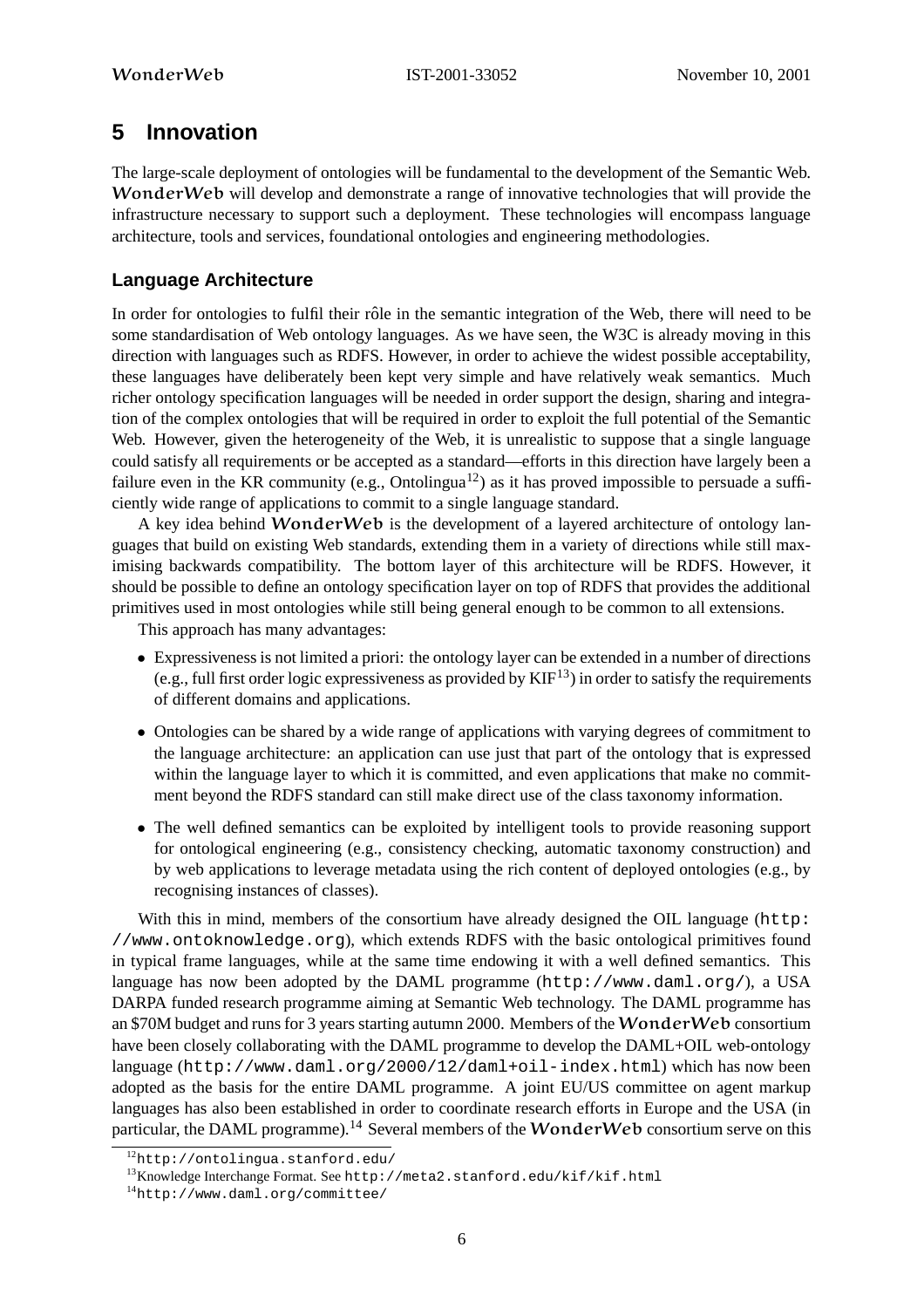# 5 Innovation

The large-scale deployment of ontologies will be fundamental to the development of the Semantic Web. WonderWeb will develop and demonstrate a range of innovative technologies that will provide the infrastructure necessary to support such a deployment. These technologies will encompass language architecture, tools and services, foundational ontologies and engineering methodologies.

## Language Architecture

In order for ontologies to fulfil their rôle in the semantic integration of the Web, there will need to be some standardisation of Web ontology languages. As we have seen, the W3C is already moving in this direction with languages such as RDFS. However, in order to achieve the widest possible acceptability, these languages have deliberately been kept very simple and have relatively weak semantics. Much richer ontology specification languages will be needed in order support the design, sharing and integration of the complex ontologies that will be required in order to exploit the full potential of the Semantic Web. However, given the heterogeneity of the Web, it is unrealistic to suppose that a single language could satisfy all requirements or be accepted as a standard—efforts in this direction have largely been a failure even in the KR community (e.g., Ontolingua[12]) as it has proved impossible to persuade a sufficiently wide range of applications to commit to a single language standard.

A key idea behind WonderWeb is the development of a layered architecture of ontology languages that build on existing Web standards, extending them in a variety of directions while still maximising backwards compatibility. The bottom layer of this architecture will be RDFS. However, it should be possible to define an ontology specification layer on top of RDFS that provides the additional primitives used in most ontologies while still being general enough to be common to all extensions.

This approach has many advantages:

- Expressiveness is not limited a priori: the ontology layer can be extended in a number of directions (e.g., full first order logic expressiveness as provided by KIF[13]) in order to satisfy the requirements of different domains and applications.
- Ontologies can be shared by a wide range of applications with varying degrees of commitment to the language architecture: an application can use just that part of the ontology that is expressed within the language layer to which it is committed, and even applications that make no commitment beyond the RDFS standard can still make direct use of the class taxonomy information.
- The well defined semantics can be exploited by intelligent tools to provide reasoning support for ontological engineering (e.g., consistency checking, automatic taxonomy construction) and by web applications to leverage metadata using the rich content of deployed ontologies (e.g., by recognising instances of classes).

With this in mind, members of the consortium have already designed the OIL language (`http://www.ontoknowledge.org`), which extends RDFS with the basic ontological primitives found in typical frame languages, while at the same time endowing it with a well defined semantics. This language has now been adopted by the DAML programme (`http://www.daml.org/`), a USA DARPA funded research programme aiming at Semantic Web technology. The DAML programme has an $70M budget and runs for 3 years starting autumn 2000. Members of the WonderWeb consortium have been closely collaborating with the DAML programme to develop the DAML+OIL web-ontology language (`http://www.daml.org/2000/12/daml+oil-index.html`) which has now been adopted as the basis for the entire DAML programme. A joint EU/US committee on agent markup languages has also been established in order to coordinate research efforts in Europe and the USA (in particular, the DAML programme).[14] Several members of the WonderWeb consortium serve on this

[12] `http://ontolingua.stanford.edu/`

[13] Knowledge Interchange Format. See `http://meta2.stanford.edu/kif/kif.html`

[14] `http://www.daml.org/committee/`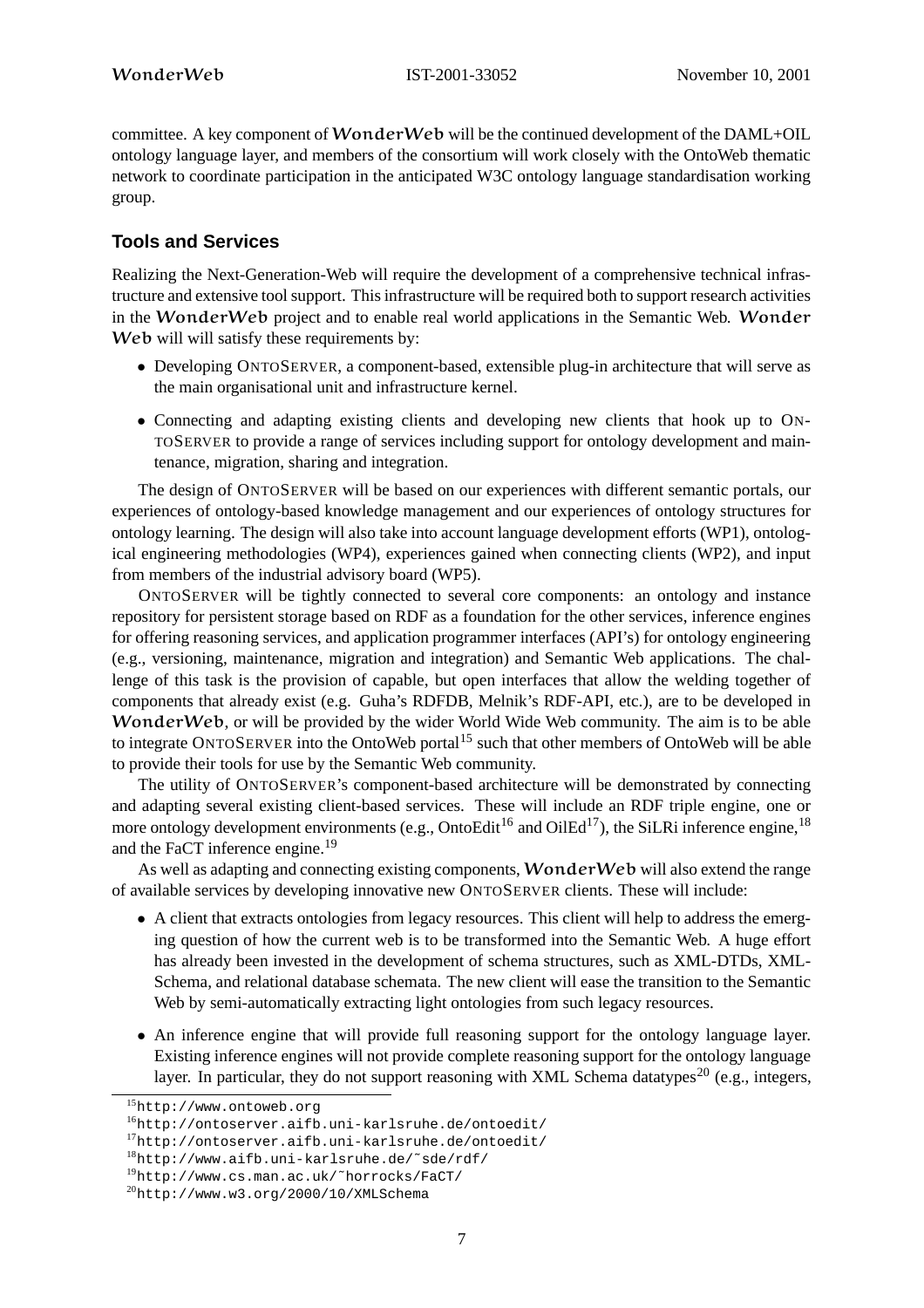committee. A key component of **WonderWeb** will be the continued development of the DAML+OIL ontology language layer, and members of the consortium will work closely with the OntoWeb thematic network to coordinate participation in the anticipated W3C ontology language standardisation working group.

## Tools and Services

Realizing the Next-Generation-Web will require the development of a comprehensive technical infrastructure and extensive tool support. This infrastructure will be required both to support research activities in the **WonderWeb** project and to enable real world applications in the Semantic Web. **Wonder Web** will will satisfy these requirements by:

- Developing ONTOSERVER, a component-based, extensible plug-in architecture that will serve as the main organisational unit and infrastructure kernel.
- Connecting and adapting existing clients and developing new clients that hook up to ONTOSERVER to provide a range of services including support for ontology development and maintenance, migration, sharing and integration.

The design of ONTOSERVER will be based on our experiences with different semantic portals, our experiences of ontology-based knowledge management and our experiences of ontology structures for ontology learning. The design will also take into account language development efforts (WP1), ontological engineering methodologies (WP4), experiences gained when connecting clients (WP2), and input from members of the industrial advisory board (WP5).

ONTOSERVER will be tightly connected to several core components: an ontology and instance repository for persistent storage based on RDF as a foundation for the other services, inference engines for offering reasoning services, and application programmer interfaces (API's) for ontology engineering (e.g., versioning, maintenance, migration and integration) and Semantic Web applications. The challenge of this task is the provision of capable, but open interfaces that allow the welding together of components that already exist (e.g. Guha's RDFDB, Melnik's RDF-API, etc.), are to be developed in **WonderWeb**, or will be provided by the wider World Wide Web community. The aim is to be able to integrate ONTOSERVER into the OntoWeb portal[15] such that other members of OntoWeb will be able to provide their tools for use by the Semantic Web community.

The utility of ONTOSERVER's component-based architecture will be demonstrated by connecting and adapting several existing client-based services. These will include an RDF triple engine, one or more ontology development environments (e.g., OntoEdit[16] and OilEd[17]), the SiLRi inference engine,[18] and the FaCT inference engine.[19]

As well as adapting and connecting existing components, **WonderWeb** will also extend the range of available services by developing innovative new ONTOSERVER clients. These will include:

- A client that extracts ontologies from legacy resources. This client will help to address the emerging question of how the current web is to be transformed into the Semantic Web. A huge effort has already been invested in the development of schema structures, such as XML-DTDs, XML-Schema, and relational database schemata. The new client will ease the transition to the Semantic Web by semi-automatically extracting light ontologies from such legacy resources.
- An inference engine that will provide full reasoning support for the ontology language layer. Existing inference engines will not provide complete reasoning support for the ontology language layer. In particular, they do not support reasoning with XML Schema datatypes[20] (e.g., integers,

[15] http://www.ontoweb.org

[16] http://ontoserver.aifb.uni-karlsruhe.de/ontoedit/

[17] http://ontoserver.aifb.uni-karlsruhe.de/ontoedit/

[18] http://www.aifb.uni-karlsruhe.de/~sde/rdf/

[19] http://www.cs.man.ac.uk/~horrocks/FaCT/

[20] http://www.w3.org/2000/10/XMLSchema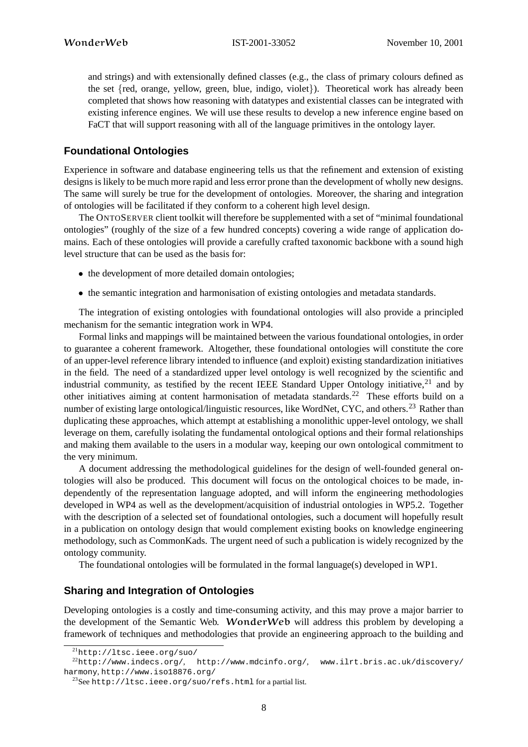and strings) and with extensionally defined classes (e.g., the class of primary colours defined as the set {red, orange, yellow, green, blue, indigo, violet}). Theoretical work has already been completed that shows how reasoning with datatypes and existential classes can be integrated with existing inference engines. We will use these results to develop a new inference engine based on FaCT that will support reasoning with all of the language primitives in the ontology layer.

## Foundational Ontologies

Experience in software and database engineering tells us that the refinement and extension of existing designs is likely to be much more rapid and less error prone than the development of wholly new designs. The same will surely be true for the development of ontologies. Moreover, the sharing and integration of ontologies will be facilitated if they conform to a coherent high level design.

The ONTOSERVER client toolkit will therefore be supplemented with a set of "minimal foundational ontologies" (roughly of the size of a few hundred concepts) covering a wide range of application domains. Each of these ontologies will provide a carefully crafted taxonomic backbone with a sound high level structure that can be used as the basis for:

- the development of more detailed domain ontologies;
- the semantic integration and harmonisation of existing ontologies and metadata standards.

The integration of existing ontologies with foundational ontologies will also provide a principled mechanism for the semantic integration work in WP4.

Formal links and mappings will be maintained between the various foundational ontologies, in order to guarantee a coherent framework. Altogether, these foundational ontologies will constitute the core of an upper-level reference library intended to influence (and exploit) existing standardization initiatives in the field. The need of a standardized upper level ontology is well recognized by the scientific and industrial community, as testified by the recent IEEE Standard Upper Ontology initiative,[21] and by other initiatives aiming at content harmonisation of metadata standards.[22] These efforts build on a number of existing large ontological/linguistic resources, like WordNet, CYC, and others.[23] Rather than duplicating these approaches, which attempt at establishing a monolithic upper-level ontology, we shall leverage on them, carefully isolating the fundamental ontological options and their formal relationships and making them available to the users in a modular way, keeping our own ontological commitment to the very minimum.

A document addressing the methodological guidelines for the design of well-founded general ontologies will also be produced. This document will focus on the ontological choices to be made, independently of the representation language adopted, and will inform the engineering methodologies developed in WP4 as well as the development/acquisition of industrial ontologies in WP5.2. Together with the description of a selected set of foundational ontologies, such a document will hopefully result in a publication on ontology design that would complement existing books on knowledge engineering methodology, such as CommonKads. The urgent need of such a publication is widely recognized by the ontology community.

The foundational ontologies will be formulated in the formal language(s) developed in WP1.

## Sharing and Integration of Ontologies

Developing ontologies is a costly and time-consuming activity, and this may prove a major barrier to the development of the Semantic Web. **WonderWeb** will address this problem by developing a framework of techniques and methodologies that provide an engineering approach to the building and

[21] http://ltsc.ieee.org/suo/

[22] http://www.indecs.org/, http://www.mdcinfo.org/, www.ilrt.bris.ac.uk/discovery/harmony, http://www.iso18876.org/

[23] See http://ltsc.ieee.org/suo/refs.html for a partial list.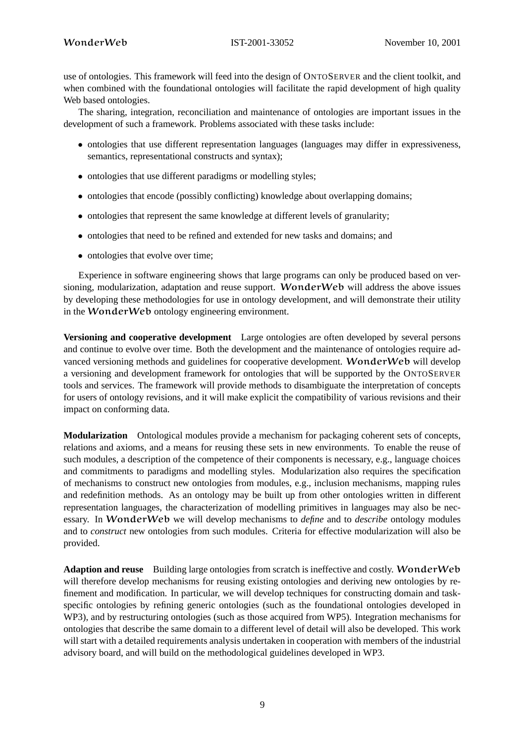use of ontologies. This framework will feed into the design of ONTOSERVER and the client toolkit, and when combined with the foundational ontologies will facilitate the rapid development of high quality Web based ontologies.

The sharing, integration, reconciliation and maintenance of ontologies are important issues in the development of such a framework. Problems associated with these tasks include:

- ontologies that use different representation languages (languages may differ in expressiveness, semantics, representational constructs and syntax);
- ontologies that use different paradigms or modelling styles;
- ontologies that encode (possibly conflicting) knowledge about overlapping domains;
- ontologies that represent the same knowledge at different levels of granularity;
- ontologies that need to be refined and extended for new tasks and domains; and
- ontologies that evolve over time;

Experience in software engineering shows that large programs can only be produced based on versioning, modularization, adaptation and reuse support. WonderWeb will address the above issues by developing these methodologies for use in ontology development, and will demonstrate their utility in the WonderWeb ontology engineering environment.

**Versioning and cooperative development** Large ontologies are often developed by several persons and continue to evolve over time. Both the development and the maintenance of ontologies require advanced versioning methods and guidelines for cooperative development. WonderWeb will develop a versioning and development framework for ontologies that will be supported by the ONTOSERVER tools and services. The framework will provide methods to disambiguate the interpretation of concepts for users of ontology revisions, and it will make explicit the compatibility of various revisions and their impact on conforming data.

**Modularization** Ontological modules provide a mechanism for packaging coherent sets of concepts, relations and axioms, and a means for reusing these sets in new environments. To enable the reuse of such modules, a description of the competence of their components is necessary, e.g., language choices and commitments to paradigms and modelling styles. Modularization also requires the specification of mechanisms to construct new ontologies from modules, e.g., inclusion mechanisms, mapping rules and redefinition methods. As an ontology may be built up from other ontologies written in different representation languages, the characterization of modelling primitives in languages may also be necessary. In WonderWeb we will develop mechanisms to *define* and to *describe* ontology modules and to *construct* new ontologies from such modules. Criteria for effective modularization will also be provided.

**Adaption and reuse** Building large ontologies from scratch is ineffective and costly. WonderWeb will therefore develop mechanisms for reusing existing ontologies and deriving new ontologies by refinement and modification. In particular, we will develop techniques for constructing domain and task-specific ontologies by refining generic ontologies (such as the foundational ontologies developed in WP3), and by restructuring ontologies (such as those acquired from WP5). Integration mechanisms for ontologies that describe the same domain to a different level of detail will also be developed. This work will start with a detailed requirements analysis undertaken in cooperation with members of the industrial advisory board, and will build on the methodological guidelines developed in WP3.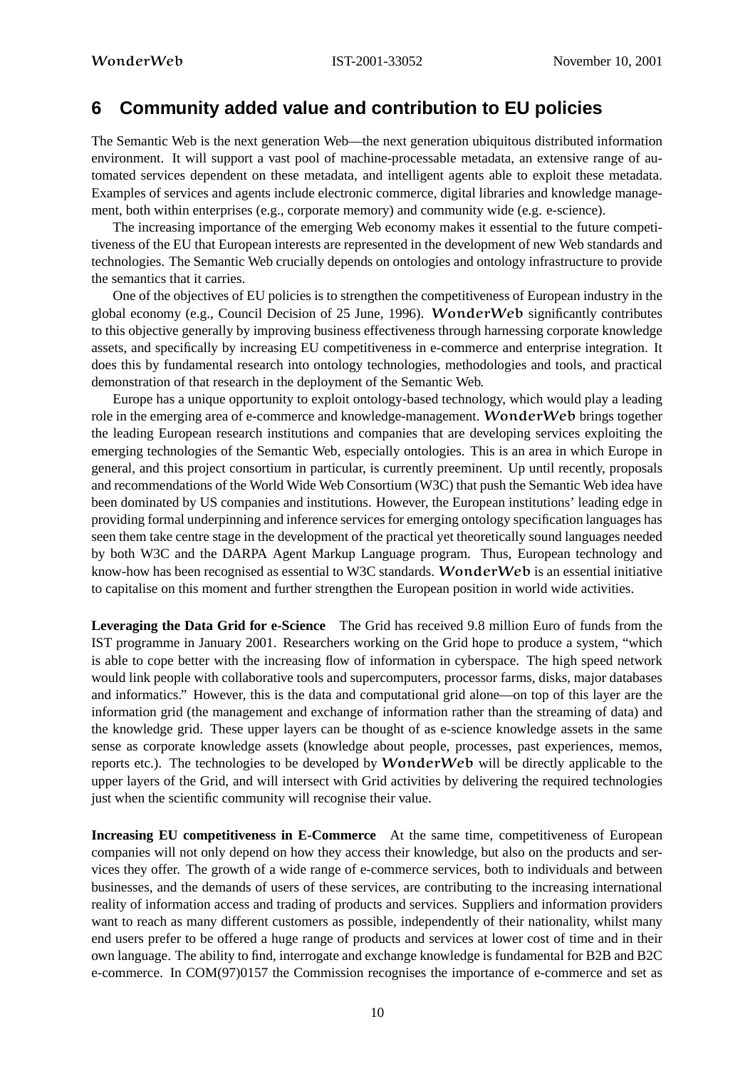## 6 Community added value and contribution to EU policies

The Semantic Web is the next generation Web—the next generation ubiquitous distributed information environment. It will support a vast pool of machine-processable metadata, an extensive range of automated services dependent on these metadata, and intelligent agents able to exploit these metadata. Examples of services and agents include electronic commerce, digital libraries and knowledge management, both within enterprises (e.g., corporate memory) and community wide (e.g. e-science).

The increasing importance of the emerging Web economy makes it essential to the future competitiveness of the EU that European interests are represented in the development of new Web standards and technologies. The Semantic Web crucially depends on ontologies and ontology infrastructure to provide the semantics that it carries.

One of the objectives of EU policies is to strengthen the competitiveness of European industry in the global economy (e.g., Council Decision of 25 June, 1996). **WonderWeb** significantly contributes to this objective generally by improving business effectiveness through harnessing corporate knowledge assets, and specifically by increasing EU competitiveness in e-commerce and enterprise integration. It does this by fundamental research into ontology technologies, methodologies and tools, and practical demonstration of that research in the deployment of the Semantic Web.

Europe has a unique opportunity to exploit ontology-based technology, which would play a leading role in the emerging area of e-commerce and knowledge-management. **WonderWeb** brings together the leading European research institutions and companies that are developing services exploiting the emerging technologies of the Semantic Web, especially ontologies. This is an area in which Europe in general, and this project consortium in particular, is currently preeminent. Up until recently, proposals and recommendations of the World Wide Web Consortium (W3C) that push the Semantic Web idea have been dominated by US companies and institutions. However, the European institutions' leading edge in providing formal underpinning and inference services for emerging ontology specification languages has seen them take centre stage in the development of the practical yet theoretically sound languages needed by both W3C and the DARPA Agent Markup Language program. Thus, European technology and know-how has been recognised as essential to W3C standards. **WonderWeb** is an essential initiative to capitalise on this moment and further strengthen the European position in world wide activities.

**Leveraging the Data Grid for e-Science** The Grid has received 9.8 million Euro of funds from the IST programme in January 2001. Researchers working on the Grid hope to produce a system, "which is able to cope better with the increasing flow of information in cyberspace. The high speed network would link people with collaborative tools and supercomputers, processor farms, disks, major databases and informatics." However, this is the data and computational grid alone—on top of this layer are the information grid (the management and exchange of information rather than the streaming of data) and the knowledge grid. These upper layers can be thought of as e-science knowledge assets in the same sense as corporate knowledge assets (knowledge about people, processes, past experiences, memos, reports etc.). The technologies to be developed by **WonderWeb** will be directly applicable to the upper layers of the Grid, and will intersect with Grid activities by delivering the required technologies just when the scientific community will recognise their value.

**Increasing EU competitiveness in E-Commerce** At the same time, competitiveness of European companies will not only depend on how they access their knowledge, but also on the products and services they offer. The growth of a wide range of e-commerce services, both to individuals and between businesses, and the demands of users of these services, are contributing to the increasing international reality of information access and trading of products and services. Suppliers and information providers want to reach as many different customers as possible, independently of their nationality, whilst many end users prefer to be offered a huge range of products and services at lower cost of time and in their own language. The ability to find, interrogate and exchange knowledge is fundamental for B2B and B2C e-commerce. In COM(97)0157 the Commission recognises the importance of e-commerce and set as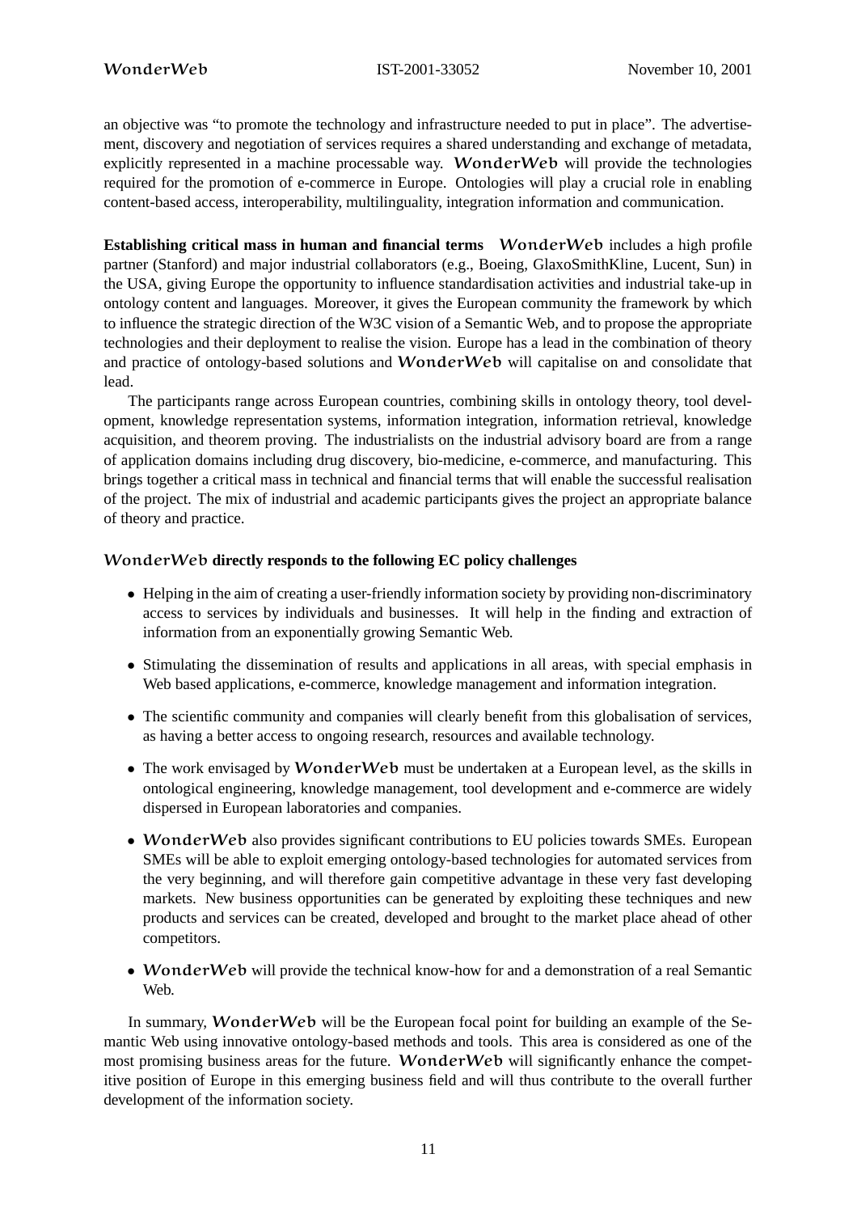an objective was "to promote the technology and infrastructure needed to put in place". The advertisement, discovery and negotiation of services requires a shared understanding and exchange of metadata, explicitly represented in a machine processable way. WonderWeb will provide the technologies required for the promotion of e-commerce in Europe. Ontologies will play a crucial role in enabling content-based access, interoperability, multilinguality, integration information and communication.

**Establishing critical mass in human and financial terms** WonderWeb includes a high profile partner (Stanford) and major industrial collaborators (e.g., Boeing, GlaxoSmithKline, Lucent, Sun) in the USA, giving Europe the opportunity to influence standardisation activities and industrial take-up in ontology content and languages. Moreover, it gives the European community the framework by which to influence the strategic direction of the W3C vision of a Semantic Web, and to propose the appropriate technologies and their deployment to realise the vision. Europe has a lead in the combination of theory and practice of ontology-based solutions and WonderWeb will capitalise on and consolidate that lead.

The participants range across European countries, combining skills in ontology theory, tool development, knowledge representation systems, information integration, information retrieval, knowledge acquisition, and theorem proving. The industrialists on the industrial advisory board are from a range of application domains including drug discovery, bio-medicine, e-commerce, and manufacturing. This brings together a critical mass in technical and financial terms that will enable the successful realisation of the project. The mix of industrial and academic participants gives the project an appropriate balance of theory and practice.

**WonderWeb directly responds to the following EC policy challenges**

- Helping in the aim of creating a user-friendly information society by providing non-discriminatory access to services by individuals and businesses. It will help in the finding and extraction of information from an exponentially growing Semantic Web.
- Stimulating the dissemination of results and applications in all areas, with special emphasis in Web based applications, e-commerce, knowledge management and information integration.
- The scientific community and companies will clearly benefit from this globalisation of services, as having a better access to ongoing research, resources and available technology.
- The work envisaged by WonderWeb must be undertaken at a European level, as the skills in ontological engineering, knowledge management, tool development and e-commerce are widely dispersed in European laboratories and companies.
- WonderWeb also provides significant contributions to EU policies towards SMEs. European SMEs will be able to exploit emerging ontology-based technologies for automated services from the very beginning, and will therefore gain competitive advantage in these very fast developing markets. New business opportunities can be generated by exploiting these techniques and new products and services can be created, developed and brought to the market place ahead of other competitors.
- WonderWeb will provide the technical know-how for and a demonstration of a real Semantic Web.

In summary, WonderWeb will be the European focal point for building an example of the Semantic Web using innovative ontology-based methods and tools. This area is considered as one of the most promising business areas for the future. WonderWeb will significantly enhance the competitive position of Europe in this emerging business field and will thus contribute to the overall further development of the information society.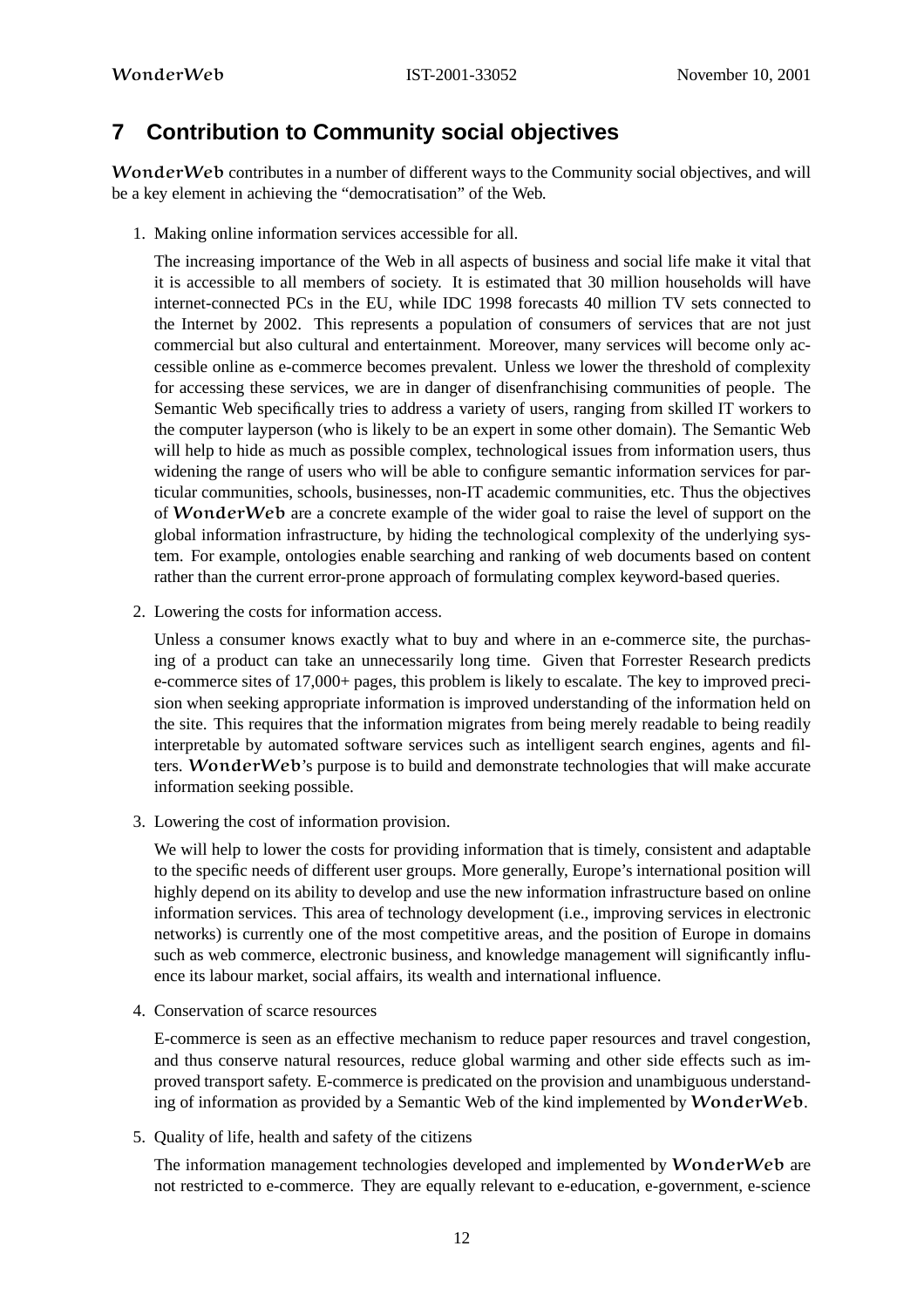# 7 Contribution to Community social objectives

WonderWeb contributes in a number of different ways to the Community social objectives, and will be a key element in achieving the "democratisation" of the Web.

1. Making online information services accessible for all.

   The increasing importance of the Web in all aspects of business and social life make it vital that it is accessible to all members of society. It is estimated that 30 million households will have internet-connected PCs in the EU, while IDC 1998 forecasts 40 million TV sets connected to the Internet by 2002. This represents a population of consumers of services that are not just commercial but also cultural and entertainment. Moreover, many services will become only accessible online as e-commerce becomes prevalent. Unless we lower the threshold of complexity for accessing these services, we are in danger of disenfranchising communities of people. The Semantic Web specifically tries to address a variety of users, ranging from skilled IT workers to the computer layperson (who is likely to be an expert in some other domain). The Semantic Web will help to hide as much as possible complex, technological issues from information users, thus widening the range of users who will be able to configure semantic information services for particular communities, schools, businesses, non-IT academic communities, etc. Thus the objectives of WonderWeb are a concrete example of the wider goal to raise the level of support on the global information infrastructure, by hiding the technological complexity of the underlying system. For example, ontologies enable searching and ranking of web documents based on content rather than the current error-prone approach of formulating complex keyword-based queries.

2. Lowering the costs for information access.

   Unless a consumer knows exactly what to buy and where in an e-commerce site, the purchasing of a product can take an unnecessarily long time. Given that Forrester Research predicts e-commerce sites of 17,000+ pages, this problem is likely to escalate. The key to improved precision when seeking appropriate information is improved understanding of the information held on the site. This requires that the information migrates from being merely readable to being readily interpretable by automated software services such as intelligent search engines, agents and filters. WonderWeb's purpose is to build and demonstrate technologies that will make accurate information seeking possible.

3. Lowering the cost of information provision.

   We will help to lower the costs for providing information that is timely, consistent and adaptable to the specific needs of different user groups. More generally, Europe's international position will highly depend on its ability to develop and use the new information infrastructure based on online information services. This area of technology development (i.e., improving services in electronic networks) is currently one of the most competitive areas, and the position of Europe in domains such as web commerce, electronic business, and knowledge management will significantly influence its labour market, social affairs, its wealth and international influence.

4. Conservation of scarce resources

   E-commerce is seen as an effective mechanism to reduce paper resources and travel congestion, and thus conserve natural resources, reduce global warming and other side effects such as improved transport safety. E-commerce is predicated on the provision and unambiguous understanding of information as provided by a Semantic Web of the kind implemented by WonderWeb.

5. Quality of life, health and safety of the citizens

   The information management technologies developed and implemented by WonderWeb are not restricted to e-commerce. They are equally relevant to e-education, e-government, e-science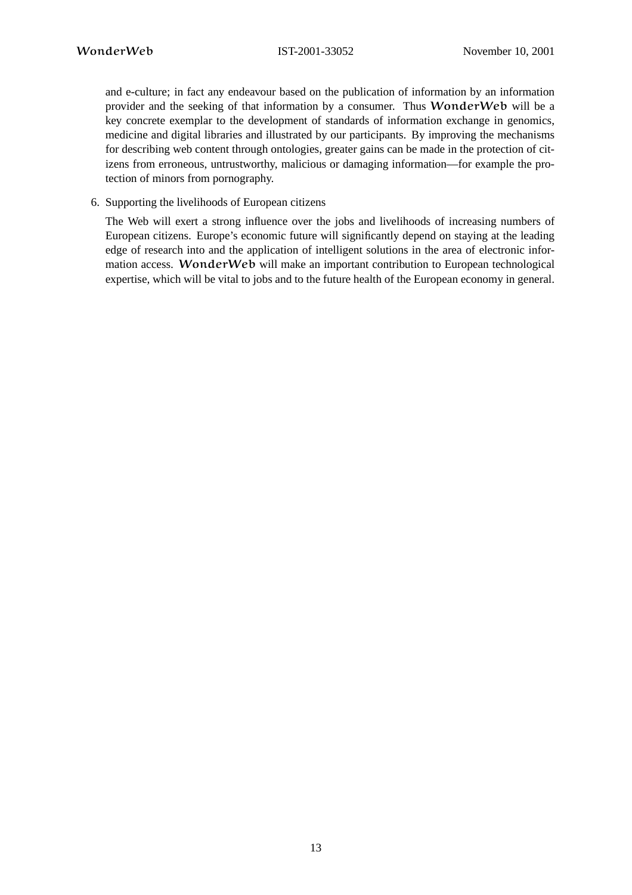and e-culture; in fact any endeavour based on the publication of information by an information provider and the seeking of that information by a consumer. Thus **WonderWeb** will be a key concrete exemplar to the development of standards of information exchange in genomics, medicine and digital libraries and illustrated by our participants. By improving the mechanisms for describing web content through ontologies, greater gains can be made in the protection of citizens from erroneous, untrustworthy, malicious or damaging information—for example the protection of minors from pornography.

6. Supporting the livelihoods of European citizens

   The Web will exert a strong influence over the jobs and livelihoods of increasing numbers of European citizens. Europe's economic future will significantly depend on staying at the leading edge of research into and the application of intelligent solutions in the area of electronic information access. **WonderWeb** will make an important contribution to European technological expertise, which will be vital to jobs and to the future health of the European economy in general.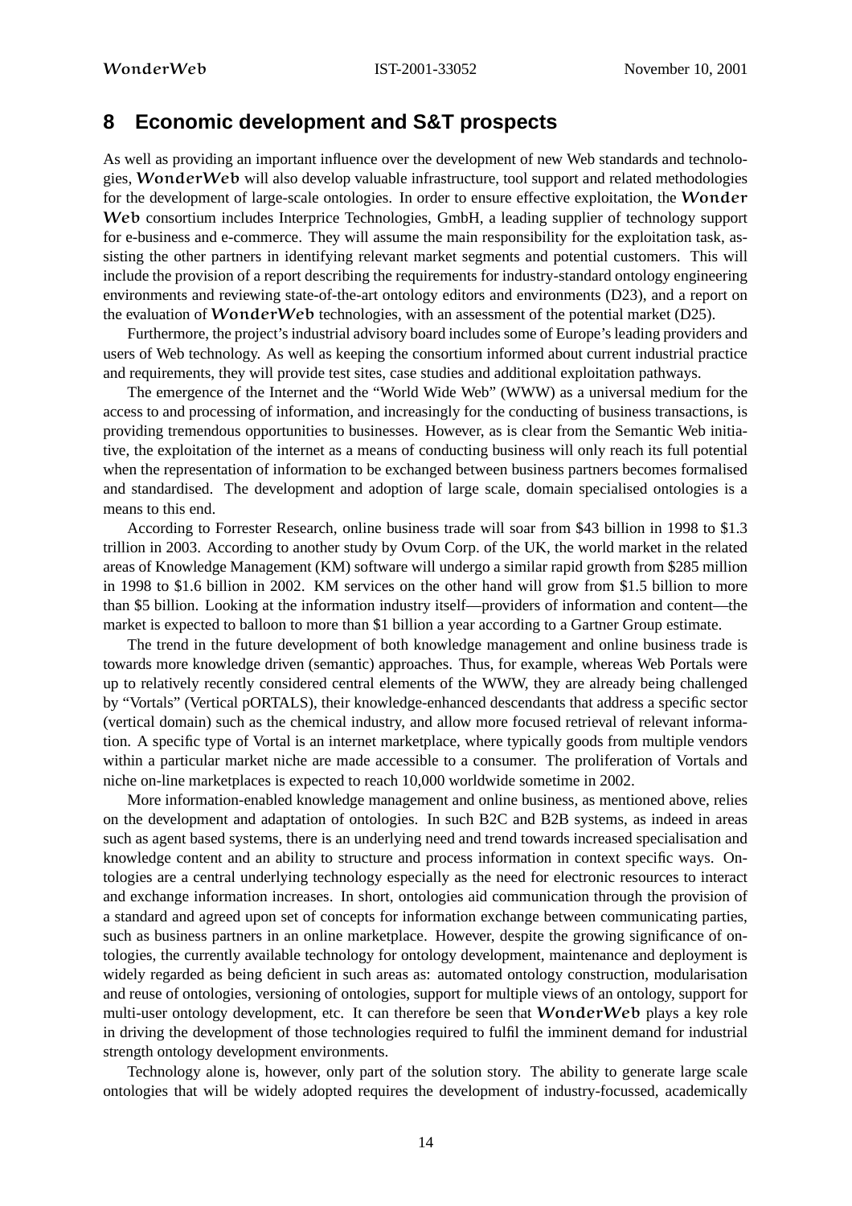## 8 Economic development and S&T prospects

As well as providing an important influence over the development of new Web standards and technologies, WonderWeb will also develop valuable infrastructure, tool support and related methodologies for the development of large-scale ontologies. In order to ensure effective exploitation, the Wonder Web consortium includes Interprice Technologies, GmbH, a leading supplier of technology support for e-business and e-commerce. They will assume the main responsibility for the exploitation task, assisting the other partners in identifying relevant market segments and potential customers. This will include the provision of a report describing the requirements for industry-standard ontology engineering environments and reviewing state-of-the-art ontology editors and environments (D23), and a report on the evaluation of WonderWeb technologies, with an assessment of the potential market (D25).

Furthermore, the project's industrial advisory board includes some of Europe's leading providers and users of Web technology. As well as keeping the consortium informed about current industrial practice and requirements, they will provide test sites, case studies and additional exploitation pathways.

The emergence of the Internet and the "World Wide Web" (WWW) as a universal medium for the access to and processing of information, and increasingly for the conducting of business transactions, is providing tremendous opportunities to businesses. However, as is clear from the Semantic Web initiative, the exploitation of the internet as a means of conducting business will only reach its full potential when the representation of information to be exchanged between business partners becomes formalised and standardised. The development and adoption of large scale, domain specialised ontologies is a means to this end.

According to Forrester Research, online business trade will soar from $43 billion in 1998 to $1.3 trillion in 2003. According to another study by Ovum Corp. of the UK, the world market in the related areas of Knowledge Management (KM) software will undergo a similar rapid growth from $285 million in 1998 to $1.6 billion in 2002. KM services on the other hand will grow from $1.5 billion to more than $5 billion. Looking at the information industry itself—providers of information and content—the market is expected to balloon to more than $1 billion a year according to a Gartner Group estimate.

The trend in the future development of both knowledge management and online business trade is towards more knowledge driven (semantic) approaches. Thus, for example, whereas Web Portals were up to relatively recently considered central elements of the WWW, they are already being challenged by "Vortals" (Vertical pORTALS), their knowledge-enhanced descendants that address a specific sector (vertical domain) such as the chemical industry, and allow more focused retrieval of relevant information. A specific type of Vortal is an internet marketplace, where typically goods from multiple vendors within a particular market niche are made accessible to a consumer. The proliferation of Vortals and niche on-line marketplaces is expected to reach 10,000 worldwide sometime in 2002.

More information-enabled knowledge management and online business, as mentioned above, relies on the development and adaptation of ontologies. In such B2C and B2B systems, as indeed in areas such as agent based systems, there is an underlying need and trend towards increased specialisation and knowledge content and an ability to structure and process information in context specific ways. Ontologies are a central underlying technology especially as the need for electronic resources to interact and exchange information increases. In short, ontologies aid communication through the provision of a standard and agreed upon set of concepts for information exchange between communicating parties, such as business partners in an online marketplace. However, despite the growing significance of ontologies, the currently available technology for ontology development, maintenance and deployment is widely regarded as being deficient in such areas as: automated ontology construction, modularisation and reuse of ontologies, versioning of ontologies, support for multiple views of an ontology, support for multi-user ontology development, etc. It can therefore be seen that WonderWeb plays a key role in driving the development of those technologies required to fulfil the imminent demand for industrial strength ontology development environments.

Technology alone is, however, only part of the solution story. The ability to generate large scale ontologies that will be widely adopted requires the development of industry-focussed, academically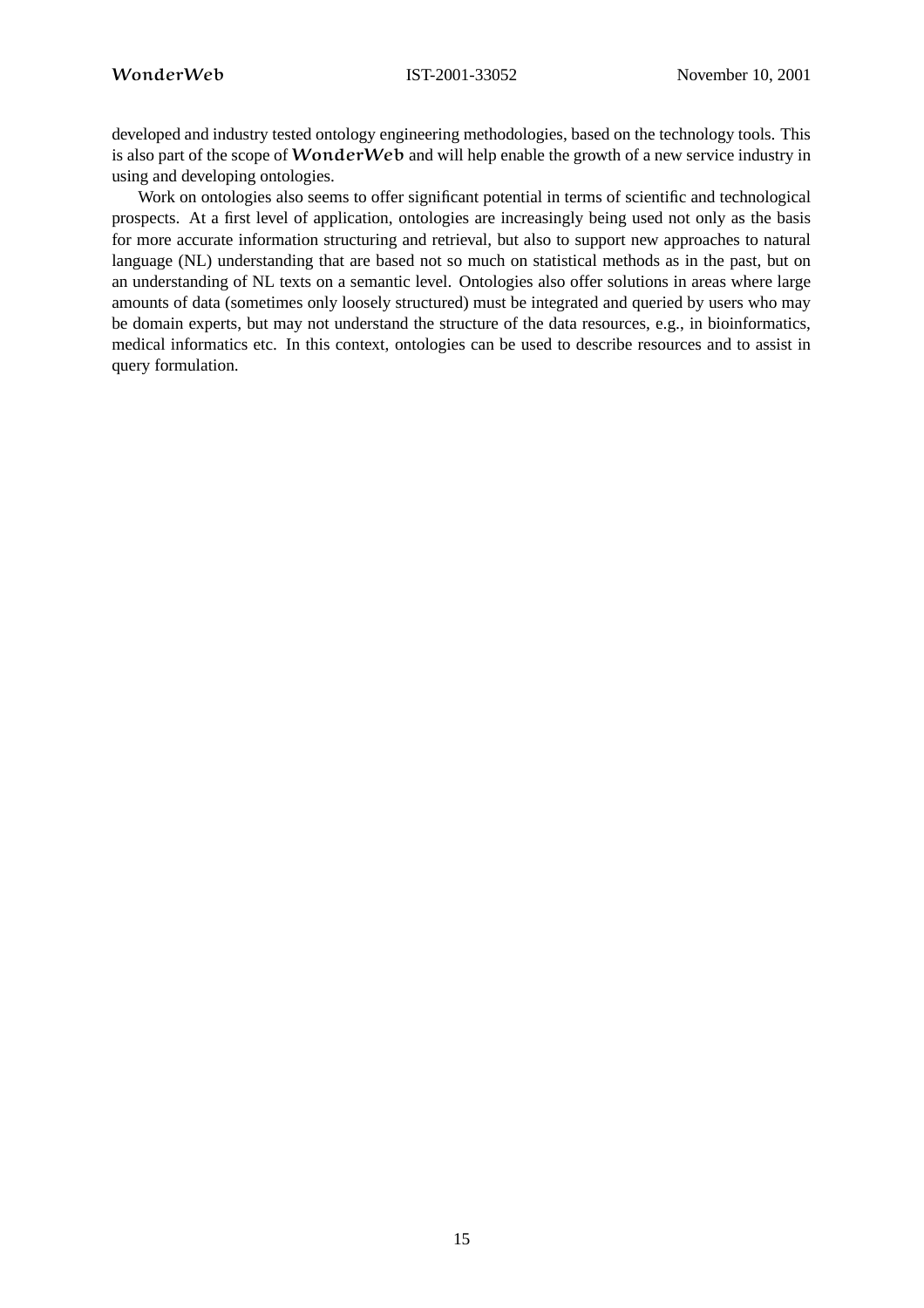developed and industry tested ontology engineering methodologies, based on the technology tools. This is also part of the scope of **WonderWeb** and will help enable the growth of a new service industry in using and developing ontologies.

Work on ontologies also seems to offer significant potential in terms of scientific and technological prospects. At a first level of application, ontologies are increasingly being used not only as the basis for more accurate information structuring and retrieval, but also to support new approaches to natural language (NL) understanding that are based not so much on statistical methods as in the past, but on an understanding of NL texts on a semantic level. Ontologies also offer solutions in areas where large amounts of data (sometimes only loosely structured) must be integrated and queried by users who may be domain experts, but may not understand the structure of the data resources, e.g., in bioinformatics, medical informatics etc. In this context, ontologies can be used to describe resources and to assist in query formulation.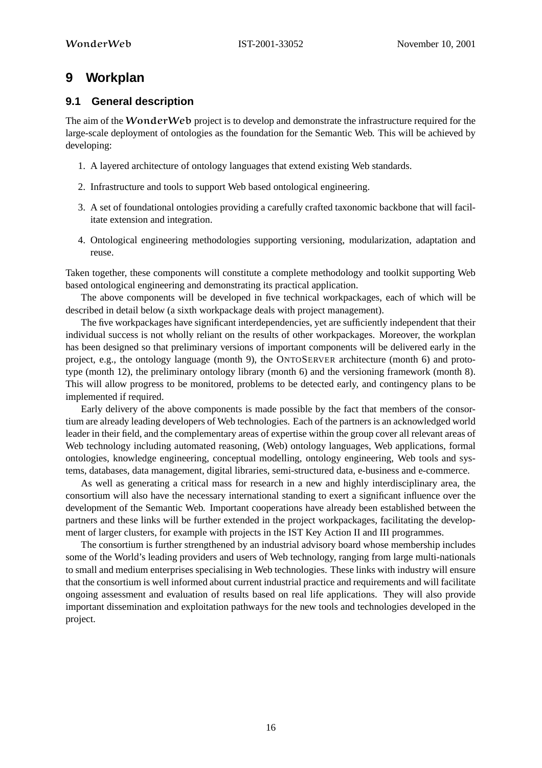# 9 Workplan

## 9.1 General description

The aim of the *WonderWeb* project is to develop and demonstrate the infrastructure required for the large-scale deployment of ontologies as the foundation for the Semantic Web. This will be achieved by developing:

1. A layered architecture of ontology languages that extend existing Web standards.
2. Infrastructure and tools to support Web based ontological engineering.
3. A set of foundational ontologies providing a carefully crafted taxonomic backbone that will facilitate extension and integration.
4. Ontological engineering methodologies supporting versioning, modularization, adaptation and reuse.

Taken together, these components will constitute a complete methodology and toolkit supporting Web based ontological engineering and demonstrating its practical application.

The above components will be developed in five technical workpackages, each of which will be described in detail below (a sixth workpackage deals with project management).

The five workpackages have significant interdependencies, yet are sufficiently independent that their individual success is not wholly reliant on the results of other workpackages. Moreover, the workplan has been designed so that preliminary versions of important components will be delivered early in the project, e.g., the ontology language (month 9), the ONTOSERVER architecture (month 6) and prototype (month 12), the preliminary ontology library (month 6) and the versioning framework (month 8). This will allow progress to be monitored, problems to be detected early, and contingency plans to be implemented if required.

Early delivery of the above components is made possible by the fact that members of the consortium are already leading developers of Web technologies. Each of the partners is an acknowledged world leader in their field, and the complementary areas of expertise within the group cover all relevant areas of Web technology including automated reasoning, (Web) ontology languages, Web applications, formal ontologies, knowledge engineering, conceptual modelling, ontology engineering, Web tools and systems, databases, data management, digital libraries, semi-structured data, e-business and e-commerce.

As well as generating a critical mass for research in a new and highly interdisciplinary area, the consortium will also have the necessary international standing to exert a significant influence over the development of the Semantic Web. Important cooperations have already been established between the partners and these links will be further extended in the project workpackages, facilitating the development of larger clusters, for example with projects in the IST Key Action II and III programmes.

The consortium is further strengthened by an industrial advisory board whose membership includes some of the World's leading providers and users of Web technology, ranging from large multi-nationals to small and medium enterprises specialising in Web technologies. These links with industry will ensure that the consortium is well informed about current industrial practice and requirements and will facilitate ongoing assessment and evaluation of results based on real life applications. They will also provide important dissemination and exploitation pathways for the new tools and technologies developed in the project.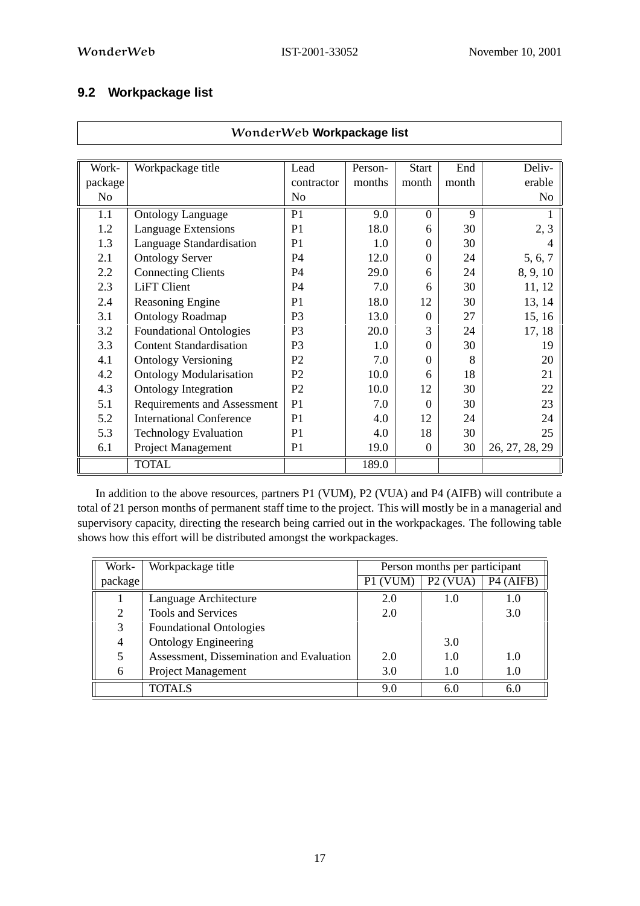## 9.2 Workpackage list

| *WonderWeb* **Workpackage list** | | | | | | |
|---|---|---|---|---|---|---|
| Work-package No | Workpackage title | Lead contractor No | Person-months | Start month | End month | Deliv-erable No |
| 1.1 | Ontology Language | P1 | 9.0 | 0 | 9 | 1 |
| 1.2 | Language Extensions | P1 | 18.0 | 6 | 30 | 2, 3 |
| 1.3 | Language Standardisation | P1 | 1.0 | 0 | 30 | 4 |
| 2.1 | Ontology Server | P4 | 12.0 | 0 | 24 | 5, 6, 7 |
| 2.2 | Connecting Clients | P4 | 29.0 | 6 | 24 | 8, 9, 10 |
| 2.3 | LiFT Client | P4 | 7.0 | 6 | 30 | 11, 12 |
| 2.4 | Reasoning Engine | P1 | 18.0 | 12 | 30 | 13, 14 |
| 3.1 | Ontology Roadmap | P3 | 13.0 | 0 | 27 | 15, 16 |
| 3.2 | Foundational Ontologies | P3 | 20.0 | 3 | 24 | 17, 18 |
| 3.3 | Content Standardisation | P3 | 1.0 | 0 | 30 | 19 |
| 4.1 | Ontology Versioning | P2 | 7.0 | 0 | 8 | 20 |
| 4.2 | Ontology Modularisation | P2 | 10.0 | 6 | 18 | 21 |
| 4.3 | Ontology Integration | P2 | 10.0 | 12 | 30 | 22 |
| 5.1 | Requirements and Assessment | P1 | 7.0 | 0 | 30 | 23 |
| 5.2 | International Conference | P1 | 4.0 | 12 | 24 | 24 |
| 5.3 | Technology Evaluation | P1 | 4.0 | 18 | 30 | 25 |
| 6.1 | Project Management | P1 | 19.0 | 0 | 30 | 26, 27, 28, 29 |
| | TOTAL | | 189.0 | | | |

In addition to the above resources, partners P1 (VUM), P2 (VUA) and P4 (AIFB) will contribute a total of 21 person months of permanent staff time to the project. This will mostly be in a managerial and supervisory capacity, directing the research being carried out in the workpackages. The following table shows how this effort will be distributed amongst the workpackages.

| Work-package | Workpackage title | Person months per participant | | |
|---|---|---|---|---|
| | | P1 (VUM) | P2 (VUA) | P4 (AIFB) |
| 1 | Language Architecture | 2.0 | 1.0 | 1.0 |
| 2 | Tools and Services | 2.0 | | 3.0 |
| 3 | Foundational Ontologies | | | |
| 4 | Ontology Engineering | | 3.0 | |
| 5 | Assessment, Dissemination and Evaluation | 2.0 | 1.0 | 1.0 |
| 6 | Project Management | 3.0 | 1.0 | 1.0 |
| | TOTALS | 9.0 | 6.0 | 6.0 |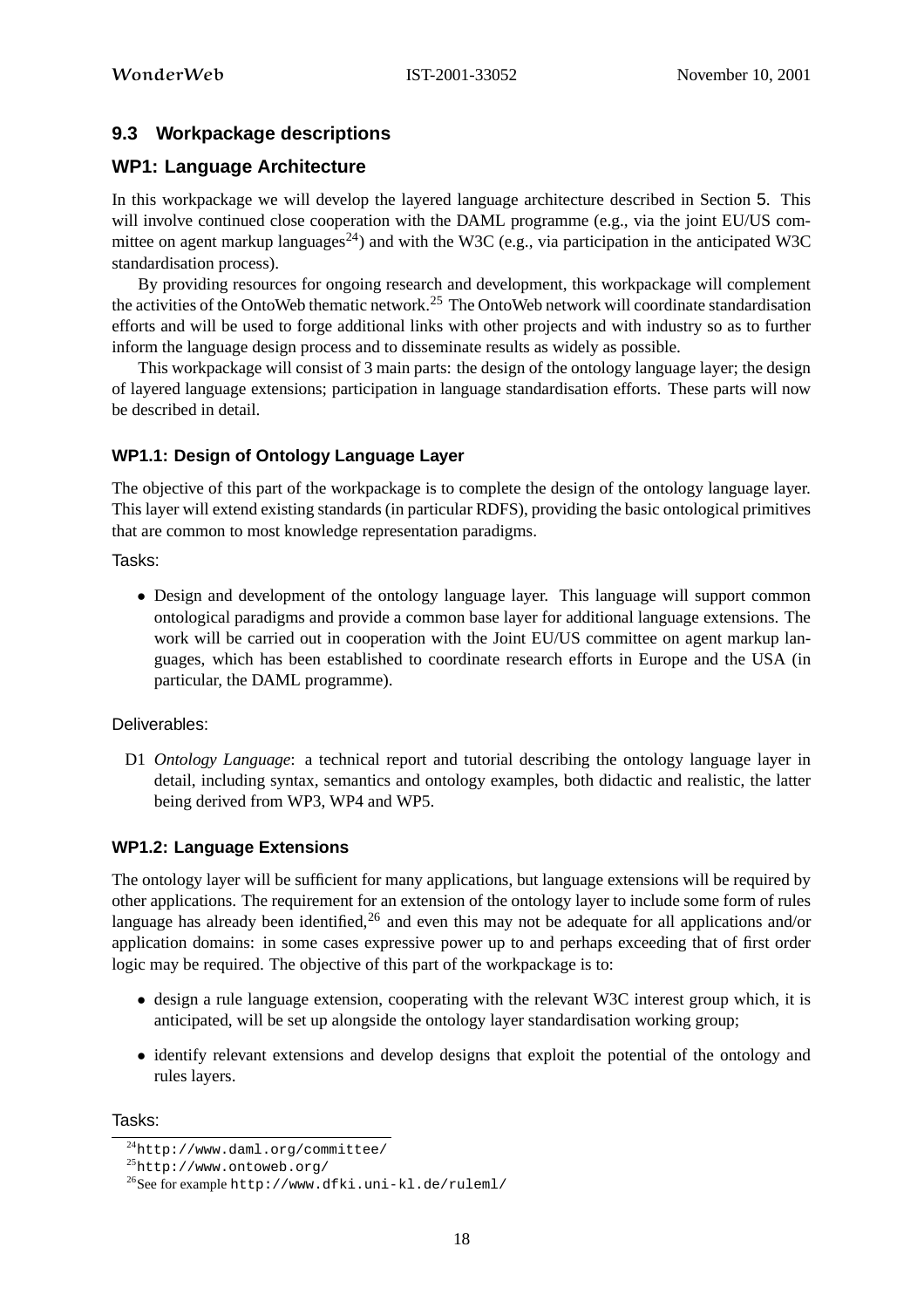## 9.3 Workpackage descriptions

## WP1: Language Architecture

In this workpackage we will develop the layered language architecture described in Section 5. This will involve continued close cooperation with the DAML programme (e.g., via the joint EU/US committee on agent markup languages[24]) and with the W3C (e.g., via participation in the anticipated W3C standardisation process).

By providing resources for ongoing research and development, this workpackage will complement the activities of the OntoWeb thematic network.[25] The OntoWeb network will coordinate standardisation efforts and will be used to forge additional links with other projects and with industry so as to further inform the language design process and to disseminate results as widely as possible.

This workpackage will consist of 3 main parts: the design of the ontology language layer; the design of layered language extensions; participation in language standardisation efforts. These parts will now be described in detail.

### WP1.1: Design of Ontology Language Layer

The objective of this part of the workpackage is to complete the design of the ontology language layer. This layer will extend existing standards (in particular RDFS), providing the basic ontological primitives that are common to most knowledge representation paradigms.

Tasks:

- Design and development of the ontology language layer. This language will support common ontological paradigms and provide a common base layer for additional language extensions. The work will be carried out in cooperation with the Joint EU/US committee on agent markup languages, which has been established to coordinate research efforts in Europe and the USA (in particular, the DAML programme).

Deliverables:

D1 *Ontology Language*: a technical report and tutorial describing the ontology language layer in detail, including syntax, semantics and ontology examples, both didactic and realistic, the latter being derived from WP3, WP4 and WP5.

### WP1.2: Language Extensions

The ontology layer will be sufficient for many applications, but language extensions will be required by other applications. The requirement for an extension of the ontology layer to include some form of rules language has already been identified,[26] and even this may not be adequate for all applications and/or application domains: in some cases expressive power up to and perhaps exceeding that of first order logic may be required. The objective of this part of the workpackage is to:

- design a rule language extension, cooperating with the relevant W3C interest group which, it is anticipated, will be set up alongside the ontology layer standardisation working group;
- identify relevant extensions and develop designs that exploit the potential of the ontology and rules layers.

Tasks:

[24] http://www.daml.org/committee/

[25] http://www.ontoweb.org/

[26] See for example http://www.dfki.uni-kl.de/ruleml/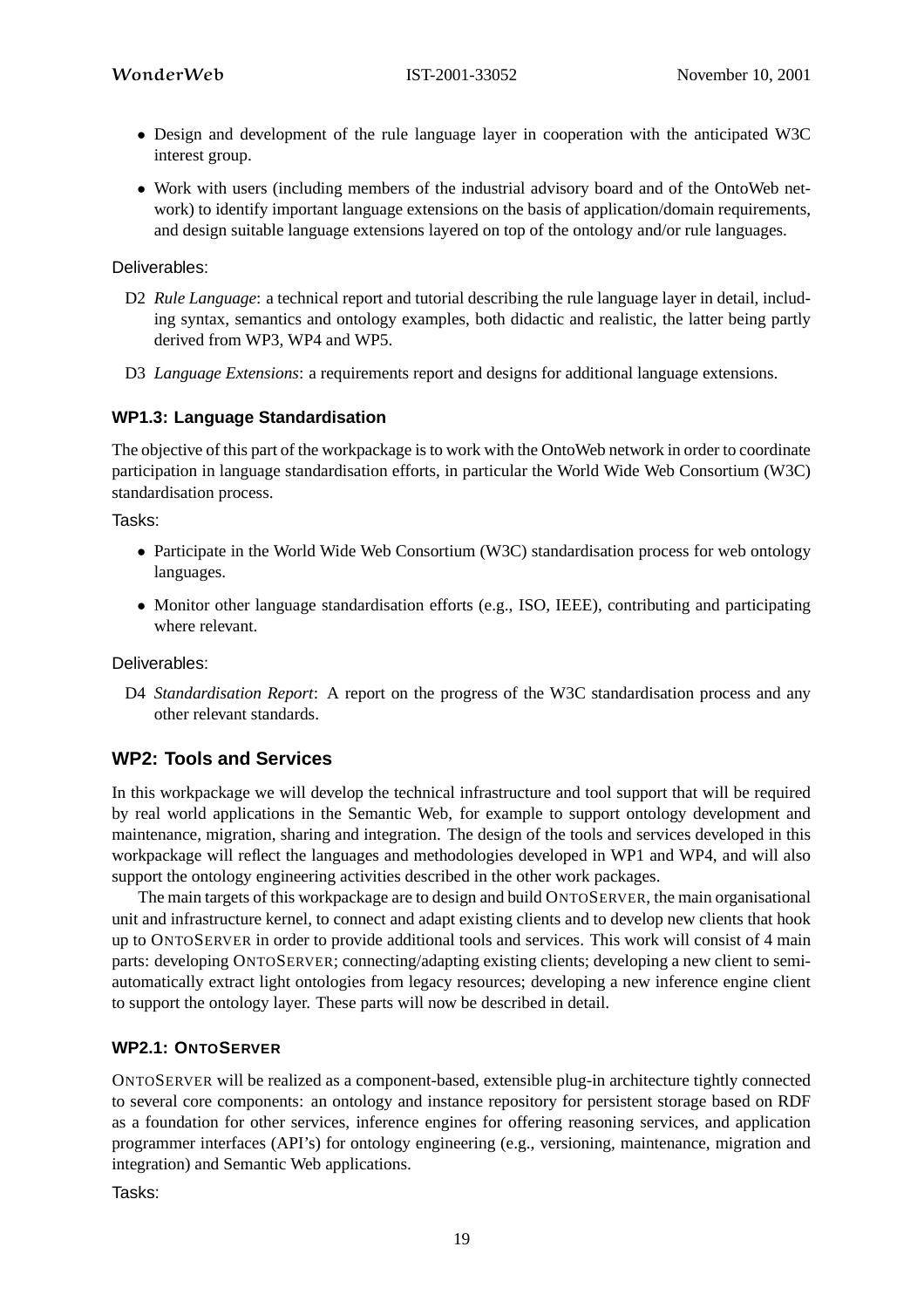- Design and development of the rule language layer in cooperation with the anticipated W3C interest group.
- Work with users (including members of the industrial advisory board and of the OntoWeb network) to identify important language extensions on the basis of application/domain requirements, and design suitable language extensions layered on top of the ontology and/or rule languages.

Deliverables:

D2 *Rule Language*: a technical report and tutorial describing the rule language layer in detail, including syntax, semantics and ontology examples, both didactic and realistic, the latter being partly derived from WP3, WP4 and WP5.

D3 *Language Extensions*: a requirements report and designs for additional language extensions.

### WP1.3: Language Standardisation

The objective of this part of the workpackage is to work with the OntoWeb network in order to coordinate participation in language standardisation efforts, in particular the World Wide Web Consortium (W3C) standardisation process.

Tasks:

- Participate in the World Wide Web Consortium (W3C) standardisation process for web ontology languages.
- Monitor other language standardisation efforts (e.g., ISO, IEEE), contributing and participating where relevant.

Deliverables:

D4 *Standardisation Report*: A report on the progress of the W3C standardisation process and any other relevant standards.

## WP2: Tools and Services

In this workpackage we will develop the technical infrastructure and tool support that will be required by real world applications in the Semantic Web, for example to support ontology development and maintenance, migration, sharing and integration. The design of the tools and services developed in this workpackage will reflect the languages and methodologies developed in WP1 and WP4, and will also support the ontology engineering activities described in the other work packages.

The main targets of this workpackage are to design and build ONTOSERVER, the main organisational unit and infrastructure kernel, to connect and adapt existing clients and to develop new clients that hook up to ONTOSERVER in order to provide additional tools and services. This work will consist of 4 main parts: developing ONTOSERVER; connecting/adapting existing clients; developing a new client to semi-automatically extract light ontologies from legacy resources; developing a new inference engine client to support the ontology layer. These parts will now be described in detail.

### WP2.1: ONTOSERVER

ONTOSERVER will be realized as a component-based, extensible plug-in architecture tightly connected to several core components: an ontology and instance repository for persistent storage based on RDF as a foundation for other services, inference engines for offering reasoning services, and application programmer interfaces (API's) for ontology engineering (e.g., versioning, maintenance, migration and integration) and Semantic Web applications.

Tasks: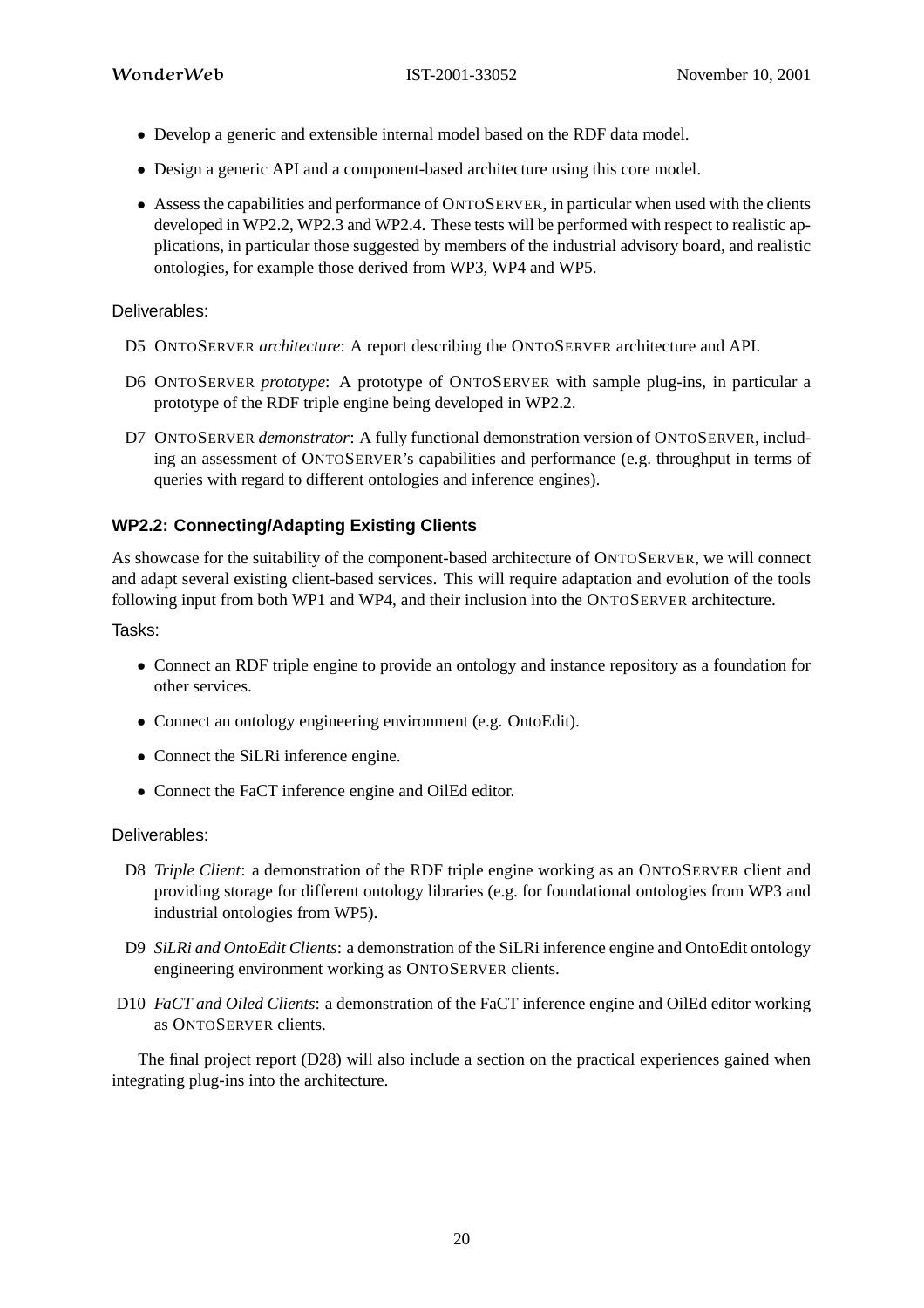- Develop a generic and extensible internal model based on the RDF data model.
- Design a generic API and a component-based architecture using this core model.
- Assess the capabilities and performance of ONTOSERVER, in particular when used with the clients developed in WP2.2, WP2.3 and WP2.4. These tests will be performed with respect to realistic applications, in particular those suggested by members of the industrial advisory board, and realistic ontologies, for example those derived from WP3, WP4 and WP5.

Deliverables:

D5 ONTOSERVER *architecture*: A report describing the ONTOSERVER architecture and API.

D6 ONTOSERVER *prototype*: A prototype of ONTOSERVER with sample plug-ins, in particular a prototype of the RDF triple engine being developed in WP2.2.

D7 ONTOSERVER *demonstrator*: A fully functional demonstration version of ONTOSERVER, including an assessment of ONTOSERVER's capabilities and performance (e.g. throughput in terms of queries with regard to different ontologies and inference engines).

### WP2.2: Connecting/Adapting Existing Clients

As showcase for the suitability of the component-based architecture of ONTOSERVER, we will connect and adapt several existing client-based services. This will require adaptation and evolution of the tools following input from both WP1 and WP4, and their inclusion into the ONTOSERVER architecture.

Tasks:

- Connect an RDF triple engine to provide an ontology and instance repository as a foundation for other services.
- Connect an ontology engineering environment (e.g. OntoEdit).
- Connect the SiLRi inference engine.
- Connect the FaCT inference engine and OilEd editor.

Deliverables:

D8 *Triple Client*: a demonstration of the RDF triple engine working as an ONTOSERVER client and providing storage for different ontology libraries (e.g. for foundational ontologies from WP3 and industrial ontologies from WP5).

D9 *SiLRi and OntoEdit Clients*: a demonstration of the SiLRi inference engine and OntoEdit ontology engineering environment working as ONTOSERVER clients.

D10 *FaCT and Oiled Clients*: a demonstration of the FaCT inference engine and OilEd editor working as ONTOSERVER clients.

The final project report (D28) will also include a section on the practical experiences gained when integrating plug-ins into the architecture.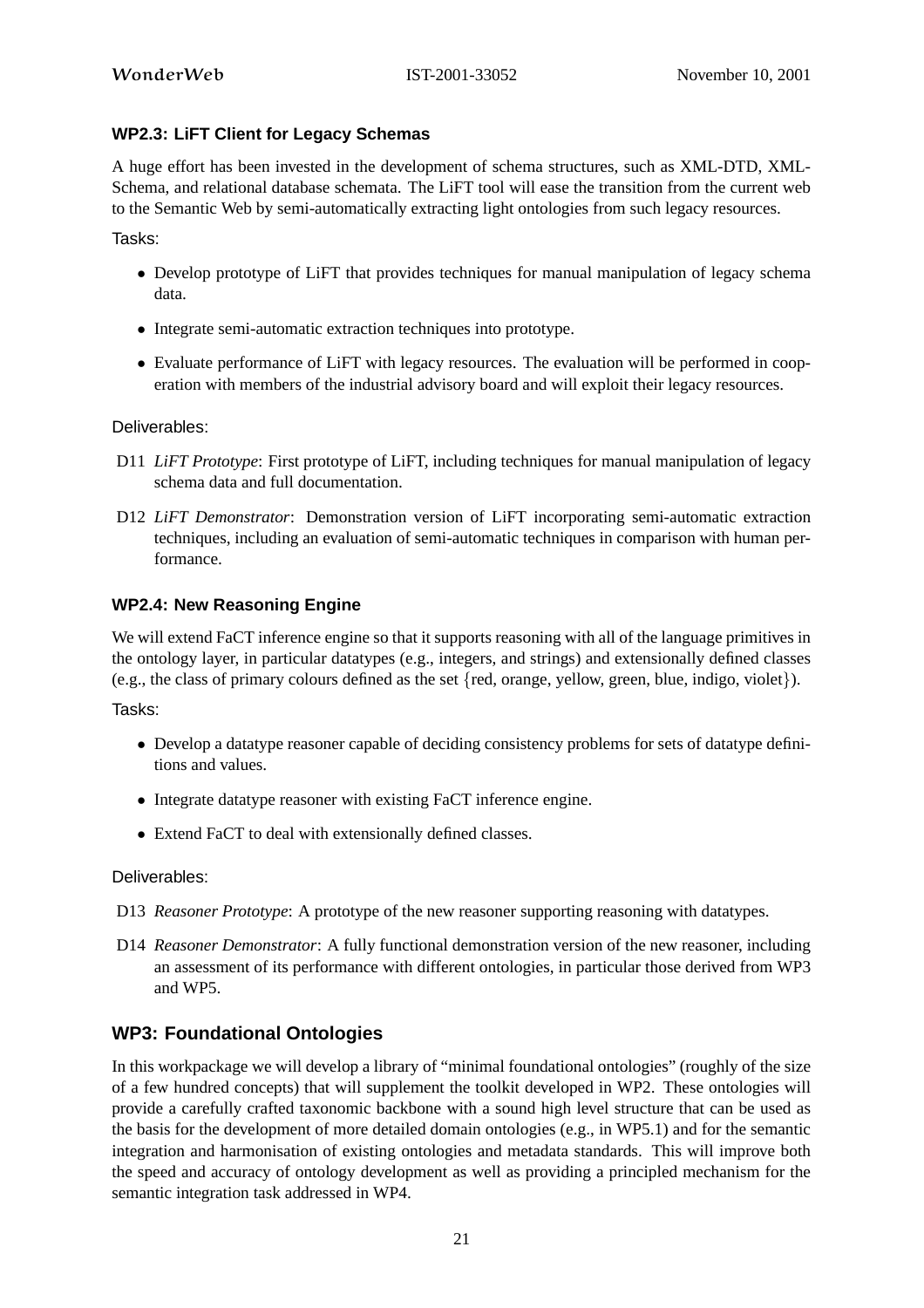### WP2.3: LiFT Client for Legacy Schemas

A huge effort has been invested in the development of schema structures, such as XML-DTD, XML-Schema, and relational database schemata. The LiFT tool will ease the transition from the current web to the Semantic Web by semi-automatically extracting light ontologies from such legacy resources.

Tasks:

- Develop prototype of LiFT that provides techniques for manual manipulation of legacy schema data.
- Integrate semi-automatic extraction techniques into prototype.
- Evaluate performance of LiFT with legacy resources. The evaluation will be performed in cooperation with members of the industrial advisory board and will exploit their legacy resources.

Deliverables:

D11 *LiFT Prototype*: First prototype of LiFT, including techniques for manual manipulation of legacy schema data and full documentation.

D12 *LiFT Demonstrator*: Demonstration version of LiFT incorporating semi-automatic extraction techniques, including an evaluation of semi-automatic techniques in comparison with human performance.

### WP2.4: New Reasoning Engine

We will extend FaCT inference engine so that it supports reasoning with all of the language primitives in the ontology layer, in particular datatypes (e.g., integers, and strings) and extensionally defined classes (e.g., the class of primary colours defined as the set {red, orange, yellow, green, blue, indigo, violet}).

Tasks:

- Develop a datatype reasoner capable of deciding consistency problems for sets of datatype definitions and values.
- Integrate datatype reasoner with existing FaCT inference engine.
- Extend FaCT to deal with extensionally defined classes.

Deliverables:

D13 *Reasoner Prototype*: A prototype of the new reasoner supporting reasoning with datatypes.

D14 *Reasoner Demonstrator*: A fully functional demonstration version of the new reasoner, including an assessment of its performance with different ontologies, in particular those derived from WP3 and WP5.

## WP3: Foundational Ontologies

In this workpackage we will develop a library of "minimal foundational ontologies" (roughly of the size of a few hundred concepts) that will supplement the toolkit developed in WP2. These ontologies will provide a carefully crafted taxonomic backbone with a sound high level structure that can be used as the basis for the development of more detailed domain ontologies (e.g., in WP5.1) and for the semantic integration and harmonisation of existing ontologies and metadata standards. This will improve both the speed and accuracy of ontology development as well as providing a principled mechanism for the semantic integration task addressed in WP4.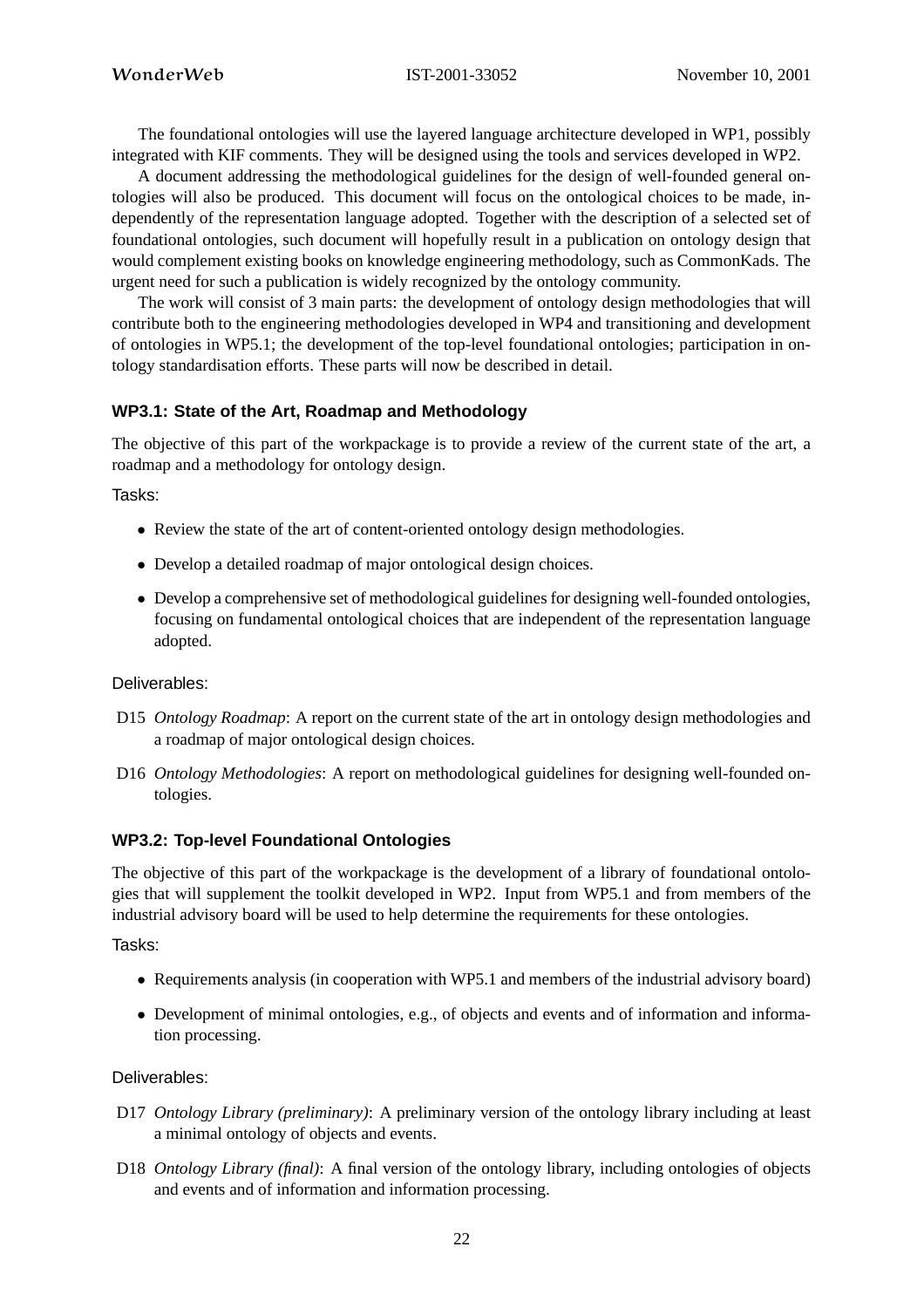The foundational ontologies will use the layered language architecture developed in WP1, possibly integrated with KIF comments. They will be designed using the tools and services developed in WP2.

A document addressing the methodological guidelines for the design of well-founded general ontologies will also be produced. This document will focus on the ontological choices to be made, independently of the representation language adopted. Together with the description of a selected set of foundational ontologies, such document will hopefully result in a publication on ontology design that would complement existing books on knowledge engineering methodology, such as CommonKads. The urgent need for such a publication is widely recognized by the ontology community.

The work will consist of 3 main parts: the development of ontology design methodologies that will contribute both to the engineering methodologies developed in WP4 and transitioning and development of ontologies in WP5.1; the development of the top-level foundational ontologies; participation in ontology standardisation efforts. These parts will now be described in detail.

### WP3.1: State of the Art, Roadmap and Methodology

The objective of this part of the workpackage is to provide a review of the current state of the art, a roadmap and a methodology for ontology design.

Tasks:

- Review the state of the art of content-oriented ontology design methodologies.
- Develop a detailed roadmap of major ontological design choices.
- Develop a comprehensive set of methodological guidelines for designing well-founded ontologies, focusing on fundamental ontological choices that are independent of the representation language adopted.

Deliverables:

- D15 *Ontology Roadmap*: A report on the current state of the art in ontology design methodologies and a roadmap of major ontological design choices.
- D16 *Ontology Methodologies*: A report on methodological guidelines for designing well-founded ontologies.

### WP3.2: Top-level Foundational Ontologies

The objective of this part of the workpackage is the development of a library of foundational ontologies that will supplement the toolkit developed in WP2. Input from WP5.1 and from members of the industrial advisory board will be used to help determine the requirements for these ontologies.

Tasks:

- Requirements analysis (in cooperation with WP5.1 and members of the industrial advisory board)
- Development of minimal ontologies, e.g., of objects and events and of information and information processing.

Deliverables:

- D17 *Ontology Library (preliminary)*: A preliminary version of the ontology library including at least a minimal ontology of objects and events.
- D18 *Ontology Library (final)*: A final version of the ontology library, including ontologies of objects and events and of information and information processing.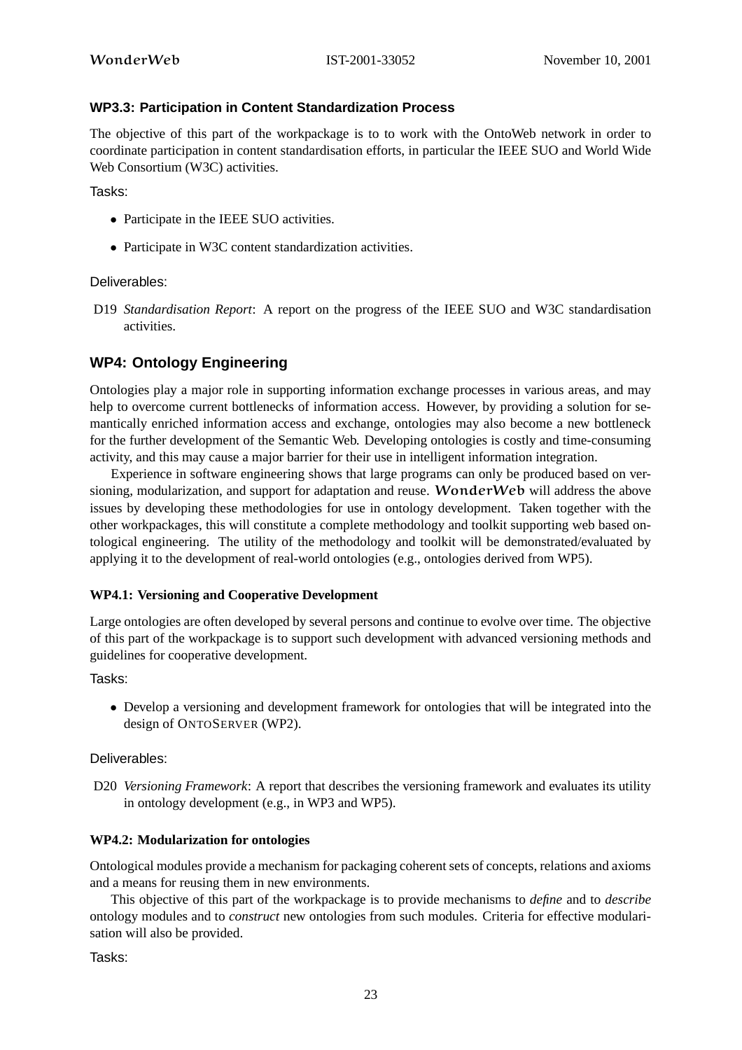#### WP3.3: Participation in Content Standardization Process

The objective of this part of the workpackage is to to work with the OntoWeb network in order to coordinate participation in content standardisation efforts, in particular the IEEE SUO and World Wide Web Consortium (W3C) activities.

Tasks:

- Participate in the IEEE SUO activities.
- Participate in W3C content standardization activities.

Deliverables:

D19 *Standardisation Report*: A report on the progress of the IEEE SUO and W3C standardisation activities.

### WP4: Ontology Engineering

Ontologies play a major role in supporting information exchange processes in various areas, and may help to overcome current bottlenecks of information access. However, by providing a solution for semantically enriched information access and exchange, ontologies may also become a new bottleneck for the further development of the Semantic Web. Developing ontologies is costly and time-consuming activity, and this may cause a major barrier for their use in intelligent information integration.

Experience in software engineering shows that large programs can only be produced based on versioning, modularization, and support for adaptation and reuse. **WonderWeb** will address the above issues by developing these methodologies for use in ontology development. Taken together with the other workpackages, this will constitute a complete methodology and toolkit supporting web based ontological engineering. The utility of the methodology and toolkit will be demonstrated/evaluated by applying it to the development of real-world ontologies (e.g., ontologies derived from WP5).

#### WP4.1: Versioning and Cooperative Development

Large ontologies are often developed by several persons and continue to evolve over time. The objective of this part of the workpackage is to support such development with advanced versioning methods and guidelines for cooperative development.

Tasks:

- Develop a versioning and development framework for ontologies that will be integrated into the design of ONTOSERVER (WP2).

Deliverables:

D20 *Versioning Framework*: A report that describes the versioning framework and evaluates its utility in ontology development (e.g., in WP3 and WP5).

#### WP4.2: Modularization for ontologies

Ontological modules provide a mechanism for packaging coherent sets of concepts, relations and axioms and a means for reusing them in new environments.

This objective of this part of the workpackage is to provide mechanisms to *define* and to *describe* ontology modules and to *construct* new ontologies from such modules. Criteria for effective modularisation will also be provided.

Tasks: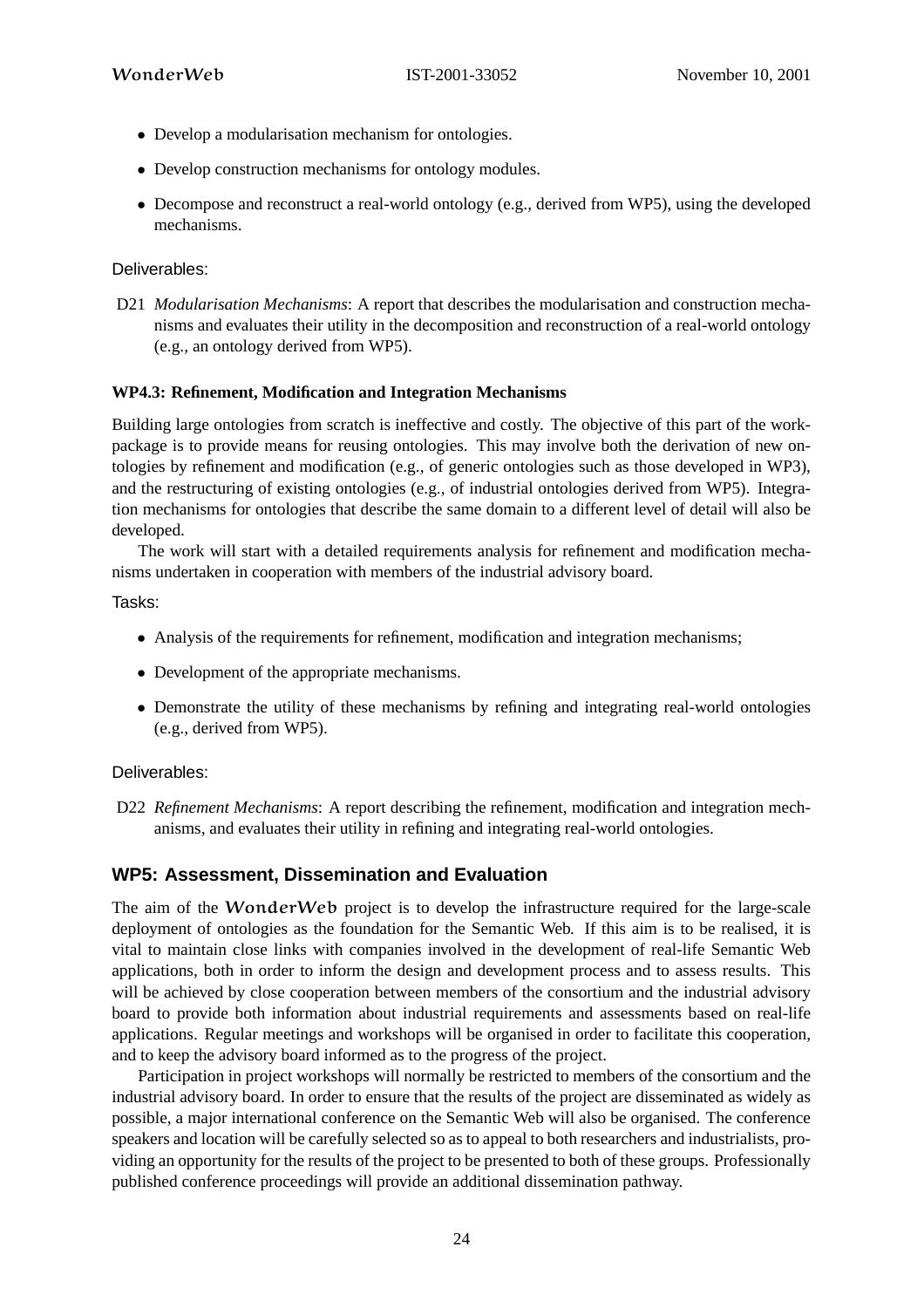- Develop a modularisation mechanism for ontologies.
- Develop construction mechanisms for ontology modules.
- Decompose and reconstruct a real-world ontology (e.g., derived from WP5), using the developed mechanisms.

Deliverables:

D21 *Modularisation Mechanisms*: A report that describes the modularisation and construction mechanisms and evaluates their utility in the decomposition and reconstruction of a real-world ontology (e.g., an ontology derived from WP5).

#### WP4.3: Refinement, Modification and Integration Mechanisms

Building large ontologies from scratch is ineffective and costly. The objective of this part of the workpackage is to provide means for reusing ontologies. This may involve both the derivation of new ontologies by refinement and modification (e.g., of generic ontologies such as those developed in WP3), and the restructuring of existing ontologies (e.g., of industrial ontologies derived from WP5). Integration mechanisms for ontologies that describe the same domain to a different level of detail will also be developed.

The work will start with a detailed requirements analysis for refinement and modification mechanisms undertaken in cooperation with members of the industrial advisory board.

Tasks:

- Analysis of the requirements for refinement, modification and integration mechanisms;
- Development of the appropriate mechanisms.
- Demonstrate the utility of these mechanisms by refining and integrating real-world ontologies (e.g., derived from WP5).

Deliverables:

D22 *Refinement Mechanisms*: A report describing the refinement, modification and integration mechanisms, and evaluates their utility in refining and integrating real-world ontologies.

### WP5: Assessment, Dissemination and Evaluation

The aim of the WonderWeb project is to develop the infrastructure required for the large-scale deployment of ontologies as the foundation for the Semantic Web. If this aim is to be realised, it is vital to maintain close links with companies involved in the development of real-life Semantic Web applications, both in order to inform the design and development process and to assess results. This will be achieved by close cooperation between members of the consortium and the industrial advisory board to provide both information about industrial requirements and assessments based on real-life applications. Regular meetings and workshops will be organised in order to facilitate this cooperation, and to keep the advisory board informed as to the progress of the project.

Participation in project workshops will normally be restricted to members of the consortium and the industrial advisory board. In order to ensure that the results of the project are disseminated as widely as possible, a major international conference on the Semantic Web will also be organised. The conference speakers and location will be carefully selected so as to appeal to both researchers and industrialists, providing an opportunity for the results of the project to be presented to both of these groups. Professionally published conference proceedings will provide an additional dissemination pathway.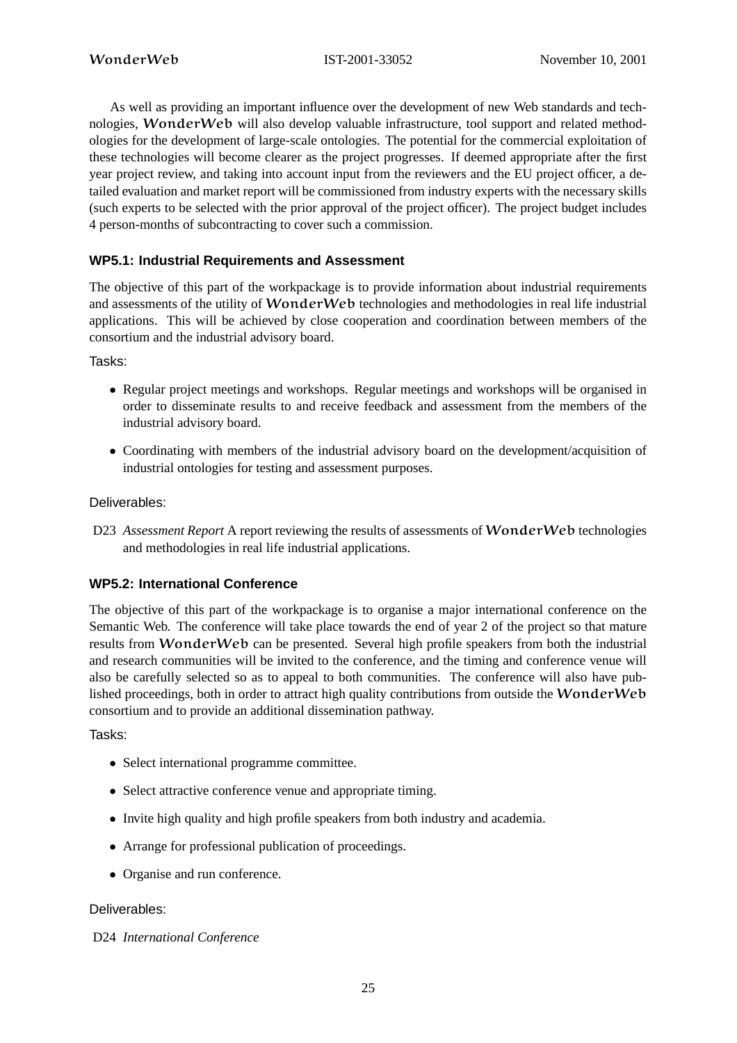As well as providing an important influence over the development of new Web standards and technologies, **WonderWeb** will also develop valuable infrastructure, tool support and related methodologies for the development of large-scale ontologies. The potential for the commercial exploitation of these technologies will become clearer as the project progresses. If deemed appropriate after the first year project review, and taking into account input from the reviewers and the EU project officer, a detailed evaluation and market report will be commissioned from industry experts with the necessary skills (such experts to be selected with the prior approval of the project officer). The project budget includes 4 person-months of subcontracting to cover such a commission.

### WP5.1: Industrial Requirements and Assessment

The objective of this part of the workpackage is to provide information about industrial requirements and assessments of the utility of **WonderWeb** technologies and methodologies in real life industrial applications. This will be achieved by close cooperation and coordination between members of the consortium and the industrial advisory board.

Tasks:

- Regular project meetings and workshops. Regular meetings and workshops will be organised in order to disseminate results to and receive feedback and assessment from the members of the industrial advisory board.
- Coordinating with members of the industrial advisory board on the development/acquisition of industrial ontologies for testing and assessment purposes.

Deliverables:

D23 *Assessment Report* A report reviewing the results of assessments of **WonderWeb** technologies and methodologies in real life industrial applications.

### WP5.2: International Conference

The objective of this part of the workpackage is to organise a major international conference on the Semantic Web. The conference will take place towards the end of year 2 of the project so that mature results from **WonderWeb** can be presented. Several high profile speakers from both the industrial and research communities will be invited to the conference, and the timing and conference venue will also be carefully selected so as to appeal to both communities. The conference will also have published proceedings, both in order to attract high quality contributions from outside the **WonderWeb** consortium and to provide an additional dissemination pathway.

Tasks:

- Select international programme committee.
- Select attractive conference venue and appropriate timing.
- Invite high quality and high profile speakers from both industry and academia.
- Arrange for professional publication of proceedings.
- Organise and run conference.

Deliverables:

D24 *International Conference*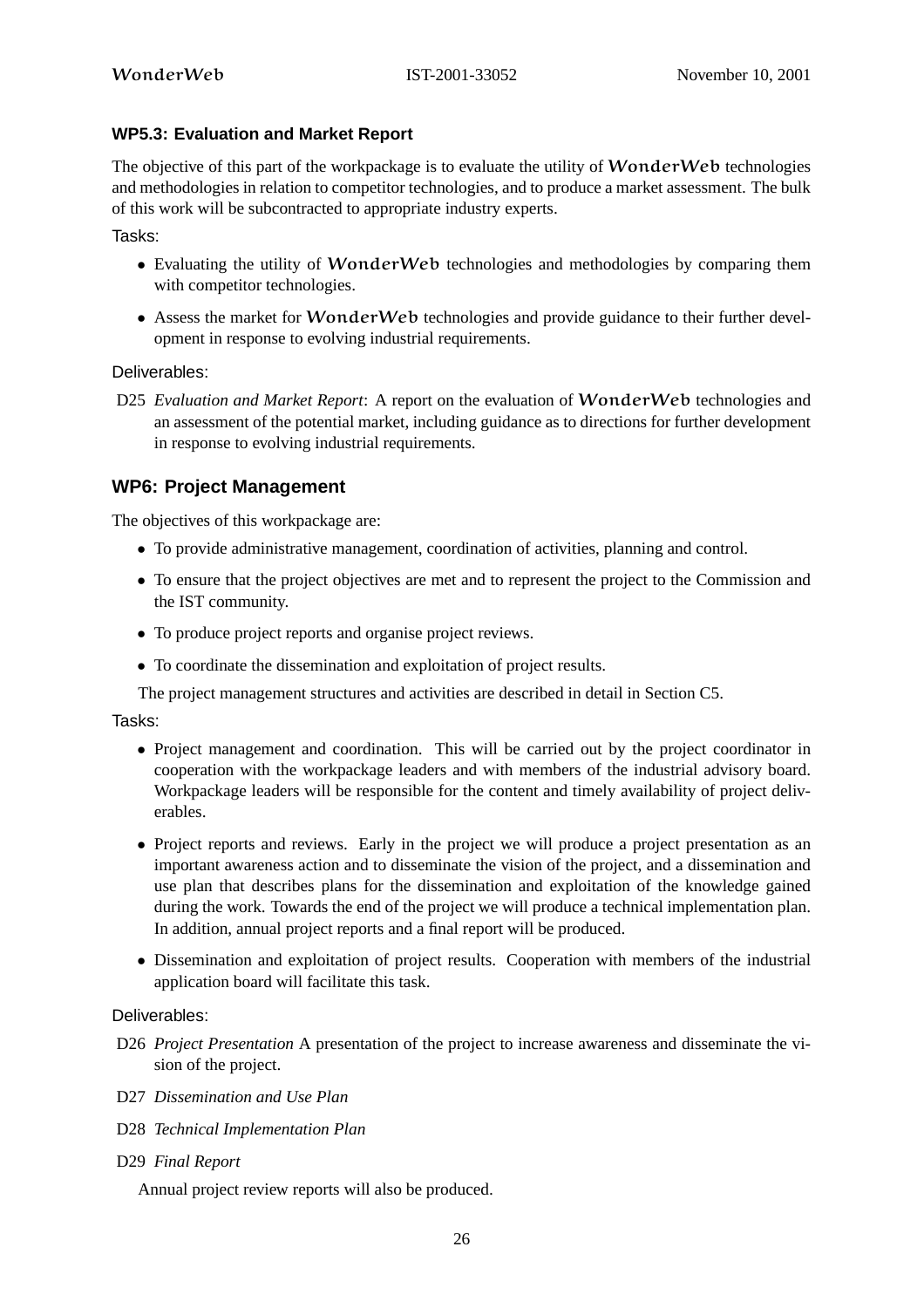### WP5.3: Evaluation and Market Report

The objective of this part of the workpackage is to evaluate the utility of **WonderWeb** technologies and methodologies in relation to competitor technologies, and to produce a market assessment. The bulk of this work will be subcontracted to appropriate industry experts.

Tasks:

- Evaluating the utility of **WonderWeb** technologies and methodologies by comparing them with competitor technologies.
- Assess the market for **WonderWeb** technologies and provide guidance to their further development in response to evolving industrial requirements.

Deliverables:

D25 *Evaluation and Market Report*: A report on the evaluation of **WonderWeb** technologies and an assessment of the potential market, including guidance as to directions for further development in response to evolving industrial requirements.

## WP6: Project Management

The objectives of this workpackage are:

- To provide administrative management, coordination of activities, planning and control.
- To ensure that the project objectives are met and to represent the project to the Commission and the IST community.
- To produce project reports and organise project reviews.
- To coordinate the dissemination and exploitation of project results.

The project management structures and activities are described in detail in Section C5.

Tasks:

- Project management and coordination. This will be carried out by the project coordinator in cooperation with the workpackage leaders and with members of the industrial advisory board. Workpackage leaders will be responsible for the content and timely availability of project deliverables.
- Project reports and reviews. Early in the project we will produce a project presentation as an important awareness action and to disseminate the vision of the project, and a dissemination and use plan that describes plans for the dissemination and exploitation of the knowledge gained during the work. Towards the end of the project we will produce a technical implementation plan. In addition, annual project reports and a final report will be produced.
- Dissemination and exploitation of project results. Cooperation with members of the industrial application board will facilitate this task.

Deliverables:

D26 *Project Presentation* A presentation of the project to increase awareness and disseminate the vision of the project.

D27 *Dissemination and Use Plan*

D28 *Technical Implementation Plan*

D29 *Final Report*

Annual project review reports will also be produced.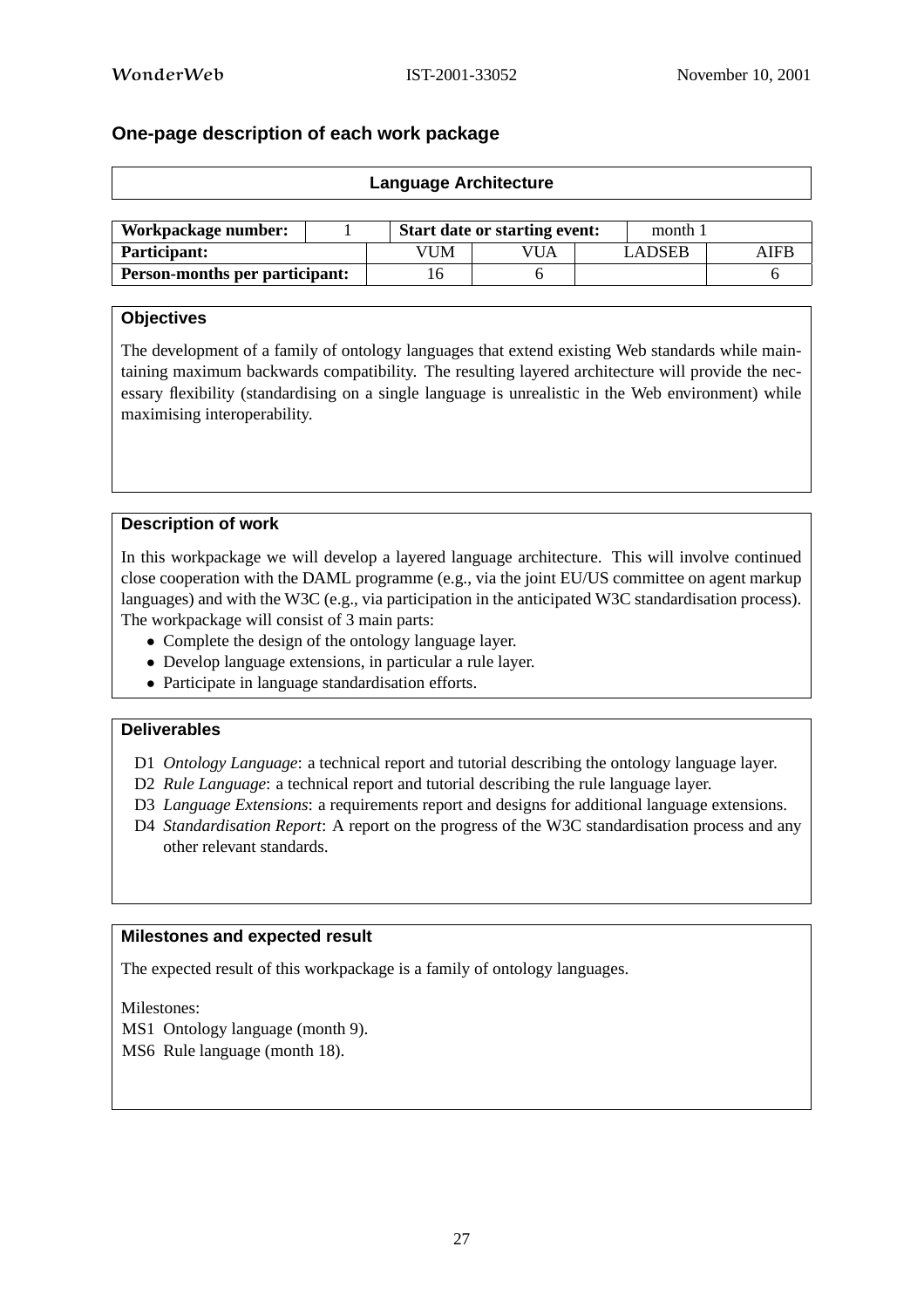## One-page description of each work package

### Language Architecture

| Workpackage number: | 1 | Start date or starting event: | | month 1 | |
|---|---|---|---|---|---|
| **Participant:** | | VUM | VUA | LADSEB | AIFB |
| **Person-months per participant:** | | 16 | 6 | | 6 |

### Objectives

The development of a family of ontology languages that extend existing Web standards while maintaining maximum backwards compatibility. The resulting layered architecture will provide the necessary flexibility (standardising on a single language is unrealistic in the Web environment) while maximising interoperability.

### Description of work

In this workpackage we will develop a layered language architecture. This will involve continued close cooperation with the DAML programme (e.g., via the joint EU/US committee on agent markup languages) and with the W3C (e.g., via participation in the anticipated W3C standardisation process). The workpackage will consist of 3 main parts:

- Complete the design of the ontology language layer.
- Develop language extensions, in particular a rule layer.
- Participate in language standardisation efforts.

### Deliverables

D1 *Ontology Language*: a technical report and tutorial describing the ontology language layer.
D2 *Rule Language*: a technical report and tutorial describing the rule language layer.
D3 *Language Extensions*: a requirements report and designs for additional language extensions.
D4 *Standardisation Report*: A report on the progress of the W3C standardisation process and any other relevant standards.

### Milestones and expected result

The expected result of this workpackage is a family of ontology languages.

Milestones:
MS1 Ontology language (month 9).
MS6 Rule language (month 18).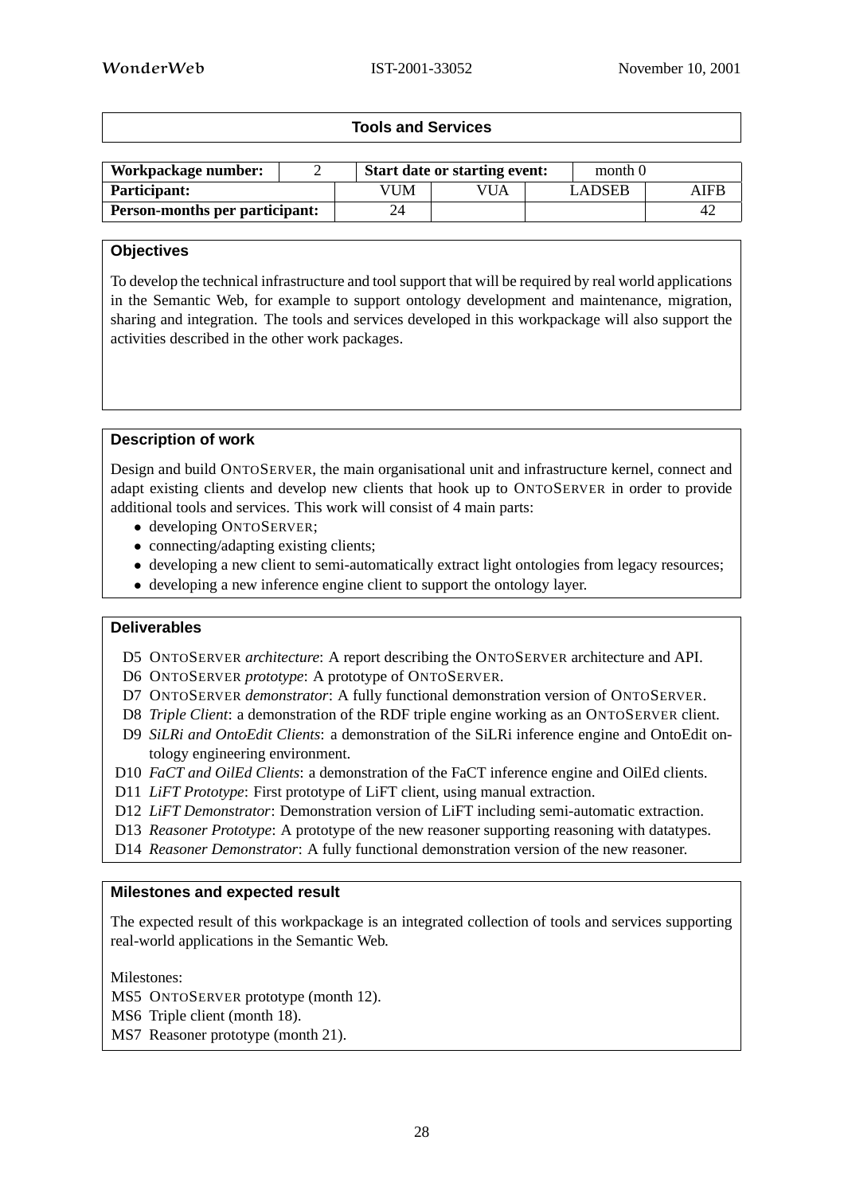## Tools and Services

| Workpackage number: | 2 | Start date or starting event: | month 0 | |
|---|---|---|---|---|
| **Participant:** | VUM | VUA | LADSEB | AIFB |
| **Person-months per participant:** | 24 | | | 42 |

### Objectives

To develop the technical infrastructure and tool support that will be required by real world applications in the Semantic Web, for example to support ontology development and maintenance, migration, sharing and integration. The tools and services developed in this workpackage will also support the activities described in the other work packages.

### Description of work

Design and build ONTOSERVER, the main organisational unit and infrastructure kernel, connect and adapt existing clients and develop new clients that hook up to ONTOSERVER in order to provide additional tools and services. This work will consist of 4 main parts:

- developing ONTOSERVER;
- connecting/adapting existing clients;
- developing a new client to semi-automatically extract light ontologies from legacy resources;
- developing a new inference engine client to support the ontology layer.

### Deliverables

- D5 ONTOSERVER *architecture*: A report describing the ONTOSERVER architecture and API.
- D6 ONTOSERVER *prototype*: A prototype of ONTOSERVER.
- D7 ONTOSERVER *demonstrator*: A fully functional demonstration version of ONTOSERVER.
- D8 *Triple Client*: a demonstration of the RDF triple engine working as an ONTOSERVER client.
- D9 *SiLRi and OntoEdit Clients*: a demonstration of the SiLRi inference engine and OntoEdit ontology engineering environment.
- D10 *FaCT and OilEd Clients*: a demonstration of the FaCT inference engine and OilEd clients.
- D11 *LiFT Prototype*: First prototype of LiFT client, using manual extraction.
- D12 *LiFT Demonstrator*: Demonstration version of LiFT including semi-automatic extraction.
- D13 *Reasoner Prototype*: A prototype of the new reasoner supporting reasoning with datatypes.
- D14 *Reasoner Demonstrator*: A fully functional demonstration version of the new reasoner.

### Milestones and expected result

The expected result of this workpackage is an integrated collection of tools and services supporting real-world applications in the Semantic Web.

Milestones:

- MS5 ONTOSERVER prototype (month 12).
- MS6 Triple client (month 18).
- MS7 Reasoner prototype (month 21).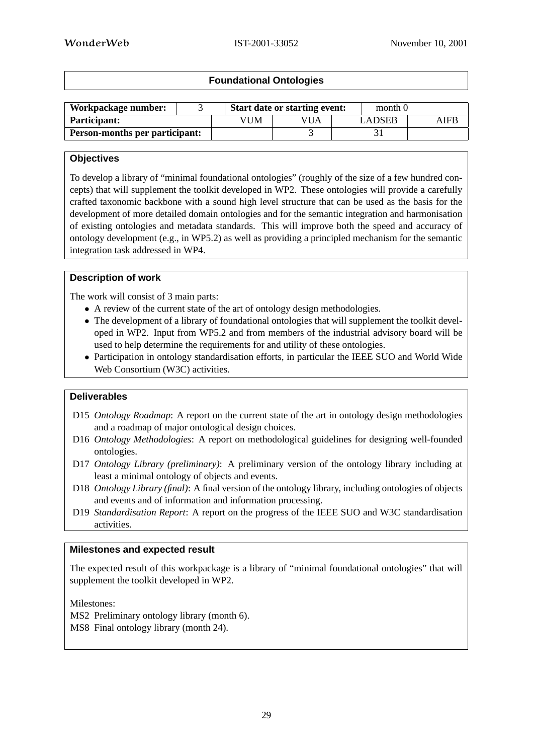## Foundational Ontologies

| Workpackage number: | 3 | Start date or starting event: | | month 0 | |
|---|---|---|---|---|---|
| **Participant:** | | VUM | VUA | LADSEB | AIFB |
| **Person-months per participant:** | | | 3 | 31 | |

### Objectives

To develop a library of "minimal foundational ontologies" (roughly of the size of a few hundred concepts) that will supplement the toolkit developed in WP2. These ontologies will provide a carefully crafted taxonomic backbone with a sound high level structure that can be used as the basis for the development of more detailed domain ontologies and for the semantic integration and harmonisation of existing ontologies and metadata standards. This will improve both the speed and accuracy of ontology development (e.g., in WP5.2) as well as providing a principled mechanism for the semantic integration task addressed in WP4.

### Description of work

The work will consist of 3 main parts:

- A review of the current state of the art of ontology design methodologies.
- The development of a library of foundational ontologies that will supplement the toolkit developed in WP2. Input from WP5.2 and from members of the industrial advisory board will be used to help determine the requirements for and utility of these ontologies.
- Participation in ontology standardisation efforts, in particular the IEEE SUO and World Wide Web Consortium (W3C) activities.

### Deliverables

D15 *Ontology Roadmap*: A report on the current state of the art in ontology design methodologies and a roadmap of major ontological design choices.

D16 *Ontology Methodologies*: A report on methodological guidelines for designing well-founded ontologies.

D17 *Ontology Library (preliminary)*: A preliminary version of the ontology library including at least a minimal ontology of objects and events.

D18 *Ontology Library (final)*: A final version of the ontology library, including ontologies of objects and events and of information and information processing.

D19 *Standardisation Report*: A report on the progress of the IEEE SUO and W3C standardisation activities.

### Milestones and expected result

The expected result of this workpackage is a library of "minimal foundational ontologies" that will supplement the toolkit developed in WP2.

Milestones:

MS2 Preliminary ontology library (month 6).

MS8 Final ontology library (month 24).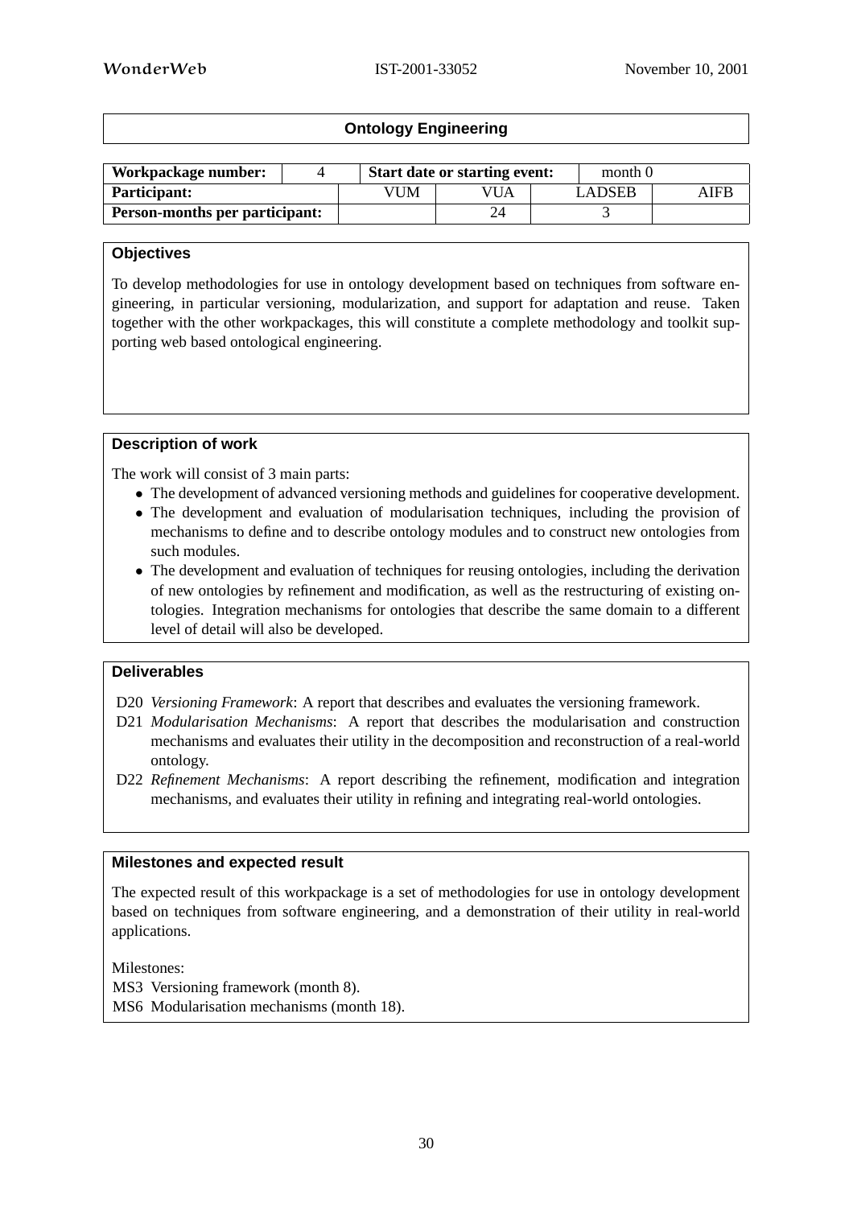## Ontology Engineering

| Workpackage number: | 4 | Start date or starting event: | month 0 | | |
|---|---|---|---|---|---|
| **Participant:** | | VUM | VUA | LADSEB | AIFB |
| **Person-months per participant:** | | | 24 | 3 | |

### Objectives

To develop methodologies for use in ontology development based on techniques from software engineering, in particular versioning, modularization, and support for adaptation and reuse. Taken together with the other workpackages, this will constitute a complete methodology and toolkit supporting web based ontological engineering.

### Description of work

The work will consist of 3 main parts:

- The development of advanced versioning methods and guidelines for cooperative development.
- The development and evaluation of modularisation techniques, including the provision of mechanisms to define and to describe ontology modules and to construct new ontologies from such modules.
- The development and evaluation of techniques for reusing ontologies, including the derivation of new ontologies by refinement and modification, as well as the restructuring of existing ontologies. Integration mechanisms for ontologies that describe the same domain to a different level of detail will also be developed.

### Deliverables

D20 *Versioning Framework*: A report that describes and evaluates the versioning framework.

D21 *Modularisation Mechanisms*: A report that describes the modularisation and construction mechanisms and evaluates their utility in the decomposition and reconstruction of a real-world ontology.

D22 *Refinement Mechanisms*: A report describing the refinement, modification and integration mechanisms, and evaluates their utility in refining and integrating real-world ontologies.

### Milestones and expected result

The expected result of this workpackage is a set of methodologies for use in ontology development based on techniques from software engineering, and a demonstration of their utility in real-world applications.

Milestones:

MS3 Versioning framework (month 8).

MS6 Modularisation mechanisms (month 18).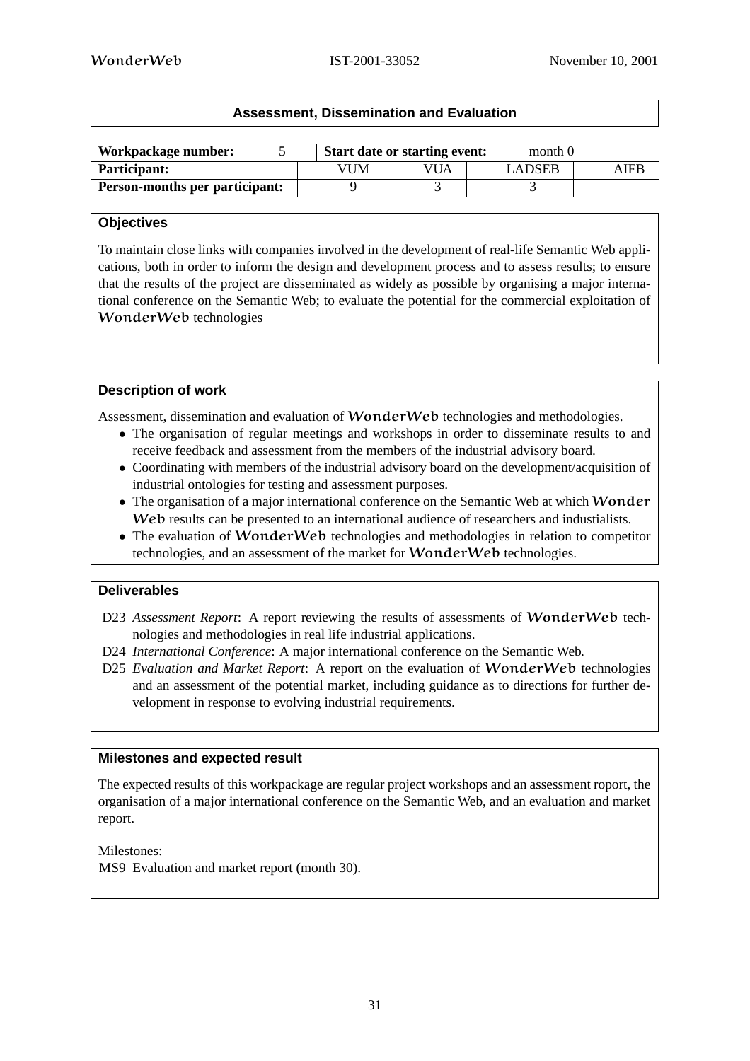## Assessment, Dissemination and Evaluation

| Workpackage number: | 5 | Start date or starting event: | | month 0 | |
|---|---|---|---|---|---|
| **Participant:** | | VUM | VUA | LADSEB | AIFB |
| **Person-months per participant:** | | 9 | 3 | 3 | |

### Objectives

To maintain close links with companies involved in the development of real-life Semantic Web applications, both in order to inform the design and development process and to assess results; to ensure that the results of the project are disseminated as widely as possible by organising a major international conference on the Semantic Web; to evaluate the potential for the commercial exploitation of WonderWeb technologies

### Description of work

Assessment, dissemination and evaluation of WonderWeb technologies and methodologies.

- The organisation of regular meetings and workshops in order to disseminate results to and receive feedback and assessment from the members of the industrial advisory board.
- Coordinating with members of the industrial advisory board on the development/acquisition of industrial ontologies for testing and assessment purposes.
- The organisation of a major international conference on the Semantic Web at which Wonder Web results can be presented to an international audience of researchers and industialists.
- The evaluation of WonderWeb technologies and methodologies in relation to competitor technologies, and an assessment of the market for WonderWeb technologies.

### Deliverables

- D23 *Assessment Report*: A report reviewing the results of assessments of WonderWeb technologies and methodologies in real life industrial applications.
- D24 *International Conference*: A major international conference on the Semantic Web.
- D25 *Evaluation and Market Report*: A report on the evaluation of WonderWeb technologies and an assessment of the potential market, including guidance as to directions for further development in response to evolving industrial requirements.

### Milestones and expected result

The expected results of this workpackage are regular project workshops and an assessment roport, the organisation of a major international conference on the Semantic Web, and an evaluation and market report.

Milestones:

MS9 Evaluation and market report (month 30).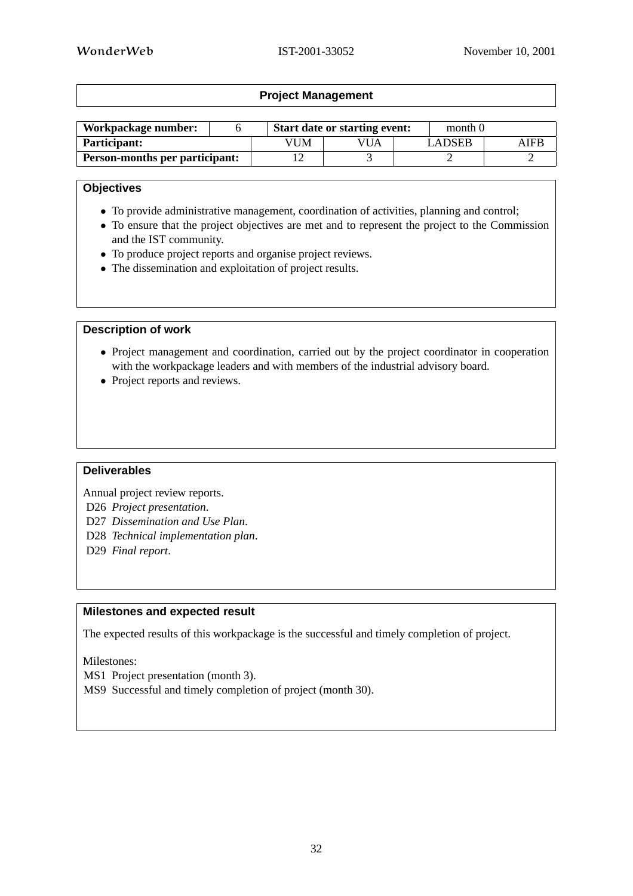## Project Management

| Workpackage number: | 6 | Start date or starting event: | month 0 | |
|---|---|---|---|---|
| **Participant:** | VUM | VUA | LADSEB | AIFB |
| **Person-months per participant:** | 12 | 3 | 2 | 2 |

### Objectives

- To provide administrative management, coordination of activities, planning and control;
- To ensure that the project objectives are met and to represent the project to the Commission and the IST community.
- To produce project reports and organise project reviews.
- The dissemination and exploitation of project results.

### Description of work

- Project management and coordination, carried out by the project coordinator in cooperation with the workpackage leaders and with members of the industrial advisory board.
- Project reports and reviews.

### Deliverables

Annual project review reports.
D26 *Project presentation*.
D27 *Dissemination and Use Plan*.
D28 *Technical implementation plan*.
D29 *Final report*.

### Milestones and expected result

The expected results of this workpackage is the successful and timely completion of project.

Milestones:
MS1 Project presentation (month 3).
MS9 Successful and timely completion of project (month 30).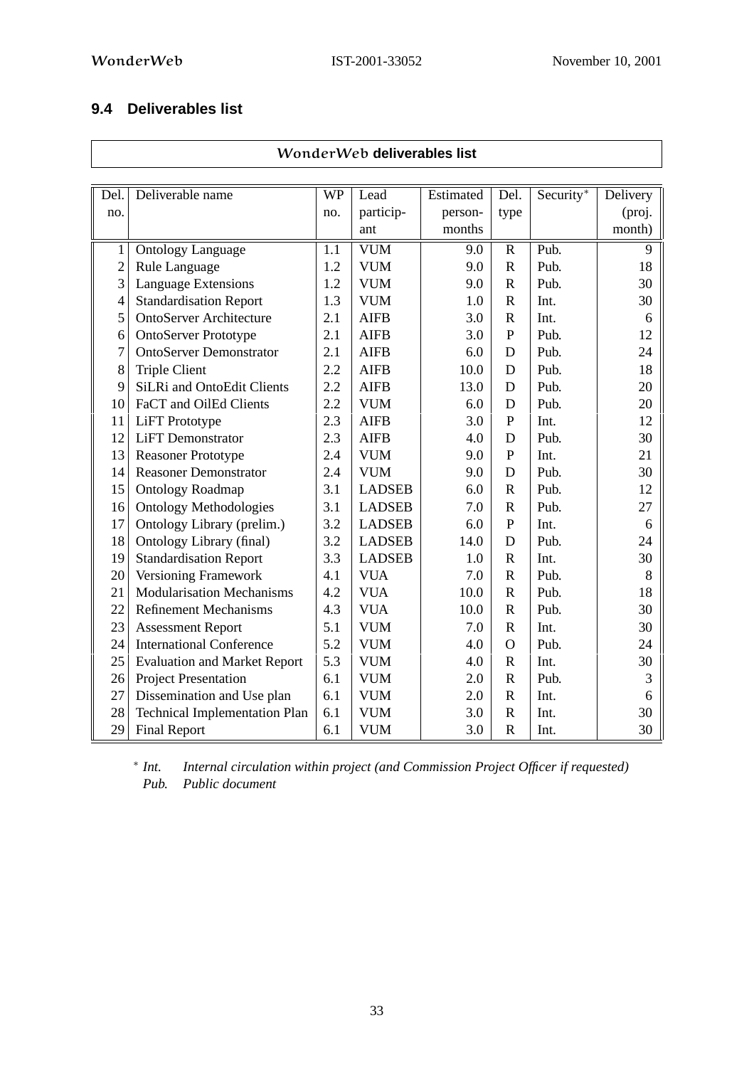## 9.4 Deliverables list

**WonderWeb deliverables list**

| Del. no. | Deliverable name | WP no. | Lead particip-ant | Estimated person-months | Del. type | Security* | Delivery (proj. month) |
|---|---|---|---|---|---|---|---|
| 1 | Ontology Language | 1.1 | VUM | 9.0 | R | Pub. | 9 |
| 2 | Rule Language | 1.2 | VUM | 9.0 | R | Pub. | 18 |
| 3 | Language Extensions | 1.2 | VUM | 9.0 | R | Pub. | 30 |
| 4 | Standardisation Report | 1.3 | VUM | 1.0 | R | Int. | 30 |
| 5 | OntoServer Architecture | 2.1 | AIFB | 3.0 | R | Int. | 6 |
| 6 | OntoServer Prototype | 2.1 | AIFB | 3.0 | P | Pub. | 12 |
| 7 | OntoServer Demonstrator | 2.1 | AIFB | 6.0 | D | Pub. | 24 |
| 8 | Triple Client | 2.2 | AIFB | 10.0 | D | Pub. | 18 |
| 9 | SiLRi and OntoEdit Clients | 2.2 | AIFB | 13.0 | D | Pub. | 20 |
| 10 | FaCT and OilEd Clients | 2.2 | VUM | 6.0 | D | Pub. | 20 |
| 11 | LiFT Prototype | 2.3 | AIFB | 3.0 | P | Int. | 12 |
| 12 | LiFT Demonstrator | 2.3 | AIFB | 4.0 | D | Pub. | 30 |
| 13 | Reasoner Prototype | 2.4 | VUM | 9.0 | P | Int. | 21 |
| 14 | Reasoner Demonstrator | 2.4 | VUM | 9.0 | D | Pub. | 30 |
| 15 | Ontology Roadmap | 3.1 | LADSEB | 6.0 | R | Pub. | 12 |
| 16 | Ontology Methodologies | 3.1 | LADSEB | 7.0 | R | Pub. | 27 |
| 17 | Ontology Library (prelim.) | 3.2 | LADSEB | 6.0 | P | Int. | 6 |
| 18 | Ontology Library (final) | 3.2 | LADSEB | 14.0 | D | Pub. | 24 |
| 19 | Standardisation Report | 3.3 | LADSEB | 1.0 | R | Int. | 30 |
| 20 | Versioning Framework | 4.1 | VUA | 7.0 | R | Pub. | 8 |
| 21 | Modularisation Mechanisms | 4.2 | VUA | 10.0 | R | Pub. | 18 |
| 22 | Refinement Mechanisms | 4.3 | VUA | 10.0 | R | Pub. | 30 |
| 23 | Assessment Report | 5.1 | VUM | 7.0 | R | Int. | 30 |
| 24 | International Conference | 5.2 | VUM | 4.0 | O | Pub. | 24 |
| 25 | Evaluation and Market Report | 5.3 | VUM | 4.0 | R | Int. | 30 |
| 26 | Project Presentation | 6.1 | VUM | 2.0 | R | Pub. | 3 |
| 27 | Dissemination and Use plan | 6.1 | VUM | 2.0 | R | Int. | 6 |
| 28 | Technical Implementation Plan | 6.1 | VUM | 3.0 | R | Int. | 30 |
| 29 | Final Report | 6.1 | VUM | 3.0 | R | Int. | 30 |

\* *Int.* *Internal circulation within project (and Commission Project Officer if requested)*
*Pub.* *Public document*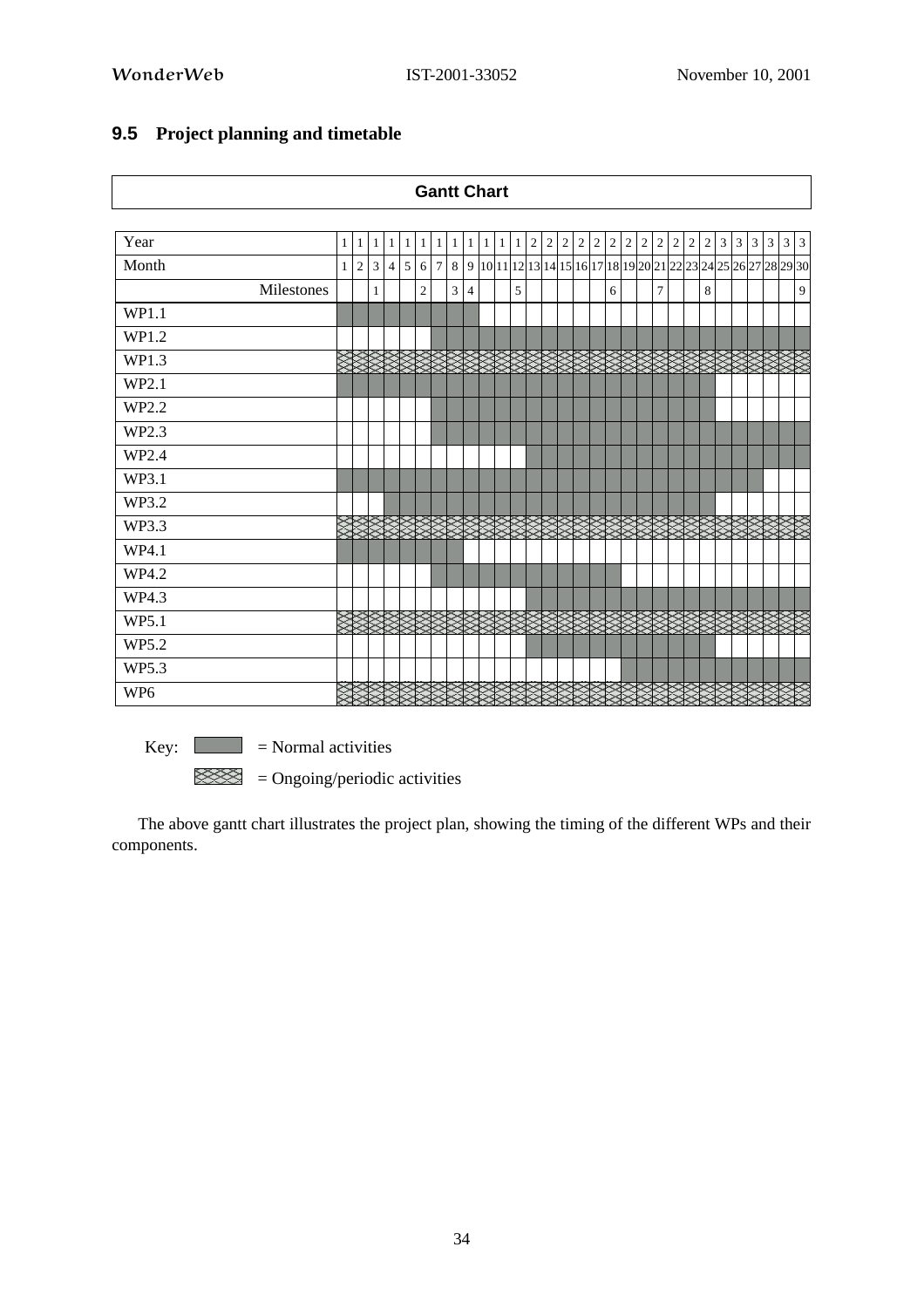## 9.5 Project planning and timetable

**Gantt Chart**

| Year | 1 | 1 | 1 | 1 | 1 | 1 | 1 | 1 | 1 | 1 | 1 | 1 | 2 | 2 | 2 | 2 | 2 | 2 | 2 | 2 | 2 | 2 | 2 | 2 | 3 | 3 | 3 | 3 | 3 | 3 |
|---|---|---|---|---|---|---|---|---|---|---|---|---|---|---|---|---|---|---|---|---|---|---|---|---|---|---|---|---|---|---|
| Month | 1 | 2 | 3 | 4 | 5 | 6 | 7 | 8 | 9 | 10 | 11 | 12 | 13 | 14 | 15 | 16 | 17 | 18 | 19 | 20 | 21 | 22 | 23 | 24 | 25 | 26 | 27 | 28 | 29 | 30 |
| Milestones | | | 1 | | | 2 | | 3 | 4 | | | 5 | | | | | | 6 | | | 7 | | | 8 | | | | | | 9 |
| WP1.1 | ■ | ■ | ■ | ■ | ■ | ■ | ■ | ■ | ■ | | | | | | | | | | | | | | | | | | | | | |
| WP1.2 | | | | | | | ■ | ■ | ■ | ■ | ■ | ■ | ■ | ■ | ■ | ■ | ■ | ■ | ■ | ■ | ■ | ■ | ■ | ■ | ■ | ■ | ■ | ■ | ■ | ■ |
| WP1.3 | ▨ | ▨ | ▨ | ▨ | ▨ | ▨ | ▨ | ▨ | ▨ | ▨ | ▨ | ▨ | ▨ | ▨ | ▨ | ▨ | ▨ | ▨ | ▨ | ▨ | ▨ | ▨ | ▨ | ▨ | ▨ | ▨ | ▨ | ▨ | ▨ | ▨ |
| WP2.1 | ■ | ■ | ■ | ■ | ■ | ■ | ■ | ■ | ■ | ■ | ■ | ■ | ■ | ■ | ■ | ■ | ■ | ■ | ■ | ■ | ■ | ■ | ■ | ■ | | | | | | |
| WP2.2 | | | | | | | ■ | ■ | ■ | ■ | ■ | ■ | ■ | ■ | ■ | ■ | ■ | ■ | ■ | ■ | ■ | ■ | ■ | ■ | | | | | | |
| WP2.3 | | | | | | | ■ | ■ | ■ | ■ | ■ | ■ | ■ | ■ | ■ | ■ | ■ | ■ | ■ | ■ | ■ | ■ | ■ | ■ | ■ | ■ | ■ | ■ | ■ | ■ |
| WP2.4 | | | | | | | | | | | | | ■ | ■ | ■ | ■ | ■ | ■ | ■ | ■ | ■ | ■ | ■ | ■ | ■ | ■ | ■ | ■ | ■ | ■ |
| WP3.1 | ■ | ■ | ■ | ■ | ■ | ■ | ■ | ■ | ■ | ■ | ■ | ■ | ■ | ■ | ■ | ■ | ■ | ■ | ■ | ■ | ■ | ■ | ■ | ■ | ■ | ■ | ■ | | | |
| WP3.2 | | | | ■ | ■ | ■ | ■ | ■ | ■ | ■ | ■ | ■ | ■ | ■ | ■ | ■ | ■ | ■ | ■ | ■ | ■ | ■ | ■ | ■ | | | | | | |
| WP3.3 | ▨ | ▨ | ▨ | ▨ | ▨ | ▨ | ▨ | ▨ | ▨ | ▨ | ▨ | ▨ | ▨ | ▨ | ▨ | ▨ | ▨ | ▨ | ▨ | ▨ | ▨ | ▨ | ▨ | ▨ | ▨ | ▨ | ▨ | ▨ | ▨ | ▨ |
| WP4.1 | ■ | ■ | ■ | ■ | ■ | ■ | ■ | ■ | | | | | | | | | | | | | | | | | | | | | | |
| WP4.2 | | | | | | | ■ | ■ | ■ | ■ | ■ | ■ | ■ | ■ | ■ | ■ | ■ | ■ | | | | | | | | | | | | |
| WP4.3 | | | | | | | | | | | | | ■ | ■ | ■ | ■ | ■ | ■ | ■ | ■ | ■ | ■ | ■ | ■ | ■ | ■ | ■ | ■ | ■ | ■ |
| WP5.1 | ▨ | ▨ | ▨ | ▨ | ▨ | ▨ | ▨ | ▨ | ▨ | ▨ | ▨ | ▨ | ▨ | ▨ | ▨ | ▨ | ▨ | ▨ | ▨ | ▨ | ▨ | ▨ | ▨ | ▨ | ▨ | ▨ | ▨ | ▨ | ▨ | ▨ |
| WP5.2 | | | | | | | | | | | | | ■ | ■ | ■ | ■ | ■ | ■ | ■ | ■ | ■ | ■ | ■ | ■ | | | | | | |
| WP5.3 | | | | | | | | | | | | | | | | | | | ■ | ■ | ■ | ■ | ■ | ■ | ■ | ■ | ■ | ■ | ■ | ■ |
| WP6 | ▨ | ▨ | ▨ | ▨ | ▨ | ▨ | ▨ | ▨ | ▨ | ▨ | ▨ | ▨ | ▨ | ▨ | ▨ | ▨ | ▨ | ▨ | ▨ | ▨ | ▨ | ▨ | ▨ | ▨ | ▨ | ▨ | ▨ | ▨ | ▨ | ▨ |

Key: ■ = Normal activities

▨ = Ongoing/periodic activities

The above gantt chart illustrates the project plan, showing the timing of the different WPs and their components.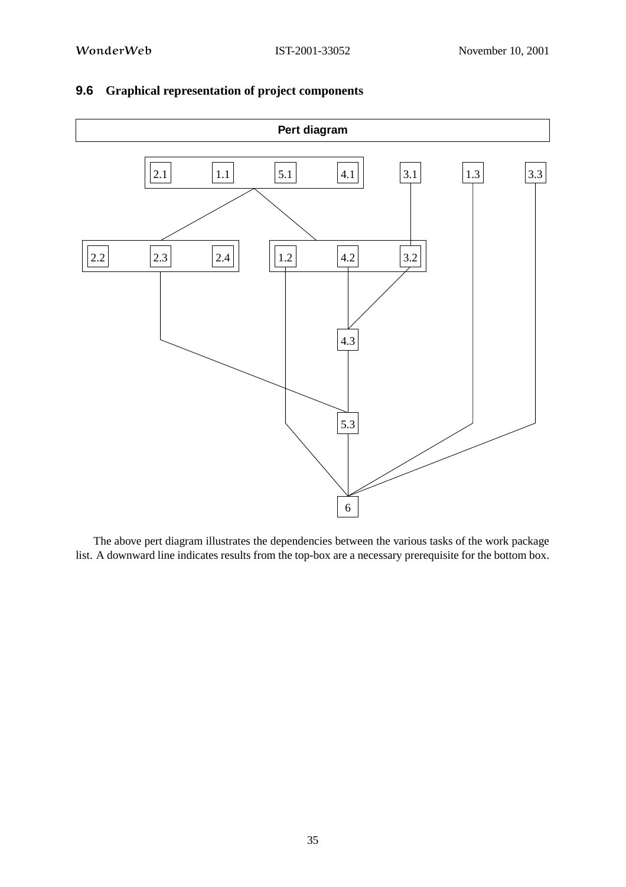## 9.6 Graphical representation of project components

**Pert diagram**

2.1 1.1 5.1 4.1 3.1 1.3 3.3

2.2 2.3 2.4 1.2 4.2 3.2

4.3

5.3

6

The above pert diagram illustrates the dependencies between the various tasks of the work package list. A downward line indicates results from the top-box are a necessary prerequisite for the bottom box.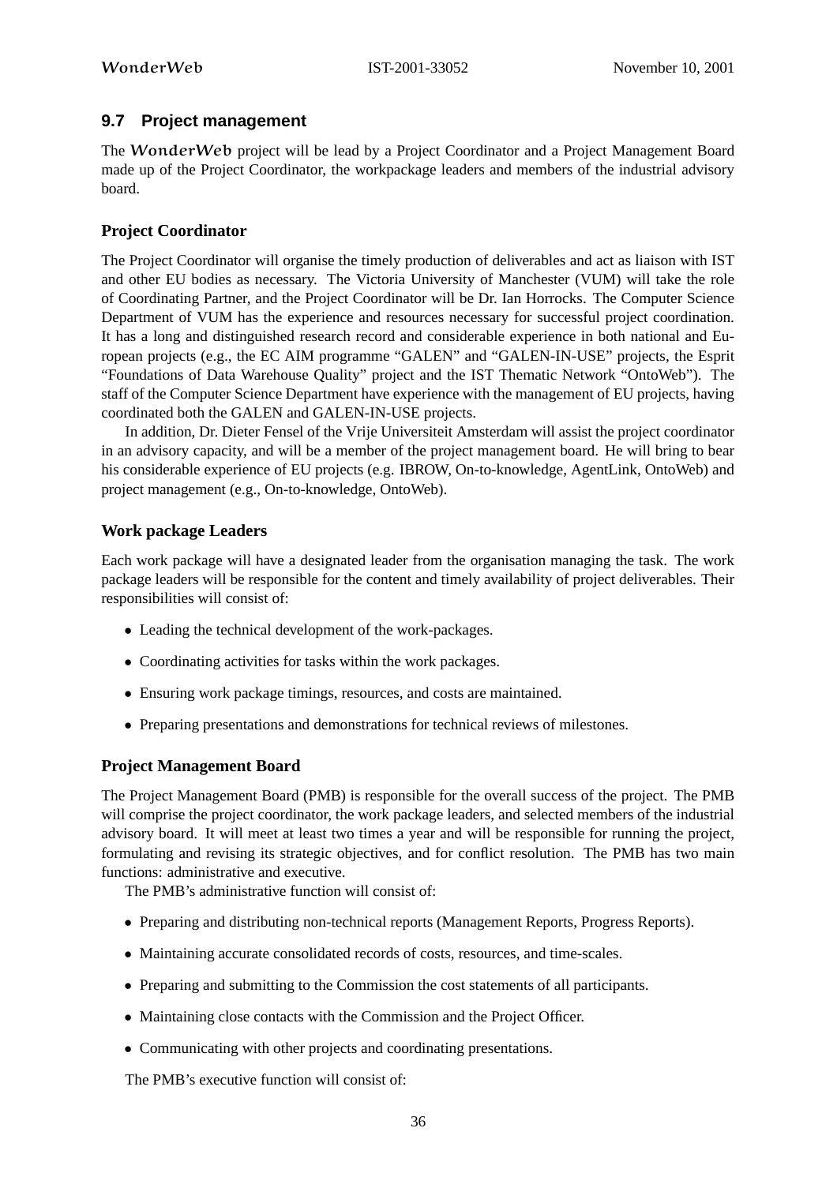## 9.7 Project management

The *WonderWeb* project will be lead by a Project Coordinator and a Project Management Board made up of the Project Coordinator, the workpackage leaders and members of the industrial advisory board.

### Project Coordinator

The Project Coordinator will organise the timely production of deliverables and act as liaison with IST and other EU bodies as necessary. The Victoria University of Manchester (VUM) will take the role of Coordinating Partner, and the Project Coordinator will be Dr. Ian Horrocks. The Computer Science Department of VUM has the experience and resources necessary for successful project coordination. It has a long and distinguished research record and considerable experience in both national and European projects (e.g., the EC AIM programme "GALEN" and "GALEN-IN-USE" projects, the Esprit "Foundations of Data Warehouse Quality" project and the IST Thematic Network "OntoWeb"). The staff of the Computer Science Department have experience with the management of EU projects, having coordinated both the GALEN and GALEN-IN-USE projects.

In addition, Dr. Dieter Fensel of the Vrije Universiteit Amsterdam will assist the project coordinator in an advisory capacity, and will be a member of the project management board. He will bring to bear his considerable experience of EU projects (e.g. IBROW, On-to-knowledge, AgentLink, OntoWeb) and project management (e.g., On-to-knowledge, OntoWeb).

### Work package Leaders

Each work package will have a designated leader from the organisation managing the task. The work package leaders will be responsible for the content and timely availability of project deliverables. Their responsibilities will consist of:

- Leading the technical development of the work-packages.
- Coordinating activities for tasks within the work packages.
- Ensuring work package timings, resources, and costs are maintained.
- Preparing presentations and demonstrations for technical reviews of milestones.

### Project Management Board

The Project Management Board (PMB) is responsible for the overall success of the project. The PMB will comprise the project coordinator, the work package leaders, and selected members of the industrial advisory board. It will meet at least two times a year and will be responsible for running the project, formulating and revising its strategic objectives, and for conflict resolution. The PMB has two main functions: administrative and executive.

The PMB's administrative function will consist of:

- Preparing and distributing non-technical reports (Management Reports, Progress Reports).
- Maintaining accurate consolidated records of costs, resources, and time-scales.
- Preparing and submitting to the Commission the cost statements of all participants.
- Maintaining close contacts with the Commission and the Project Officer.
- Communicating with other projects and coordinating presentations.

The PMB's executive function will consist of: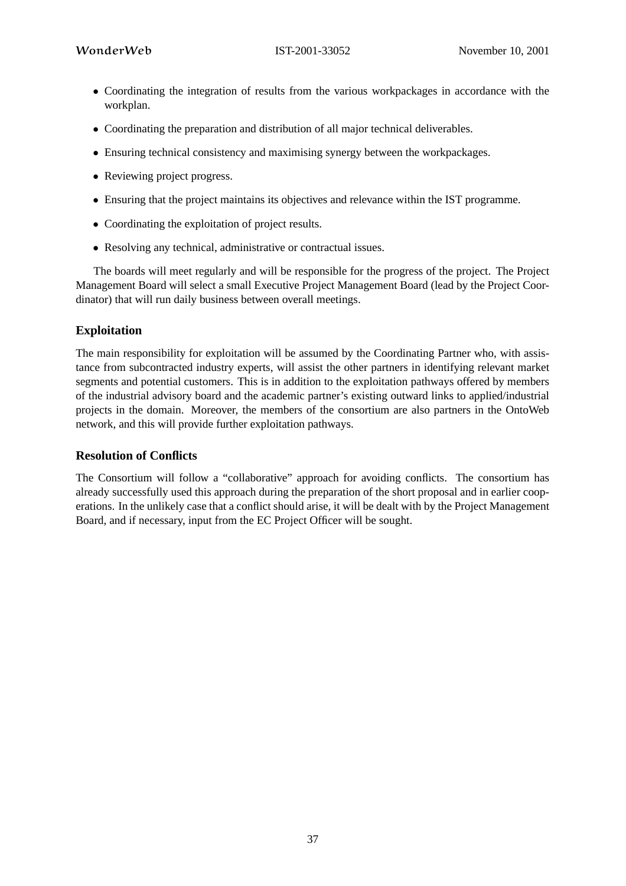- Coordinating the integration of results from the various workpackages in accordance with the workplan.
- Coordinating the preparation and distribution of all major technical deliverables.
- Ensuring technical consistency and maximising synergy between the workpackages.
- Reviewing project progress.
- Ensuring that the project maintains its objectives and relevance within the IST programme.
- Coordinating the exploitation of project results.
- Resolving any technical, administrative or contractual issues.

The boards will meet regularly and will be responsible for the progress of the project. The Project Management Board will select a small Executive Project Management Board (lead by the Project Coordinator) that will run daily business between overall meetings.

### Exploitation

The main responsibility for exploitation will be assumed by the Coordinating Partner who, with assistance from subcontracted industry experts, will assist the other partners in identifying relevant market segments and potential customers. This is in addition to the exploitation pathways offered by members of the industrial advisory board and the academic partner's existing outward links to applied/industrial projects in the domain. Moreover, the members of the consortium are also partners in the OntoWeb network, and this will provide further exploitation pathways.

### Resolution of Conflicts

The Consortium will follow a "collaborative" approach for avoiding conflicts. The consortium has already successfully used this approach during the preparation of the short proposal and in earlier cooperations. In the unlikely case that a conflict should arise, it will be dealt with by the Project Management Board, and if necessary, input from the EC Project Officer will be sought.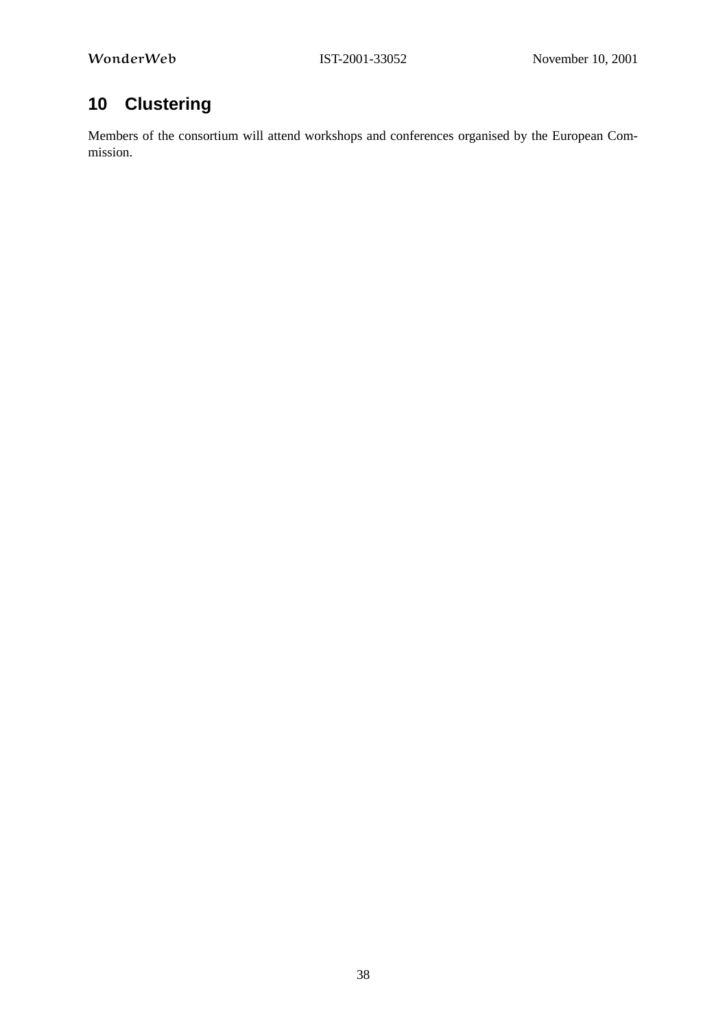# 10 Clustering

Members of the consortium will attend workshops and conferences organised by the European Commission.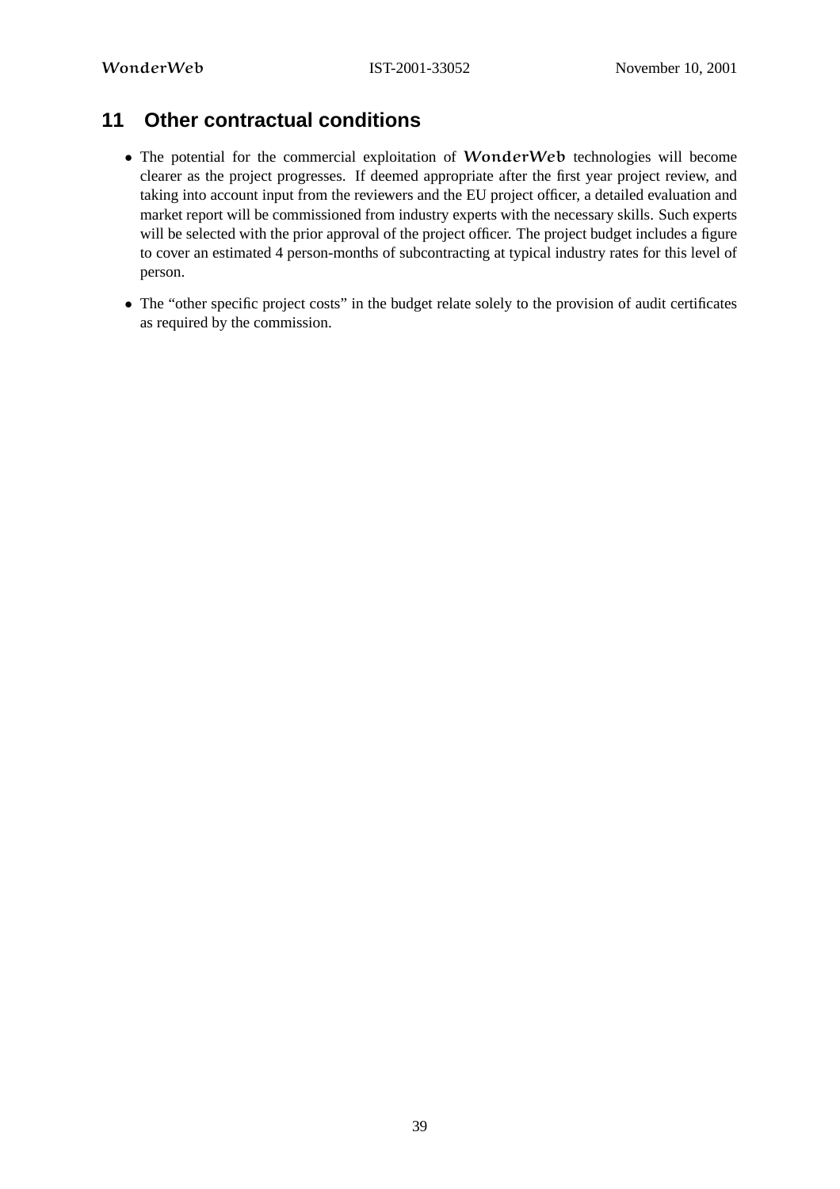## 11 Other contractual conditions

- The potential for the commercial exploitation of **WonderWeb** technologies will become clearer as the project progresses. If deemed appropriate after the first year project review, and taking into account input from the reviewers and the EU project officer, a detailed evaluation and market report will be commissioned from industry experts with the necessary skills. Such experts will be selected with the prior approval of the project officer. The project budget includes a figure to cover an estimated 4 person-months of subcontracting at typical industry rates for this level of person.
- The "other specific project costs" in the budget relate solely to the provision of audit certificates as required by the commission.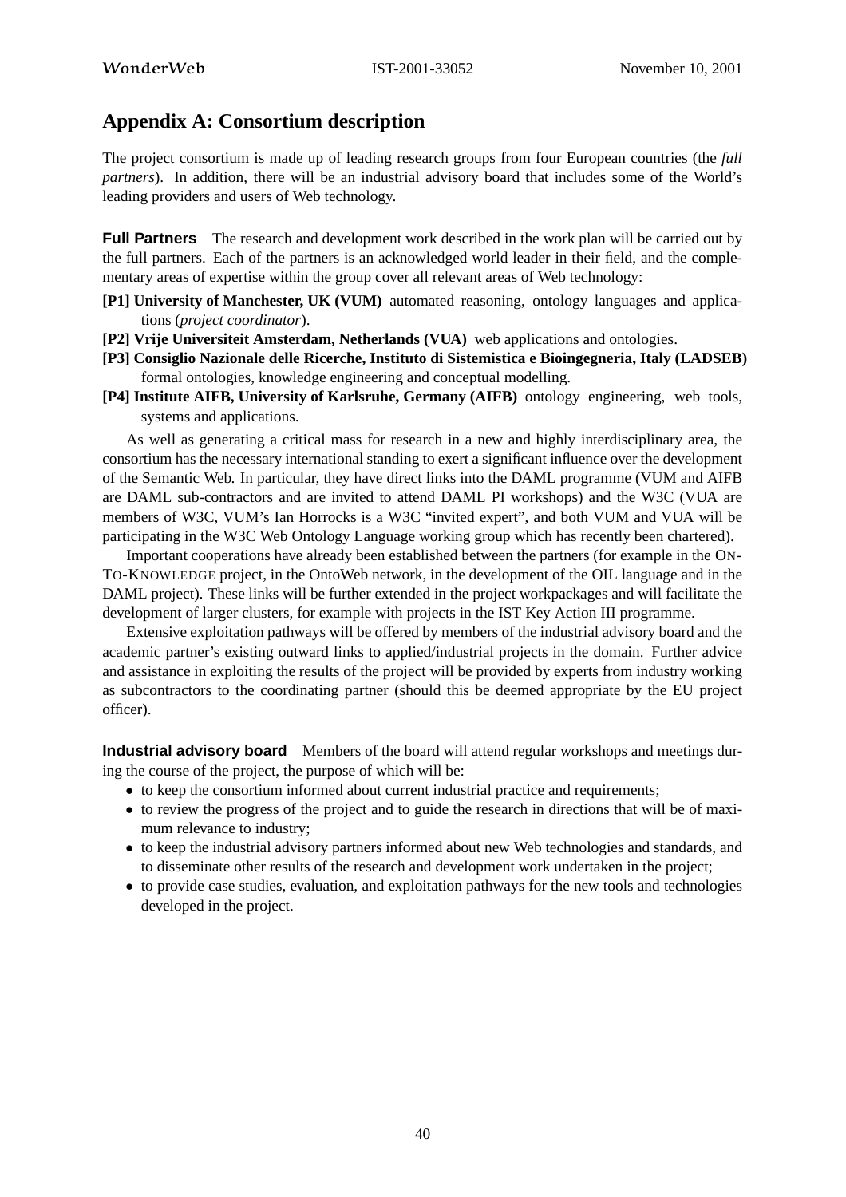# Appendix A: Consortium description

The project consortium is made up of leading research groups from four European countries (the *full partners*). In addition, there will be an industrial advisory board that includes some of the World's leading providers and users of Web technology.

**Full Partners** The research and development work described in the work plan will be carried out by the full partners. Each of the partners is an acknowledged world leader in their field, and the complementary areas of expertise within the group cover all relevant areas of Web technology:

**[P1] University of Manchester, UK (VUM)** automated reasoning, ontology languages and applications (*project coordinator*).

**[P2] Vrije Universiteit Amsterdam, Netherlands (VUA)** web applications and ontologies.

**[P3] Consiglio Nazionale delle Ricerche, Instituto di Sistemistica e Bioingegneria, Italy (LADSEB)** formal ontologies, knowledge engineering and conceptual modelling.

**[P4] Institute AIFB, University of Karlsruhe, Germany (AIFB)** ontology engineering, web tools, systems and applications.

As well as generating a critical mass for research in a new and highly interdisciplinary area, the consortium has the necessary international standing to exert a significant influence over the development of the Semantic Web. In particular, they have direct links into the DAML programme (VUM and AIFB are DAML sub-contractors and are invited to attend DAML PI workshops) and the W3C (VUA are members of W3C, VUM's Ian Horrocks is a W3C "invited expert", and both VUM and VUA will be participating in the W3C Web Ontology Language working group which has recently been chartered).

Important cooperations have already been established between the partners (for example in the ON-TO-KNOWLEDGE project, in the OntoWeb network, in the development of the OIL language and in the DAML project). These links will be further extended in the project workpackages and will facilitate the development of larger clusters, for example with projects in the IST Key Action III programme.

Extensive exploitation pathways will be offered by members of the industrial advisory board and the academic partner's existing outward links to applied/industrial projects in the domain. Further advice and assistance in exploiting the results of the project will be provided by experts from industry working as subcontractors to the coordinating partner (should this be deemed appropriate by the EU project officer).

**Industrial advisory board** Members of the board will attend regular workshops and meetings during the course of the project, the purpose of which will be:

- to keep the consortium informed about current industrial practice and requirements;
- to review the progress of the project and to guide the research in directions that will be of maximum relevance to industry;
- to keep the industrial advisory partners informed about new Web technologies and standards, and to disseminate other results of the research and development work undertaken in the project;
- to provide case studies, evaluation, and exploitation pathways for the new tools and technologies developed in the project.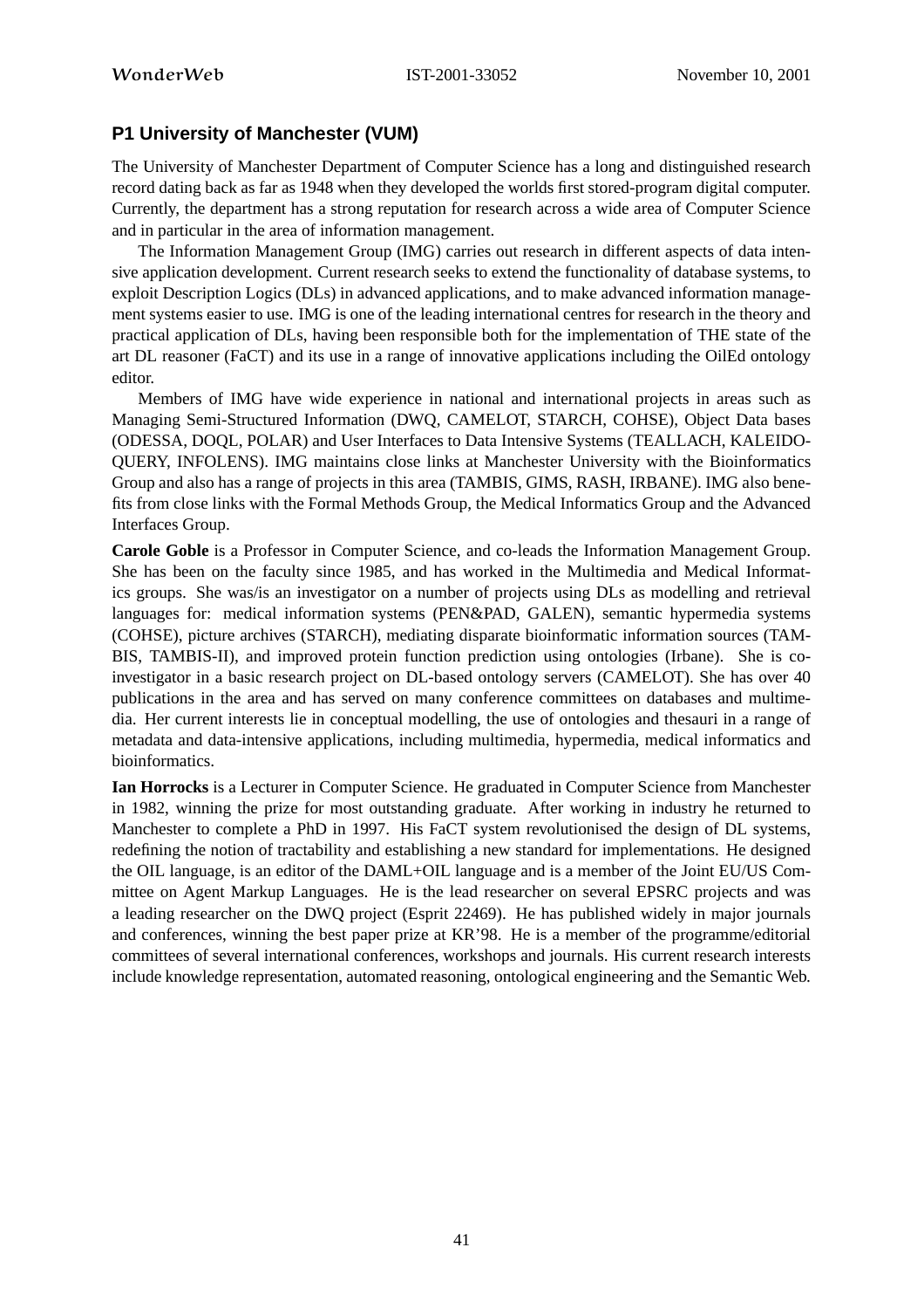### P1 University of Manchester (VUM)

The University of Manchester Department of Computer Science has a long and distinguished research record dating back as far as 1948 when they developed the worlds first stored-program digital computer. Currently, the department has a strong reputation for research across a wide area of Computer Science and in particular in the area of information management.

The Information Management Group (IMG) carries out research in different aspects of data intensive application development. Current research seeks to extend the functionality of database systems, to exploit Description Logics (DLs) in advanced applications, and to make advanced information management systems easier to use. IMG is one of the leading international centres for research in the theory and practical application of DLs, having been responsible both for the implementation of THE state of the art DL reasoner (FaCT) and its use in a range of innovative applications including the OilEd ontology editor.

Members of IMG have wide experience in national and international projects in areas such as Managing Semi-Structured Information (DWQ, CAMELOT, STARCH, COHSE), Object Data bases (ODESSA, DOQL, POLAR) and User Interfaces to Data Intensive Systems (TEALLACH, KALEIDOQUERY, INFOLENS). IMG maintains close links at Manchester University with the Bioinformatics Group and also has a range of projects in this area (TAMBIS, GIMS, RASH, IRBANE). IMG also benefits from close links with the Formal Methods Group, the Medical Informatics Group and the Advanced Interfaces Group.

**Carole Goble** is a Professor in Computer Science, and co-leads the Information Management Group. She has been on the faculty since 1985, and has worked in the Multimedia and Medical Informatics groups. She was/is an investigator on a number of projects using DLs as modelling and retrieval languages for: medical information systems (PEN&PAD, GALEN), semantic hypermedia systems (COHSE), picture archives (STARCH), mediating disparate bioinformatic information sources (TAMBIS, TAMBIS-II), and improved protein function prediction using ontologies (Irbane). She is co-investigator in a basic research project on DL-based ontology servers (CAMELOT). She has over 40 publications in the area and has served on many conference committees on databases and multimedia. Her current interests lie in conceptual modelling, the use of ontologies and thesauri in a range of metadata and data-intensive applications, including multimedia, hypermedia, medical informatics and bioinformatics.

**Ian Horrocks** is a Lecturer in Computer Science. He graduated in Computer Science from Manchester in 1982, winning the prize for most outstanding graduate. After working in industry he returned to Manchester to complete a PhD in 1997. His FaCT system revolutionised the design of DL systems, redefining the notion of tractability and establishing a new standard for implementations. He designed the OIL language, is an editor of the DAML+OIL language and is a member of the Joint EU/US Committee on Agent Markup Languages. He is the lead researcher on several EPSRC projects and was a leading researcher on the DWQ project (Esprit 22469). He has published widely in major journals and conferences, winning the best paper prize at KR'98. He is a member of the programme/editorial committees of several international conferences, workshops and journals. His current research interests include knowledge representation, automated reasoning, ontological engineering and the Semantic Web.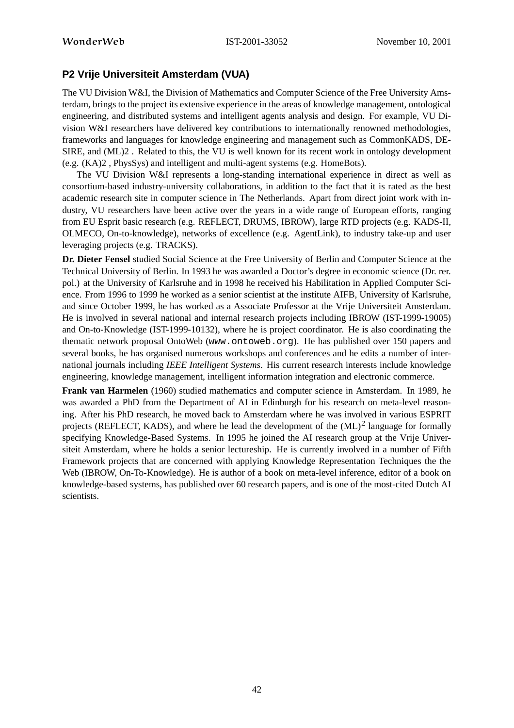## P2 Vrije Universiteit Amsterdam (VUA)

The VU Division W&I, the Division of Mathematics and Computer Science of the Free University Amsterdam, brings to the project its extensive experience in the areas of knowledge management, ontological engineering, and distributed systems and intelligent agents analysis and design. For example, VU Division W&I researchers have delivered key contributions to internationally renowned methodologies, frameworks and languages for knowledge engineering and management such as CommonKADS, DESIRE, and (ML)2 . Related to this, the VU is well known for its recent work in ontology development (e.g. (KA)2 , PhysSys) and intelligent and multi-agent systems (e.g. HomeBots).

The VU Division W&I represents a long-standing international experience in direct as well as consortium-based industry-university collaborations, in addition to the fact that it is rated as the best academic research site in computer science in The Netherlands. Apart from direct joint work with industry, VU researchers have been active over the years in a wide range of European efforts, ranging from EU Esprit basic research (e.g. REFLECT, DRUMS, IBROW), large RTD projects (e.g. KADS-II, OLMECO, On-to-knowledge), networks of excellence (e.g. AgentLink), to industry take-up and user leveraging projects (e.g. TRACKS).

**Dr. Dieter Fensel** studied Social Science at the Free University of Berlin and Computer Science at the Technical University of Berlin. In 1993 he was awarded a Doctor's degree in economic science (Dr. rer. pol.) at the University of Karlsruhe and in 1998 he received his Habilitation in Applied Computer Science. From 1996 to 1999 he worked as a senior scientist at the institute AIFB, University of Karlsruhe, and since October 1999, he has worked as a Associate Professor at the Vrije Universiteit Amsterdam. He is involved in several national and internal research projects including IBROW (IST-1999-19005) and On-to-Knowledge (IST-1999-10132), where he is project coordinator. He is also coordinating the thematic network proposal OntoWeb (`www.ontoweb.org`). He has published over 150 papers and several books, he has organised numerous workshops and conferences and he edits a number of international journals including *IEEE Intelligent Systems*. His current research interests include knowledge engineering, knowledge management, intelligent information integration and electronic commerce.

**Frank van Harmelen** (1960) studied mathematics and computer science in Amsterdam. In 1989, he was awarded a PhD from the Department of AI in Edinburgh for his research on meta-level reasoning. After his PhD research, he moved back to Amsterdam where he was involved in various ESPRIT projects (REFLECT, KADS), and where he lead the development of the $(ML)^2$ language for formally specifying Knowledge-Based Systems. In 1995 he joined the AI research group at the Vrije Universiteit Amsterdam, where he holds a senior lectureship. He is currently involved in a number of Fifth Framework projects that are concerned with applying Knowledge Representation Techniques the the Web (IBROW, On-To-Knowledge). He is author of a book on meta-level inference, editor of a book on knowledge-based systems, has published over 60 research papers, and is one of the most-cited Dutch AI scientists.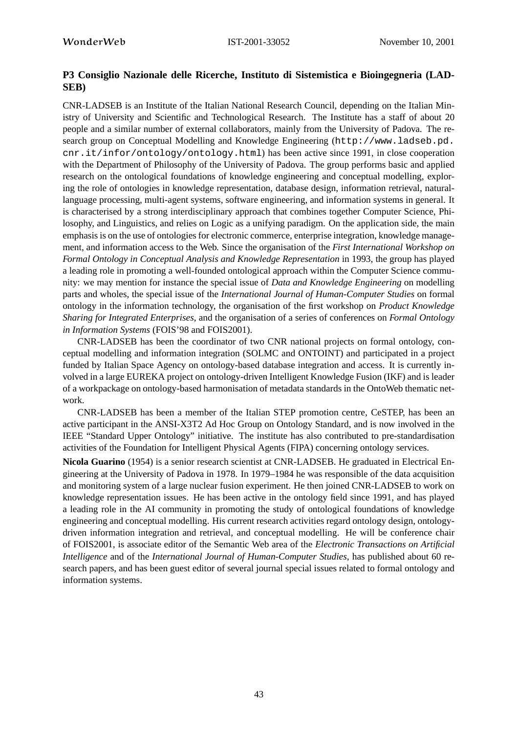## P3 Consiglio Nazionale delle Ricerche, Instituto di Sistemistica e Bioingegneria (LADSEB)

CNR-LADSEB is an Institute of the Italian National Research Council, depending on the Italian Ministry of University and Scientific and Technological Research. The Institute has a staff of about 20 people and a similar number of external collaborators, mainly from the University of Padova. The research group on Conceptual Modelling and Knowledge Engineering (`http://www.ladseb.pd.cnr.it/infor/ontology/ontology.html`) has been active since 1991, in close cooperation with the Department of Philosophy of the University of Padova. The group performs basic and applied research on the ontological foundations of knowledge engineering and conceptual modelling, exploring the role of ontologies in knowledge representation, database design, information retrieval, natural-language processing, multi-agent systems, software engineering, and information systems in general. It is characterised by a strong interdisciplinary approach that combines together Computer Science, Philosophy, and Linguistics, and relies on Logic as a unifying paradigm. On the application side, the main emphasis is on the use of ontologies for electronic commerce, enterprise integration, knowledge management, and information access to the Web. Since the organisation of the *First International Workshop on Formal Ontology in Conceptual Analysis and Knowledge Representation* in 1993, the group has played a leading role in promoting a well-founded ontological approach within the Computer Science community: we may mention for instance the special issue of *Data and Knowledge Engineering* on modelling parts and wholes, the special issue of the *International Journal of Human-Computer Studies* on formal ontology in the information technology, the organisation of the first workshop on *Product Knowledge Sharing for Integrated Enterprises*, and the organisation of a series of conferences on *Formal Ontology in Information Systems* (FOIS'98 and FOIS2001).

CNR-LADSEB has been the coordinator of two CNR national projects on formal ontology, conceptual modelling and information integration (SOLMC and ONTOINT) and participated in a project funded by Italian Space Agency on ontology-based database integration and access. It is currently involved in a large EUREKA project on ontology-driven Intelligent Knowledge Fusion (IKF) and is leader of a workpackage on ontology-based harmonisation of metadata standards in the OntoWeb thematic network.

CNR-LADSEB has been a member of the Italian STEP promotion centre, CeSTEP, has been an active participant in the ANSI-X3T2 Ad Hoc Group on Ontology Standard, and is now involved in the IEEE "Standard Upper Ontology" initiative. The institute has also contributed to pre-standardisation activities of the Foundation for Intelligent Physical Agents (FIPA) concerning ontology services.

**Nicola Guarino** (1954) is a senior research scientist at CNR-LADSEB. He graduated in Electrical Engineering at the University of Padova in 1978. In 1979–1984 he was responsible of the data acquisition and monitoring system of a large nuclear fusion experiment. He then joined CNR-LADSEB to work on knowledge representation issues. He has been active in the ontology field since 1991, and has played a leading role in the AI community in promoting the study of ontological foundations of knowledge engineering and conceptual modelling. His current research activities regard ontology design, ontology-driven information integration and retrieval, and conceptual modelling. He will be conference chair of FOIS2001, is associate editor of the Semantic Web area of the *Electronic Transactions on Artificial Intelligence* and of the *International Journal of Human-Computer Studies*, has published about 60 research papers, and has been guest editor of several journal special issues related to formal ontology and information systems.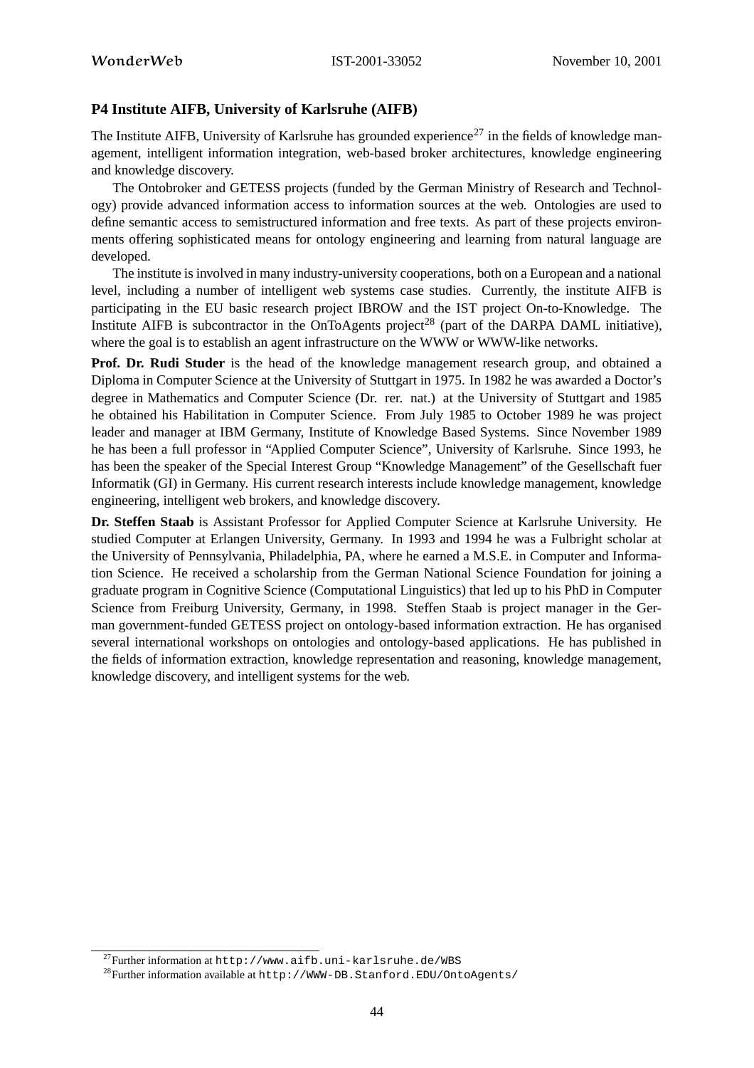### P4 Institute AIFB, University of Karlsruhe (AIFB)

The Institute AIFB, University of Karlsruhe has grounded experience[27] in the fields of knowledge management, intelligent information integration, web-based broker architectures, knowledge engineering and knowledge discovery.

The Ontobroker and GETESS projects (funded by the German Ministry of Research and Technology) provide advanced information access to information sources at the web. Ontologies are used to define semantic access to semistructured information and free texts. As part of these projects environments offering sophisticated means for ontology engineering and learning from natural language are developed.

The institute is involved in many industry-university cooperations, both on a European and a national level, including a number of intelligent web systems case studies. Currently, the institute AIFB is participating in the EU basic research project IBROW and the IST project On-to-Knowledge. The Institute AIFB is subcontractor in the OnToAgents project[28] (part of the DARPA DAML initiative), where the goal is to establish an agent infrastructure on the WWW or WWW-like networks.

**Prof. Dr. Rudi Studer** is the head of the knowledge management research group, and obtained a Diploma in Computer Science at the University of Stuttgart in 1975. In 1982 he was awarded a Doctor's degree in Mathematics and Computer Science (Dr. rer. nat.) at the University of Stuttgart and 1985 he obtained his Habilitation in Computer Science. From July 1985 to October 1989 he was project leader and manager at IBM Germany, Institute of Knowledge Based Systems. Since November 1989 he has been a full professor in "Applied Computer Science", University of Karlsruhe. Since 1993, he has been the speaker of the Special Interest Group "Knowledge Management" of the Gesellschaft fuer Informatik (GI) in Germany. His current research interests include knowledge management, knowledge engineering, intelligent web brokers, and knowledge discovery.

**Dr. Steffen Staab** is Assistant Professor for Applied Computer Science at Karlsruhe University. He studied Computer at Erlangen University, Germany. In 1993 and 1994 he was a Fulbright scholar at the University of Pennsylvania, Philadelphia, PA, where he earned a M.S.E. in Computer and Information Science. He received a scholarship from the German National Science Foundation for joining a graduate program in Cognitive Science (Computational Linguistics) that led up to his PhD in Computer Science from Freiburg University, Germany, in 1998. Steffen Staab is project manager in the German government-funded GETESS project on ontology-based information extraction. He has organised several international workshops on ontologies and ontology-based applications. He has published in the fields of information extraction, knowledge representation and reasoning, knowledge management, knowledge discovery, and intelligent systems for the web.

---

[27] Further information at `http://www.aifb.uni-karlsruhe.de/WBS`

[28] Further information available at `http://WWW-DB.Stanford.EDU/OntoAgents/`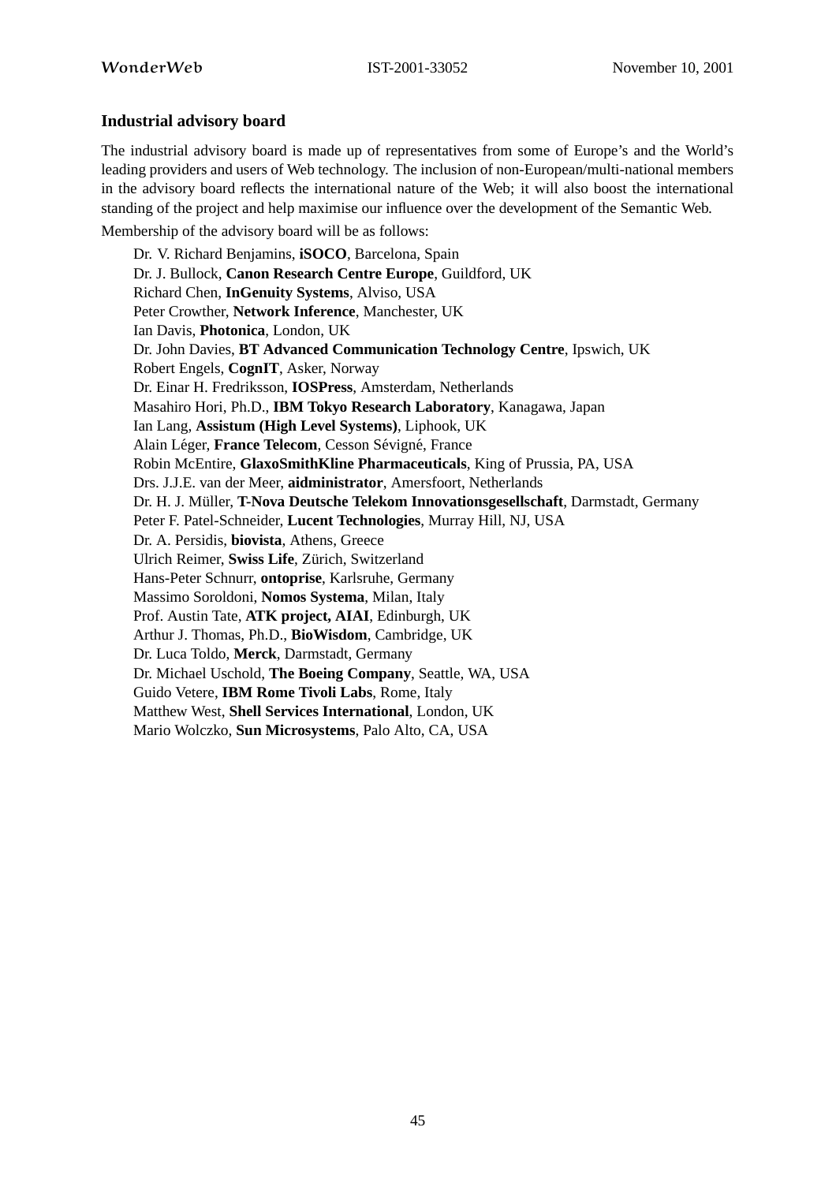### Industrial advisory board

The industrial advisory board is made up of representatives from some of Europe's and the World's leading providers and users of Web technology. The inclusion of non-European/multi-national members in the advisory board reflects the international nature of the Web; it will also boost the international standing of the project and help maximise our influence over the development of the Semantic Web.

Membership of the advisory board will be as follows:

Dr. V. Richard Benjamins, **iSOCO**, Barcelona, Spain
Dr. J. Bullock, **Canon Research Centre Europe**, Guildford, UK
Richard Chen, **InGenuity Systems**, Alviso, USA
Peter Crowther, **Network Inference**, Manchester, UK
Ian Davis, **Photonica**, London, UK
Dr. John Davies, **BT Advanced Communication Technology Centre**, Ipswich, UK
Robert Engels, **CognIT**, Asker, Norway
Dr. Einar H. Fredriksson, **IOSPress**, Amsterdam, Netherlands
Masahiro Hori, Ph.D., **IBM Tokyo Research Laboratory**, Kanagawa, Japan
Ian Lang, **Assistum (High Level Systems)**, Liphook, UK
Alain Léger, **France Telecom**, Cesson Sévigné, France
Robin McEntire, **GlaxoSmithKline Pharmaceuticals**, King of Prussia, PA, USA
Drs. J.J.E. van der Meer, **aidministrator**, Amersfoort, Netherlands
Dr. H. J. Müller, **T-Nova Deutsche Telekom Innovationsgesellschaft**, Darmstadt, Germany
Peter F. Patel-Schneider, **Lucent Technologies**, Murray Hill, NJ, USA
Dr. A. Persidis, **biovista**, Athens, Greece
Ulrich Reimer, **Swiss Life**, Zürich, Switzerland
Hans-Peter Schnurr, **ontoprise**, Karlsruhe, Germany
Massimo Soroldoni, **Nomos Systema**, Milan, Italy
Prof. Austin Tate, **ATK project, AIAI**, Edinburgh, UK
Arthur J. Thomas, Ph.D., **BioWisdom**, Cambridge, UK
Dr. Luca Toldo, **Merck**, Darmstadt, Germany
Dr. Michael Uschold, **The Boeing Company**, Seattle, WA, USA
Guido Vetere, **IBM Rome Tivoli Labs**, Rome, Italy
Matthew West, **Shell Services International**, London, UK
Mario Wolczko, **Sun Microsystems**, Palo Alto, CA, USA